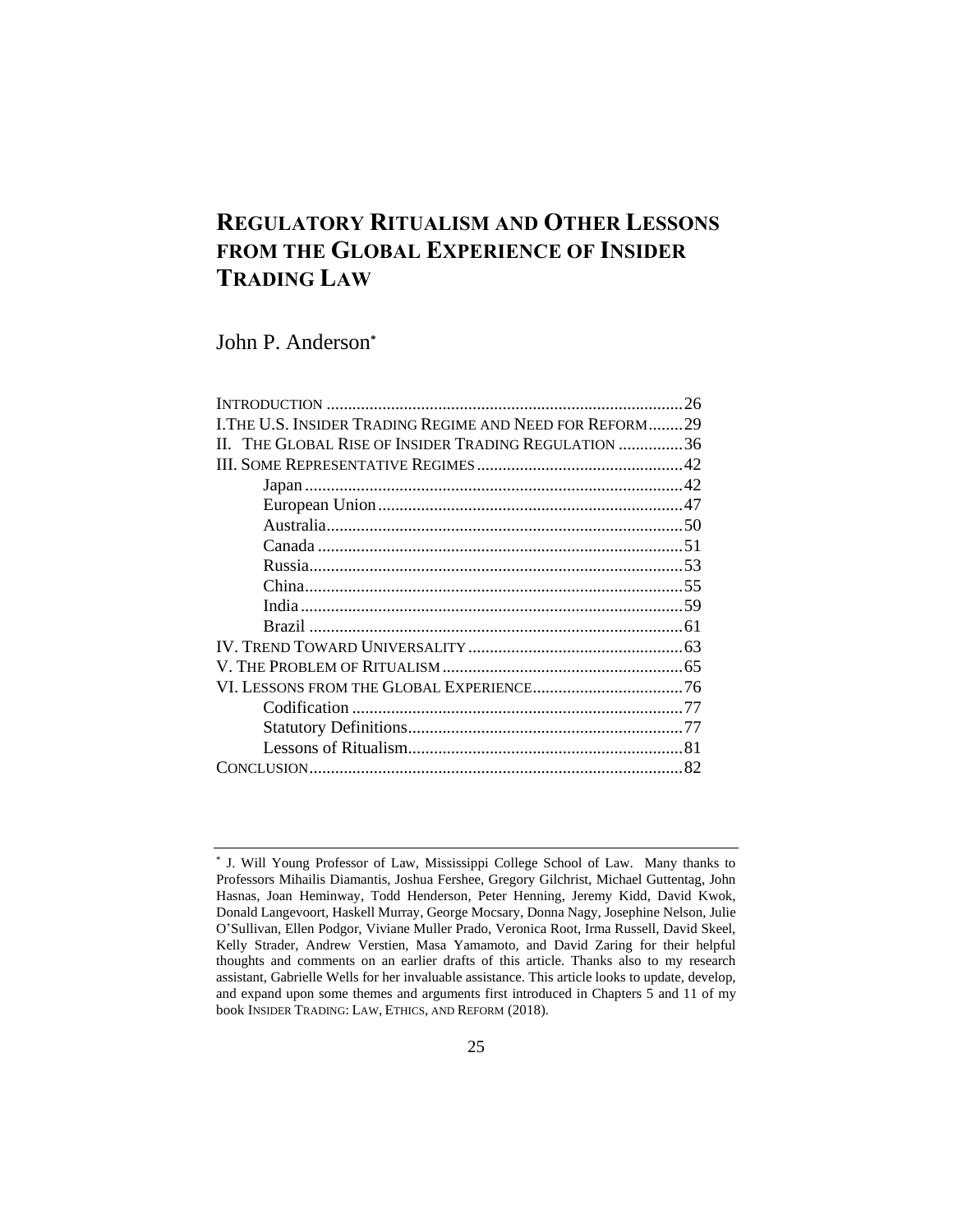# Regulatory Ritualism and Other Lessons from the Global Experience of Insider Trading Law

John P. Anderson*

| | |
|---|---|
| Introduction | 26 |
| I. The U.S. Insider Trading Regime and Need for Reform | 29 |
| II. The Global Rise of Insider Trading Regulation | 36 |
| III. Some Representative Regimes | 42 |
| Japan | 42 |
| European Union | 47 |
| Australia | 50 |
| Canada | 51 |
| Russia | 53 |
| China | 55 |
| India | 59 |
| Brazil | 61 |
| IV. Trend Toward Universality | 63 |
| V. The Problem of Ritualism | 65 |
| VI. Lessons from the Global Experience | 76 |
| Codification | 77 |
| Statutory Definitions | 77 |
| Lessons of Ritualism | 81 |
| Conclusion | 82 |

---

* J. Will Young Professor of Law, Mississippi College School of Law. Many thanks to Professors Mihailis Diamantis, Joshua Fershee, Gregory Gilchrist, Michael Guttentag, John Hasnas, Joan Heminway, Todd Henderson, Peter Henning, Jeremy Kidd, David Kwok, Donald Langevoort, Haskell Murray, George Mocsary, Donna Nagy, Josephine Nelson, Julie O'Sullivan, Ellen Podgor, Viviane Muller Prado, Veronica Root, Irma Russell, David Skeel, Kelly Strader, Andrew Verstien, Masa Yamamoto, and David Zaring for their helpful thoughts and comments on an earlier drafts of this article. Thanks also to my research assistant, Gabrielle Wells for her invaluable assistance. This article looks to update, develop, and expand upon some themes and arguments first introduced in Chapters 5 and 11 of my book INSIDER TRADING: LAW, ETHICS, AND REFORM (2018).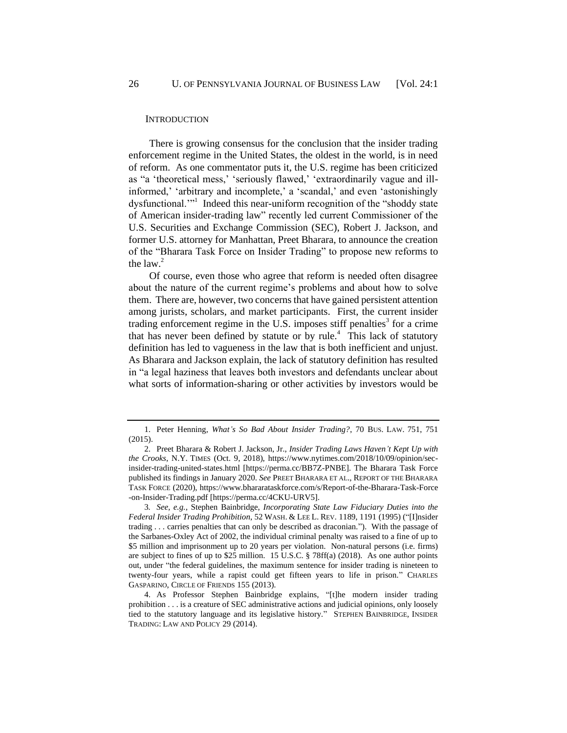INTRODUCTION

There is growing consensus for the conclusion that the insider trading enforcement regime in the United States, the oldest in the world, is in need of reform. As one commentator puts it, the U.S. regime has been criticized as "a 'theoretical mess,' 'seriously flawed,' 'extraordinarily vague and ill-informed,' 'arbitrary and incomplete,' a 'scandal,' and even 'astonishingly dysfunctional.'"[1] Indeed this near-uniform recognition of the "shoddy state of American insider-trading law" recently led current Commissioner of the U.S. Securities and Exchange Commission (SEC), Robert J. Jackson, and former U.S. attorney for Manhattan, Preet Bharara, to announce the creation of the "Bharara Task Force on Insider Trading" to propose new reforms to the law.[2]

Of course, even those who agree that reform is needed often disagree about the nature of the current regime's problems and about how to solve them. There are, however, two concerns that have gained persistent attention among jurists, scholars, and market participants. First, the current insider trading enforcement regime in the U.S. imposes stiff penalties[3] for a crime that has never been defined by statute or by rule.[4] This lack of statutory definition has led to vagueness in the law that is both inefficient and unjust. As Bharara and Jackson explain, the lack of statutory definition has resulted in "a legal haziness that leaves both investors and defendants unclear about what sorts of information-sharing or other activities by investors would be

---

1. Peter Henning, *What's So Bad About Insider Trading?*, 70 BUS. LAW. 751, 751 (2015).

2. Preet Bharara & Robert J. Jackson, Jr., *Insider Trading Laws Haven't Kept Up with the Crooks*, N.Y. TIMES (Oct. 9, 2018), https://www.nytimes.com/2018/10/09/opinion/sec-insider-trading-united-states.html [https://perma.cc/BB7Z-PNBE]. The Bharara Task Force published its findings in January 2020. *See* PREET BHARARA ET AL., REPORT OF THE BHARARA TASK FORCE (2020), https://www.bhararataskforce.com/s/Report-of-the-Bharara-Task-Force-on-Insider-Trading.pdf [https://perma.cc/4CKU-URV5].

3. *See, e.g.*, Stephen Bainbridge, *Incorporating State Law Fiduciary Duties into the Federal Insider Trading Prohibition*, 52 WASH. & LEE L. REV. 1189, 1191 (1995) ("[I]nsider trading . . . carries penalties that can only be described as draconian."). With the passage of the Sarbanes-Oxley Act of 2002, the individual criminal penalty was raised to a fine of up to $5 million and imprisonment up to 20 years per violation. Non-natural persons (i.e. firms) are subject to fines of up to $25 million. 15 U.S.C. § 78ff(a) (2018). As one author points out, under "the federal guidelines, the maximum sentence for insider trading is nineteen to twenty-four years, while a rapist could get fifteen years to life in prison." CHARLES GASPARINO, CIRCLE OF FRIENDS 155 (2013).

4. As Professor Stephen Bainbridge explains, "[t]he modern insider trading prohibition . . . is a creature of SEC administrative actions and judicial opinions, only loosely tied to the statutory language and its legislative history." STEPHEN BAINBRIDGE, INSIDER TRADING: LAW AND POLICY 29 (2014).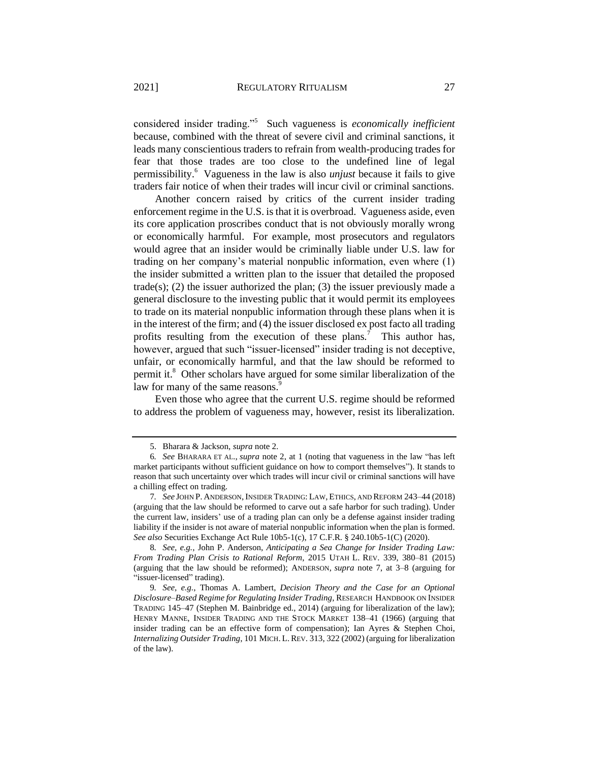considered insider trading."[5] Such vagueness is *economically inefficient* because, combined with the threat of severe civil and criminal sanctions, it leads many conscientious traders to refrain from wealth-producing trades for fear that those trades are too close to the undefined line of legal permissibility.[6] Vagueness in the law is also *unjust* because it fails to give traders fair notice of when their trades will incur civil or criminal sanctions.

Another concern raised by critics of the current insider trading enforcement regime in the U.S. is that it is overbroad. Vagueness aside, even its core application proscribes conduct that is not obviously morally wrong or economically harmful. For example, most prosecutors and regulators would agree that an insider would be criminally liable under U.S. law for trading on her company's material nonpublic information, even where (1) the insider submitted a written plan to the issuer that detailed the proposed trade(s); (2) the issuer authorized the plan; (3) the issuer previously made a general disclosure to the investing public that it would permit its employees to trade on its material nonpublic information through these plans when it is in the interest of the firm; and (4) the issuer disclosed ex post facto all trading profits resulting from the execution of these plans.[7] This author has, however, argued that such "issuer-licensed" insider trading is not deceptive, unfair, or economically harmful, and that the law should be reformed to permit it.[8] Other scholars have argued for some similar liberalization of the law for many of the same reasons.[9]

Even those who agree that the current U.S. regime should be reformed to address the problem of vagueness may, however, resist its liberalization.

---

5. Bharara & Jackson, *supra* note 2.

6. *See* BHARARA ET AL., *supra* note 2, at 1 (noting that vagueness in the law "has left market participants without sufficient guidance on how to comport themselves"). It stands to reason that such uncertainty over which trades will incur civil or criminal sanctions will have a chilling effect on trading.

7. *See* JOHN P. ANDERSON, INSIDER TRADING: LAW, ETHICS, AND REFORM 243–44 (2018) (arguing that the law should be reformed to carve out a safe harbor for such trading). Under the current law, insiders' use of a trading plan can only be a defense against insider trading liability if the insider is not aware of material nonpublic information when the plan is formed. *See also* Securities Exchange Act Rule 10b5-1(c), 17 C.F.R. § 240.10b5-1(C) (2020).

8. *See, e.g.*, John P. Anderson, *Anticipating a Sea Change for Insider Trading Law: From Trading Plan Crisis to Rational Reform*, 2015 UTAH L. REV. 339, 380–81 (2015) (arguing that the law should be reformed); ANDERSON, *supra* note 7, at 3–8 (arguing for "issuer-licensed" trading).

9. *See, e.g.*, Thomas A. Lambert, *Decision Theory and the Case for an Optional Disclosure–Based Regime for Regulating Insider Trading*, RESEARCH HANDBOOK ON INSIDER TRADING 145–47 (Stephen M. Bainbridge ed., 2014) (arguing for liberalization of the law); HENRY MANNE, INSIDER TRADING AND THE STOCK MARKET 138–41 (1966) (arguing that insider trading can be an effective form of compensation); Ian Ayres & Stephen Choi, *Internalizing Outsider Trading*, 101 MICH. L. REV. 313, 322 (2002) (arguing for liberalization of the law).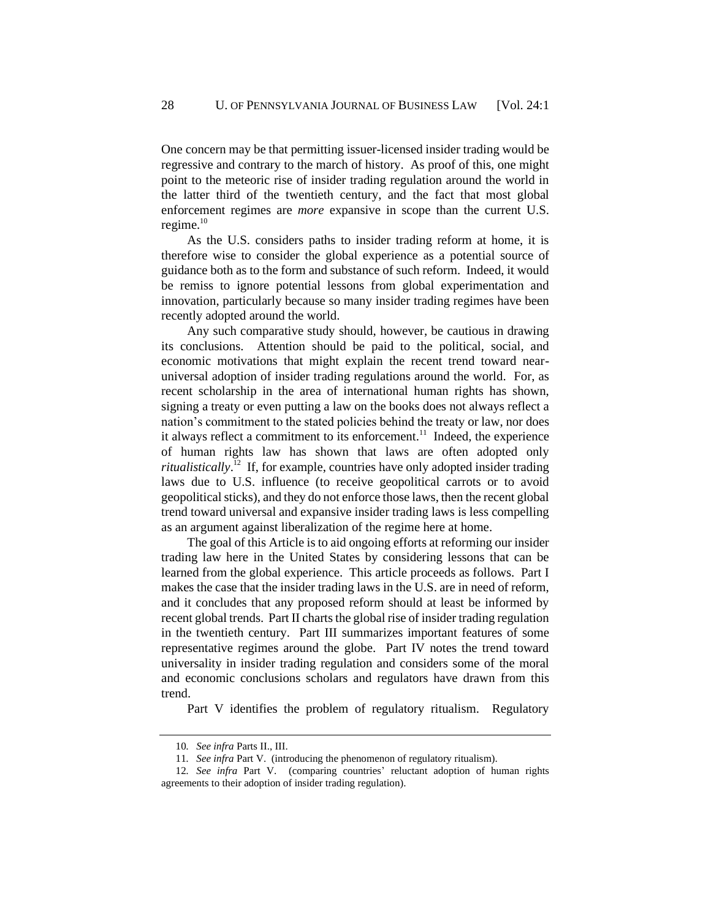One concern may be that permitting issuer-licensed insider trading would be regressive and contrary to the march of history. As proof of this, one might point to the meteoric rise of insider trading regulation around the world in the latter third of the twentieth century, and the fact that most global enforcement regimes are *more* expansive in scope than the current U.S. regime.[10]

As the U.S. considers paths to insider trading reform at home, it is therefore wise to consider the global experience as a potential source of guidance both as to the form and substance of such reform. Indeed, it would be remiss to ignore potential lessons from global experimentation and innovation, particularly because so many insider trading regimes have been recently adopted around the world.

Any such comparative study should, however, be cautious in drawing its conclusions. Attention should be paid to the political, social, and economic motivations that might explain the recent trend toward near-universal adoption of insider trading regulations around the world. For, as recent scholarship in the area of international human rights has shown, signing a treaty or even putting a law on the books does not always reflect a nation's commitment to the stated policies behind the treaty or law, nor does it always reflect a commitment to its enforcement.[11] Indeed, the experience of human rights law has shown that laws are often adopted only *ritualistically*.[12] If, for example, countries have only adopted insider trading laws due to U.S. influence (to receive geopolitical carrots or to avoid geopolitical sticks), and they do not enforce those laws, then the recent global trend toward universal and expansive insider trading laws is less compelling as an argument against liberalization of the regime here at home.

The goal of this Article is to aid ongoing efforts at reforming our insider trading law here in the United States by considering lessons that can be learned from the global experience. This article proceeds as follows. Part I makes the case that the insider trading laws in the U.S. are in need of reform, and it concludes that any proposed reform should at least be informed by recent global trends. Part II charts the global rise of insider trading regulation in the twentieth century. Part III summarizes important features of some representative regimes around the globe. Part IV notes the trend toward universality in insider trading regulation and considers some of the moral and economic conclusions scholars and regulators have drawn from this trend.

Part V identifies the problem of regulatory ritualism. Regulatory

---

10. *See infra* Parts II., III.

11. *See infra* Part V. (introducing the phenomenon of regulatory ritualism).

12. *See infra* Part V. (comparing countries' reluctant adoption of human rights agreements to their adoption of insider trading regulation).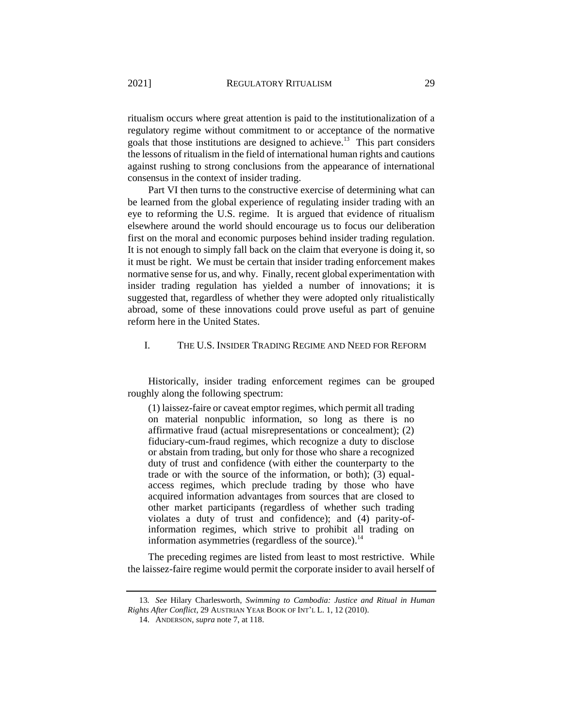ritualism occurs where great attention is paid to the institutionalization of a regulatory regime without commitment to or acceptance of the normative goals that those institutions are designed to achieve.[13] This part considers the lessons of ritualism in the field of international human rights and cautions against rushing to strong conclusions from the appearance of international consensus in the context of insider trading.

Part VI then turns to the constructive exercise of determining what can be learned from the global experience of regulating insider trading with an eye to reforming the U.S. regime. It is argued that evidence of ritualism elsewhere around the world should encourage us to focus our deliberation first on the moral and economic purposes behind insider trading regulation. It is not enough to simply fall back on the claim that everyone is doing it, so it must be right. We must be certain that insider trading enforcement makes normative sense for us, and why. Finally, recent global experimentation with insider trading regulation has yielded a number of innovations; it is suggested that, regardless of whether they were adopted only ritualistically abroad, some of these innovations could prove useful as part of genuine reform here in the United States.

## I. THE U.S. INSIDER TRADING REGIME AND NEED FOR REFORM

Historically, insider trading enforcement regimes can be grouped roughly along the following spectrum:

> (1) laissez-faire or caveat emptor regimes, which permit all trading on material nonpublic information, so long as there is no affirmative fraud (actual misrepresentations or concealment); (2) fiduciary-cum-fraud regimes, which recognize a duty to disclose or abstain from trading, but only for those who share a recognized duty of trust and confidence (with either the counterparty to the trade or with the source of the information, or both); (3) equal-access regimes, which preclude trading by those who have acquired information advantages from sources that are closed to other market participants (regardless of whether such trading violates a duty of trust and confidence); and (4) parity-of-information regimes, which strive to prohibit all trading on information asymmetries (regardless of the source).[14]

The preceding regimes are listed from least to most restrictive. While the laissez-faire regime would permit the corporate insider to avail herself of

---

13. *See* Hilary Charlesworth, *Swimming to Cambodia: Justice and Ritual in Human Rights After Conflict*, 29 AUSTRIAN YEAR BOOK OF INT'L L. 1, 12 (2010).

14. ANDERSON, *supra* note 7, at 118.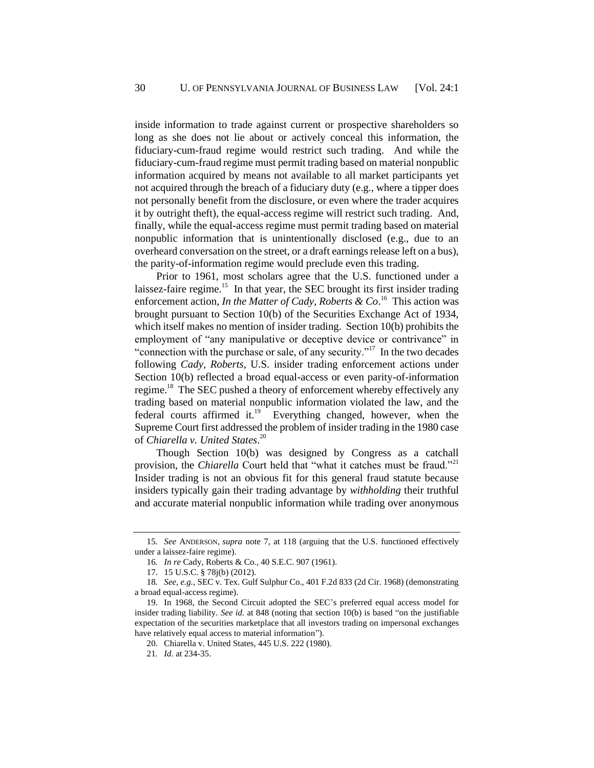inside information to trade against current or prospective shareholders so long as she does not lie about or actively conceal this information, the fiduciary-cum-fraud regime would restrict such trading. And while the fiduciary-cum-fraud regime must permit trading based on material nonpublic information acquired by means not available to all market participants yet not acquired through the breach of a fiduciary duty (e.g., where a tipper does not personally benefit from the disclosure, or even where the trader acquires it by outright theft), the equal-access regime will restrict such trading. And, finally, while the equal-access regime must permit trading based on material nonpublic information that is unintentionally disclosed (e.g., due to an overheard conversation on the street, or a draft earnings release left on a bus), the parity-of-information regime would preclude even this trading.

Prior to 1961, most scholars agree that the U.S. functioned under a laissez-faire regime.[15] In that year, the SEC brought its first insider trading enforcement action, *In the Matter of Cady, Roberts & Co*.[16] This action was brought pursuant to Section 10(b) of the Securities Exchange Act of 1934, which itself makes no mention of insider trading. Section 10(b) prohibits the employment of "any manipulative or deceptive device or contrivance" in "connection with the purchase or sale, of any security."[17] In the two decades following *Cady, Roberts*, U.S. insider trading enforcement actions under Section 10(b) reflected a broad equal-access or even parity-of-information regime.[18] The SEC pushed a theory of enforcement whereby effectively any trading based on material nonpublic information violated the law, and the federal courts affirmed it.[19] Everything changed, however, when the Supreme Court first addressed the problem of insider trading in the 1980 case of *Chiarella v. United States*.[20]

Though Section 10(b) was designed by Congress as a catchall provision, the *Chiarella* Court held that "what it catches must be fraud."[21] Insider trading is not an obvious fit for this general fraud statute because insiders typically gain their trading advantage by *withholding* their truthful and accurate material nonpublic information while trading over anonymous

---

15. *See* ANDERSON, *supra* note 7, at 118 (arguing that the U.S. functioned effectively under a laissez-faire regime).

16. *In re* Cady, Roberts & Co., 40 S.E.C. 907 (1961).

17. 15 U.S.C. § 78j(b) (2012).

18. *See, e.g.*, SEC v. Tex. Gulf Sulphur Co., 401 F.2d 833 (2d Cir. 1968) (demonstrating a broad equal-access regime).

19. In 1968, the Second Circuit adopted the SEC's preferred equal access model for insider trading liability. *See id.* at 848 (noting that section 10(b) is based "on the justifiable expectation of the securities marketplace that all investors trading on impersonal exchanges have relatively equal access to material information").

20. Chiarella v. United States, 445 U.S. 222 (1980).

21. *Id.* at 234-35.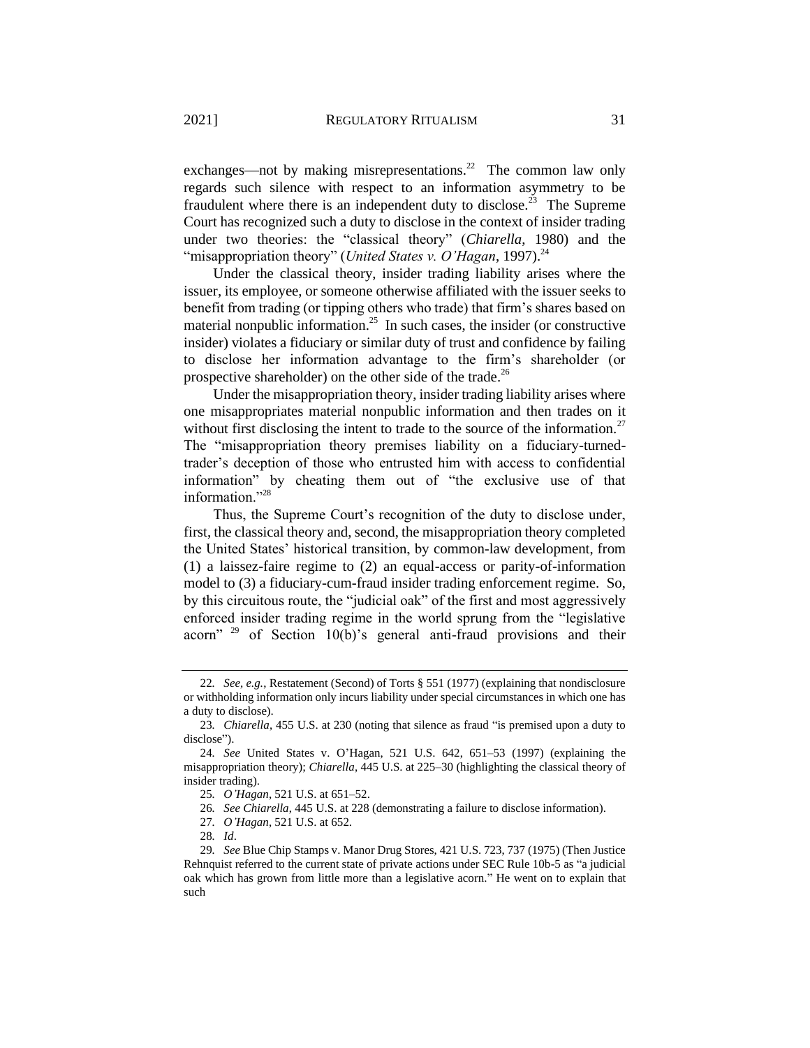exchanges—not by making misrepresentations.[22] The common law only regards such silence with respect to an information asymmetry to be fraudulent where there is an independent duty to disclose.[23] The Supreme Court has recognized such a duty to disclose in the context of insider trading under two theories: the "classical theory" (*Chiarella*, 1980) and the "misappropriation theory" (*United States v. O'Hagan*, 1997).[24]

Under the classical theory, insider trading liability arises where the issuer, its employee, or someone otherwise affiliated with the issuer seeks to benefit from trading (or tipping others who trade) that firm's shares based on material nonpublic information.[25] In such cases, the insider (or constructive insider) violates a fiduciary or similar duty of trust and confidence by failing to disclose her information advantage to the firm's shareholder (or prospective shareholder) on the other side of the trade.[26]

Under the misappropriation theory, insider trading liability arises where one misappropriates material nonpublic information and then trades on it without first disclosing the intent to trade to the source of the information.[27] The "misappropriation theory premises liability on a fiduciary-turned-trader's deception of those who entrusted him with access to confidential information" by cheating them out of "the exclusive use of that information."[28]

Thus, the Supreme Court's recognition of the duty to disclose under, first, the classical theory and, second, the misappropriation theory completed the United States' historical transition, by common-law development, from (1) a laissez-faire regime to (2) an equal-access or parity-of-information model to (3) a fiduciary-cum-fraud insider trading enforcement regime. So, by this circuitous route, the "judicial oak" of the first and most aggressively enforced insider trading regime in the world sprung from the "legislative acorn" [29] of Section 10(b)'s general anti-fraud provisions and their

---

22. *See, e.g.*, Restatement (Second) of Torts § 551 (1977) (explaining that nondisclosure or withholding information only incurs liability under special circumstances in which one has a duty to disclose).

23. *Chiarella*, 455 U.S. at 230 (noting that silence as fraud "is premised upon a duty to disclose").

24. *See* United States v. O'Hagan, 521 U.S. 642, 651–53 (1997) (explaining the misappropriation theory); *Chiarella*, 445 U.S. at 225–30 (highlighting the classical theory of insider trading).

25. *O'Hagan*, 521 U.S. at 651–52.

26. *See Chiarella*, 445 U.S. at 228 (demonstrating a failure to disclose information).

27. *O'Hagan*, 521 U.S. at 652.

28. *Id*.

29. *See* Blue Chip Stamps v. Manor Drug Stores, 421 U.S. 723, 737 (1975) (Then Justice Rehnquist referred to the current state of private actions under SEC Rule 10b-5 as "a judicial oak which has grown from little more than a legislative acorn." He went on to explain that such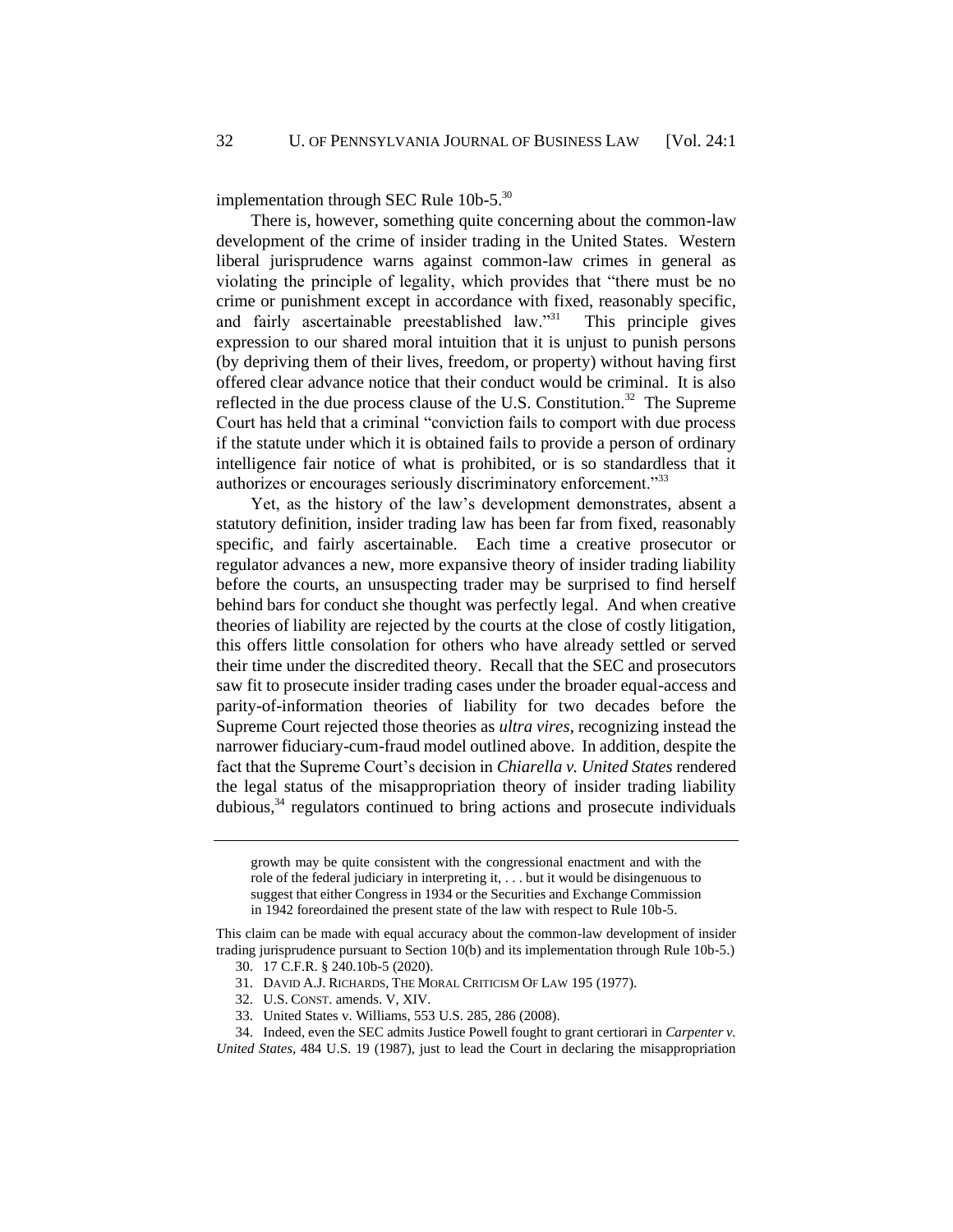implementation through SEC Rule 10b-5.[30]

There is, however, something quite concerning about the common-law development of the crime of insider trading in the United States. Western liberal jurisprudence warns against common-law crimes in general as violating the principle of legality, which provides that "there must be no crime or punishment except in accordance with fixed, reasonably specific, and fairly ascertainable preestablished law."[31] This principle gives expression to our shared moral intuition that it is unjust to punish persons (by depriving them of their lives, freedom, or property) without having first offered clear advance notice that their conduct would be criminal. It is also reflected in the due process clause of the U.S. Constitution.[32] The Supreme Court has held that a criminal "conviction fails to comport with due process if the statute under which it is obtained fails to provide a person of ordinary intelligence fair notice of what is prohibited, or is so standardless that it authorizes or encourages seriously discriminatory enforcement."[33]

Yet, as the history of the law's development demonstrates, absent a statutory definition, insider trading law has been far from fixed, reasonably specific, and fairly ascertainable. Each time a creative prosecutor or regulator advances a new, more expansive theory of insider trading liability before the courts, an unsuspecting trader may be surprised to find herself behind bars for conduct she thought was perfectly legal. And when creative theories of liability are rejected by the courts at the close of costly litigation, this offers little consolation for others who have already settled or served their time under the discredited theory. Recall that the SEC and prosecutors saw fit to prosecute insider trading cases under the broader equal-access and parity-of-information theories of liability for two decades before the Supreme Court rejected those theories as *ultra vires*, recognizing instead the narrower fiduciary-cum-fraud model outlined above. In addition, despite the fact that the Supreme Court's decision in *Chiarella v. United States* rendered the legal status of the misappropriation theory of insider trading liability dubious,[34] regulators continued to bring actions and prosecute individuals

---

growth may be quite consistent with the congressional enactment and with the role of the federal judiciary in interpreting it, . . . but it would be disingenuous to suggest that either Congress in 1934 or the Securities and Exchange Commission in 1942 foreordained the present state of the law with respect to Rule 10b-5.

This claim can be made with equal accuracy about the common-law development of insider trading jurisprudence pursuant to Section 10(b) and its implementation through Rule 10b-5.)

30. 17 C.F.R. § 240.10b-5 (2020).

31. DAVID A.J. RICHARDS, THE MORAL CRITICISM OF LAW 195 (1977).

32. U.S. CONST. amends. V, XIV.

33. United States v. Williams, 553 U.S. 285, 286 (2008).

34. Indeed, even the SEC admits Justice Powell fought to grant certiorari in *Carpenter v. United States*, 484 U.S. 19 (1987), just to lead the Court in declaring the misappropriation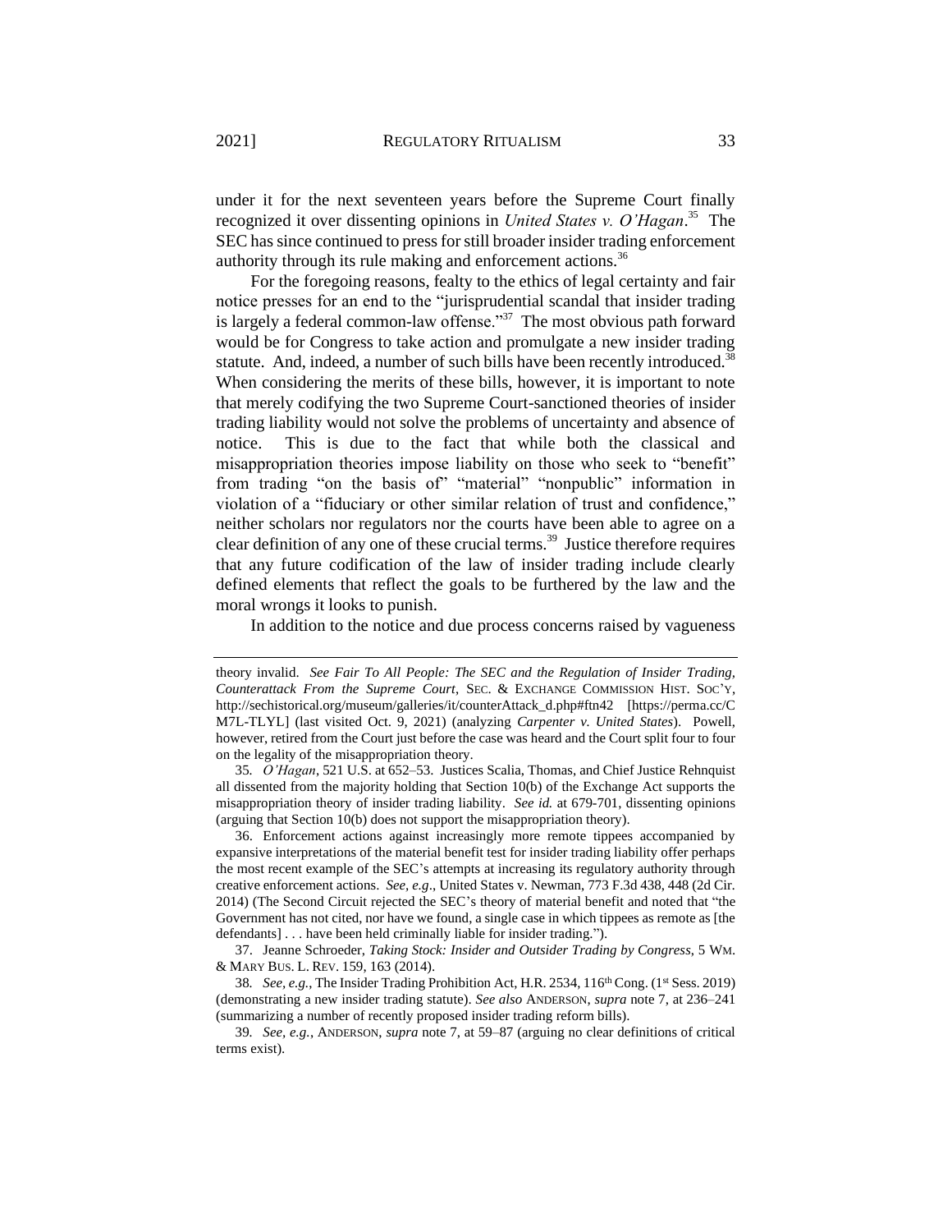under it for the next seventeen years before the Supreme Court finally recognized it over dissenting opinions in *United States v. O'Hagan*.[35] The SEC has since continued to press for still broader insider trading enforcement authority through its rule making and enforcement actions.[36]

For the foregoing reasons, fealty to the ethics of legal certainty and fair notice presses for an end to the "jurisprudential scandal that insider trading is largely a federal common-law offense."[37] The most obvious path forward would be for Congress to take action and promulgate a new insider trading statute. And, indeed, a number of such bills have been recently introduced.[38] When considering the merits of these bills, however, it is important to note that merely codifying the two Supreme Court-sanctioned theories of insider trading liability would not solve the problems of uncertainty and absence of notice. This is due to the fact that while both the classical and misappropriation theories impose liability on those who seek to "benefit" from trading "on the basis of" "material" "nonpublic" information in violation of a "fiduciary or other similar relation of trust and confidence," neither scholars nor regulators nor the courts have been able to agree on a clear definition of any one of these crucial terms.[39] Justice therefore requires that any future codification of the law of insider trading include clearly defined elements that reflect the goals to be furthered by the law and the moral wrongs it looks to punish.

In addition to the notice and due process concerns raised by vagueness

---

theory invalid. *See Fair To All People: The SEC and the Regulation of Insider Trading, Counterattack From the Supreme Court*, SEC. & EXCHANGE COMMISSION HIST. SOC'Y, http://sechistorical.org/museum/galleries/it/counterAttack_d.php#ftn42 [https://perma.cc/CM7L-TLYL] (last visited Oct. 9, 2021) (analyzing *Carpenter v. United States*). Powell, however, retired from the Court just before the case was heard and the Court split four to four on the legality of the misappropriation theory.

35. *O'Hagan*, 521 U.S. at 652–53. Justices Scalia, Thomas, and Chief Justice Rehnquist all dissented from the majority holding that Section 10(b) of the Exchange Act supports the misappropriation theory of insider trading liability. *See id.* at 679-701, dissenting opinions (arguing that Section 10(b) does not support the misappropriation theory).

36. Enforcement actions against increasingly more remote tippees accompanied by expansive interpretations of the material benefit test for insider trading liability offer perhaps the most recent example of the SEC's attempts at increasing its regulatory authority through creative enforcement actions. *See, e.g*., United States v. Newman, 773 F.3d 438, 448 (2d Cir. 2014) (The Second Circuit rejected the SEC's theory of material benefit and noted that "the Government has not cited, nor have we found, a single case in which tippees as remote as [the defendants] . . . have been held criminally liable for insider trading.").

37. Jeanne Schroeder, *Taking Stock: Insider and Outsider Trading by Congress*, 5 WM. & MARY BUS. L. REV. 159, 163 (2014).

38. *See, e.g.*, The Insider Trading Prohibition Act, H.R. 2534, 116th Cong. (1st Sess. 2019) (demonstrating a new insider trading statute). *See also* ANDERSON, *supra* note 7, at 236–241 (summarizing a number of recently proposed insider trading reform bills).

39. *See, e.g.*, ANDERSON, *supra* note 7, at 59–87 (arguing no clear definitions of critical terms exist).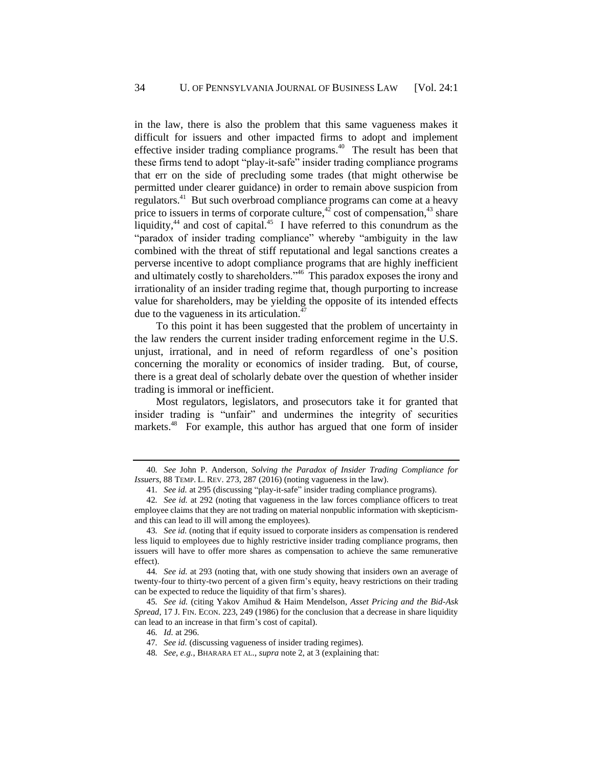in the law, there is also the problem that this same vagueness makes it difficult for issuers and other impacted firms to adopt and implement effective insider trading compliance programs.[40] The result has been that these firms tend to adopt "play-it-safe" insider trading compliance programs that err on the side of precluding some trades (that might otherwise be permitted under clearer guidance) in order to remain above suspicion from regulators.[41] But such overbroad compliance programs can come at a heavy price to issuers in terms of corporate culture,[42] cost of compensation,[43] share liquidity,[44] and cost of capital.[45] I have referred to this conundrum as the "paradox of insider trading compliance" whereby "ambiguity in the law combined with the threat of stiff reputational and legal sanctions creates a perverse incentive to adopt compliance programs that are highly inefficient and ultimately costly to shareholders."[46] This paradox exposes the irony and irrationality of an insider trading regime that, though purporting to increase value for shareholders, may be yielding the opposite of its intended effects due to the vagueness in its articulation.[47]

To this point it has been suggested that the problem of uncertainty in the law renders the current insider trading enforcement regime in the U.S. unjust, irrational, and in need of reform regardless of one's position concerning the morality or economics of insider trading. But, of course, there is a great deal of scholarly debate over the question of whether insider trading is immoral or inefficient.

Most regulators, legislators, and prosecutors take it for granted that insider trading is "unfair" and undermines the integrity of securities markets.[48] For example, this author has argued that one form of insider

---

40. *See* John P. Anderson, *Solving the Paradox of Insider Trading Compliance for Issuers*, 88 TEMP. L. REV. 273, 287 (2016) (noting vagueness in the law).

41. *See id.* at 295 (discussing "play-it-safe" insider trading compliance programs).

42. *See id.* at 292 (noting that vagueness in the law forces compliance officers to treat employee claims that they are not trading on material nonpublic information with skepticism-and this can lead to ill will among the employees).

43. *See id.* (noting that if equity issued to corporate insiders as compensation is rendered less liquid to employees due to highly restrictive insider trading compliance programs, then issuers will have to offer more shares as compensation to achieve the same remunerative effect).

44. *See id.* at 293 (noting that, with one study showing that insiders own an average of twenty-four to thirty-two percent of a given firm's equity, heavy restrictions on their trading can be expected to reduce the liquidity of that firm's shares).

45. *See id.* (citing Yakov Amihud & Haim Mendelson, *Asset Pricing and the Bid-Ask Spread*, 17 J. FIN. ECON. 223, 249 (1986) for the conclusion that a decrease in share liquidity can lead to an increase in that firm's cost of capital).

46. *Id.* at 296.

47. *See id.* (discussing vagueness of insider trading regimes).

48. *See, e.g.*, BHARARA ET AL., *supra* note 2, at 3 (explaining that: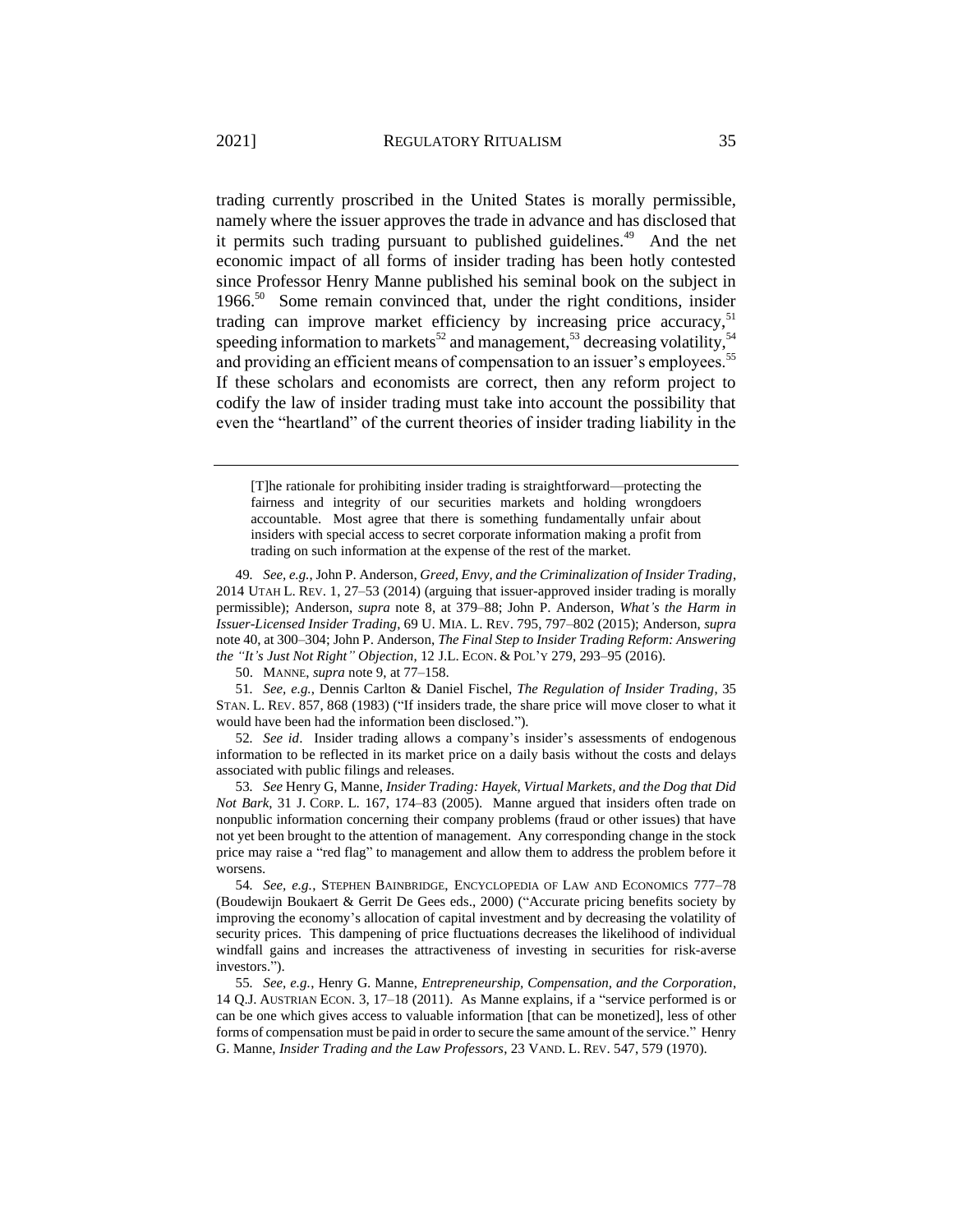trading currently proscribed in the United States is morally permissible, namely where the issuer approves the trade in advance and has disclosed that it permits such trading pursuant to published guidelines.[49] And the net economic impact of all forms of insider trading has been hotly contested since Professor Henry Manne published his seminal book on the subject in 1966.[50] Some remain convinced that, under the right conditions, insider trading can improve market efficiency by increasing price accuracy,[51] speeding information to markets[52] and management,[53] decreasing volatility,[54] and providing an efficient means of compensation to an issuer's employees.[55] If these scholars and economists are correct, then any reform project to codify the law of insider trading must take into account the possibility that even the "heartland" of the current theories of insider trading liability in the

---

> [T]he rationale for prohibiting insider trading is straightforward—protecting the fairness and integrity of our securities markets and holding wrongdoers accountable. Most agree that there is something fundamentally unfair about insiders with special access to secret corporate information making a profit from trading on such information at the expense of the rest of the market.

49. *See, e.g.*, John P. Anderson, *Greed, Envy, and the Criminalization of Insider Trading*, 2014 UTAH L. REV. 1, 27–53 (2014) (arguing that issuer-approved insider trading is morally permissible); Anderson, *supra* note 8, at 379–88; John P. Anderson, *What's the Harm in Issuer-Licensed Insider Trading*, 69 U. MIA. L. REV. 795, 797–802 (2015); Anderson, *supra* note 40, at 300–304; John P. Anderson, *The Final Step to Insider Trading Reform: Answering the "It's Just Not Right" Objection*, 12 J.L. ECON. & POL'Y 279, 293–95 (2016).

50. MANNE, *supra* note 9, at 77–158.

51. *See, e.g.*, Dennis Carlton & Daniel Fischel, *The Regulation of Insider Trading*, 35 STAN. L. REV. 857, 868 (1983) ("If insiders trade, the share price will move closer to what it would have been had the information been disclosed.").

52. *See id*. Insider trading allows a company's insider's assessments of endogenous information to be reflected in its market price on a daily basis without the costs and delays associated with public filings and releases.

53. *See* Henry G, Manne, *Insider Trading: Hayek, Virtual Markets, and the Dog that Did Not Bark*, 31 J. CORP. L. 167, 174–83 (2005). Manne argued that insiders often trade on nonpublic information concerning their company problems (fraud or other issues) that have not yet been brought to the attention of management. Any corresponding change in the stock price may raise a "red flag" to management and allow them to address the problem before it worsens.

54. *See, e.g.*, STEPHEN BAINBRIDGE, ENCYCLOPEDIA OF LAW AND ECONOMICS 777–78 (Boudewijn Boukaert & Gerrit De Gees eds., 2000) ("Accurate pricing benefits society by improving the economy's allocation of capital investment and by decreasing the volatility of security prices. This dampening of price fluctuations decreases the likelihood of individual windfall gains and increases the attractiveness of investing in securities for risk-averse investors.").

55. *See, e.g.*, Henry G. Manne, *Entrepreneurship, Compensation, and the Corporation*, 14 Q.J. AUSTRIAN ECON. 3, 17–18 (2011). As Manne explains, if a "service performed is or can be one which gives access to valuable information [that can be monetized], less of other forms of compensation must be paid in order to secure the same amount of the service." Henry G. Manne, *Insider Trading and the Law Professors*, 23 VAND. L. REV. 547, 579 (1970).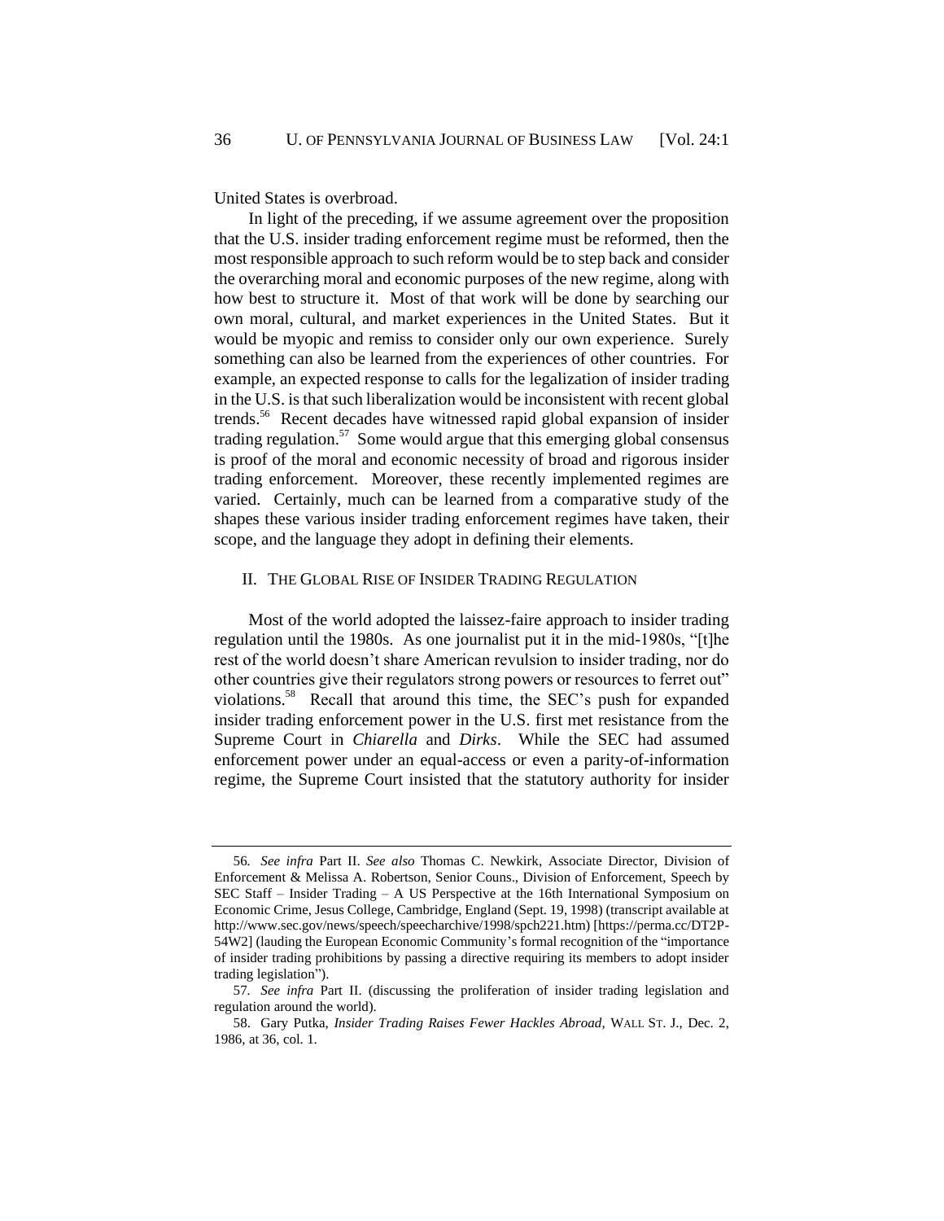United States is overbroad.

In light of the preceding, if we assume agreement over the proposition that the U.S. insider trading enforcement regime must be reformed, then the most responsible approach to such reform would be to step back and consider the overarching moral and economic purposes of the new regime, along with how best to structure it. Most of that work will be done by searching our own moral, cultural, and market experiences in the United States. But it would be myopic and remiss to consider only our own experience. Surely something can also be learned from the experiences of other countries. For example, an expected response to calls for the legalization of insider trading in the U.S. is that such liberalization would be inconsistent with recent global trends.[56] Recent decades have witnessed rapid global expansion of insider trading regulation.[57] Some would argue that this emerging global consensus is proof of the moral and economic necessity of broad and rigorous insider trading enforcement. Moreover, these recently implemented regimes are varied. Certainly, much can be learned from a comparative study of the shapes these various insider trading enforcement regimes have taken, their scope, and the language they adopt in defining their elements.

## II. THE GLOBAL RISE OF INSIDER TRADING REGULATION

Most of the world adopted the laissez-faire approach to insider trading regulation until the 1980s. As one journalist put it in the mid-1980s, "[t]he rest of the world doesn't share American revulsion to insider trading, nor do other countries give their regulators strong powers or resources to ferret out" violations.[58] Recall that around this time, the SEC's push for expanded insider trading enforcement power in the U.S. first met resistance from the Supreme Court in *Chiarella* and *Dirks*. While the SEC had assumed enforcement power under an equal-access or even a parity-of-information regime, the Supreme Court insisted that the statutory authority for insider

---

56. *See infra* Part II. *See also* Thomas C. Newkirk, Associate Director, Division of Enforcement & Melissa A. Robertson, Senior Couns., Division of Enforcement, Speech by SEC Staff – Insider Trading – A US Perspective at the 16th International Symposium on Economic Crime, Jesus College, Cambridge, England (Sept. 19, 1998) (transcript available at http://www.sec.gov/news/speech/speecharchive/1998/spch221.htm) [https://perma.cc/DT2P-54W2] (lauding the European Economic Community's formal recognition of the "importance of insider trading prohibitions by passing a directive requiring its members to adopt insider trading legislation").

57. *See infra* Part II. (discussing the proliferation of insider trading legislation and regulation around the world).

58. Gary Putka, *Insider Trading Raises Fewer Hackles Abroad*, WALL ST. J., Dec. 2, 1986, at 36, col. 1.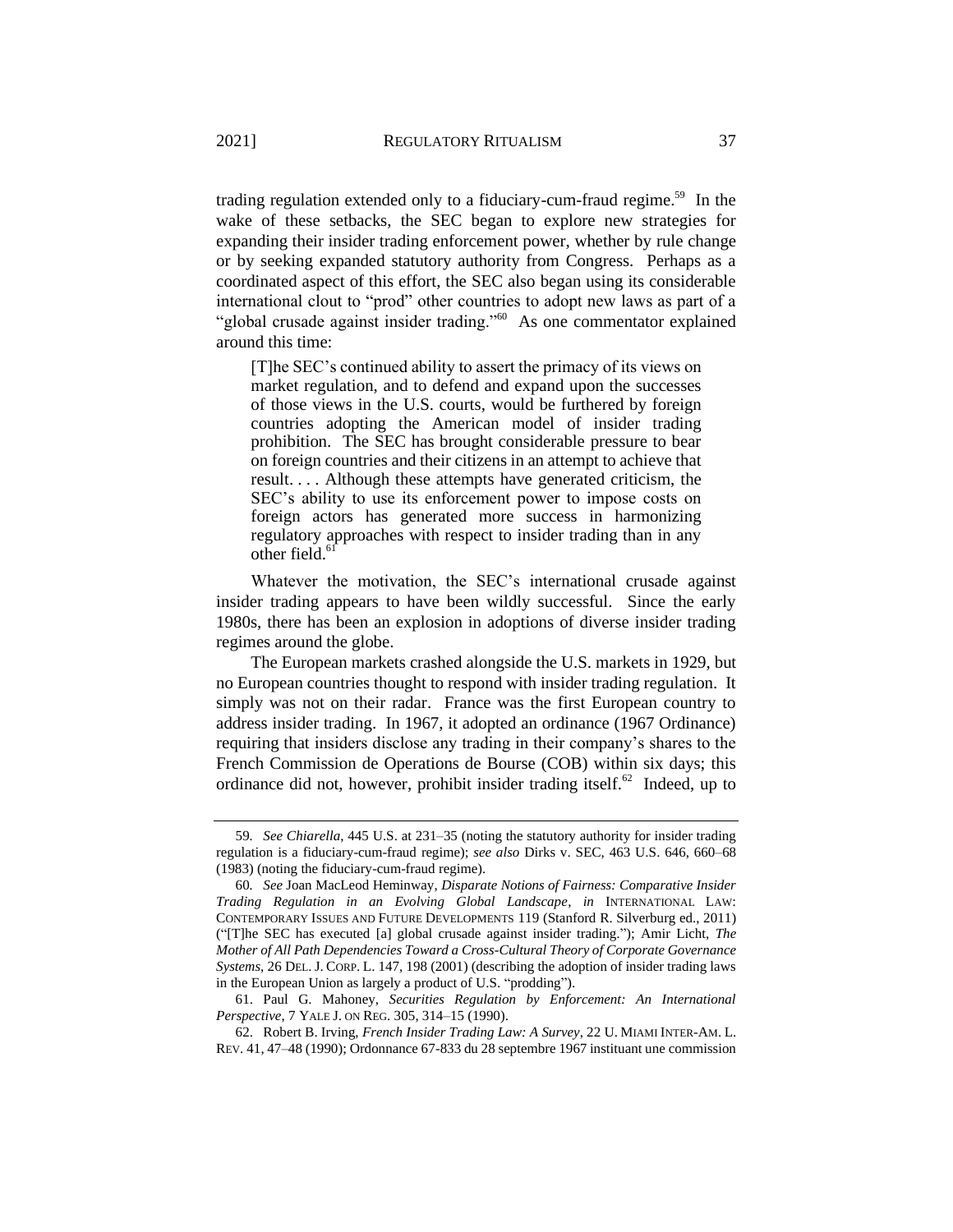trading regulation extended only to a fiduciary-cum-fraud regime.[59] In the wake of these setbacks, the SEC began to explore new strategies for expanding their insider trading enforcement power, whether by rule change or by seeking expanded statutory authority from Congress. Perhaps as a coordinated aspect of this effort, the SEC also began using its considerable international clout to "prod" other countries to adopt new laws as part of a "global crusade against insider trading."[60] As one commentator explained around this time:

> [T]he SEC's continued ability to assert the primacy of its views on market regulation, and to defend and expand upon the successes of those views in the U.S. courts, would be furthered by foreign countries adopting the American model of insider trading prohibition. The SEC has brought considerable pressure to bear on foreign countries and their citizens in an attempt to achieve that result. . . . Although these attempts have generated criticism, the SEC's ability to use its enforcement power to impose costs on foreign actors has generated more success in harmonizing regulatory approaches with respect to insider trading than in any other field.[61]

Whatever the motivation, the SEC's international crusade against insider trading appears to have been wildly successful. Since the early 1980s, there has been an explosion in adoptions of diverse insider trading regimes around the globe.

The European markets crashed alongside the U.S. markets in 1929, but no European countries thought to respond with insider trading regulation. It simply was not on their radar. France was the first European country to address insider trading. In 1967, it adopted an ordinance (1967 Ordinance) requiring that insiders disclose any trading in their company's shares to the French Commission de Operations de Bourse (COB) within six days; this ordinance did not, however, prohibit insider trading itself.[62] Indeed, up to

---

59. *See Chiarella*, 445 U.S. at 231–35 (noting the statutory authority for insider trading regulation is a fiduciary-cum-fraud regime); *see also* Dirks v. SEC, 463 U.S. 646, 660–68 (1983) (noting the fiduciary-cum-fraud regime).

60. *See* Joan MacLeod Heminway, *Disparate Notions of Fairness: Comparative Insider Trading Regulation in an Evolving Global Landscape*, *in* INTERNATIONAL LAW: CONTEMPORARY ISSUES AND FUTURE DEVELOPMENTS 119 (Stanford R. Silverburg ed., 2011) ("[T]he SEC has executed [a] global crusade against insider trading."); Amir Licht, *The Mother of All Path Dependencies Toward a Cross-Cultural Theory of Corporate Governance Systems*, 26 DEL. J. CORP. L. 147, 198 (2001) (describing the adoption of insider trading laws in the European Union as largely a product of U.S. "prodding").

61. Paul G. Mahoney, *Securities Regulation by Enforcement: An International Perspective*, 7 YALE J. ON REG. 305, 314–15 (1990).

62. Robert B. Irving, *French Insider Trading Law: A Survey*, 22 U. MIAMI INTER-AM. L. REV. 41, 47–48 (1990); Ordonnance 67-833 du 28 septembre 1967 instituant une commission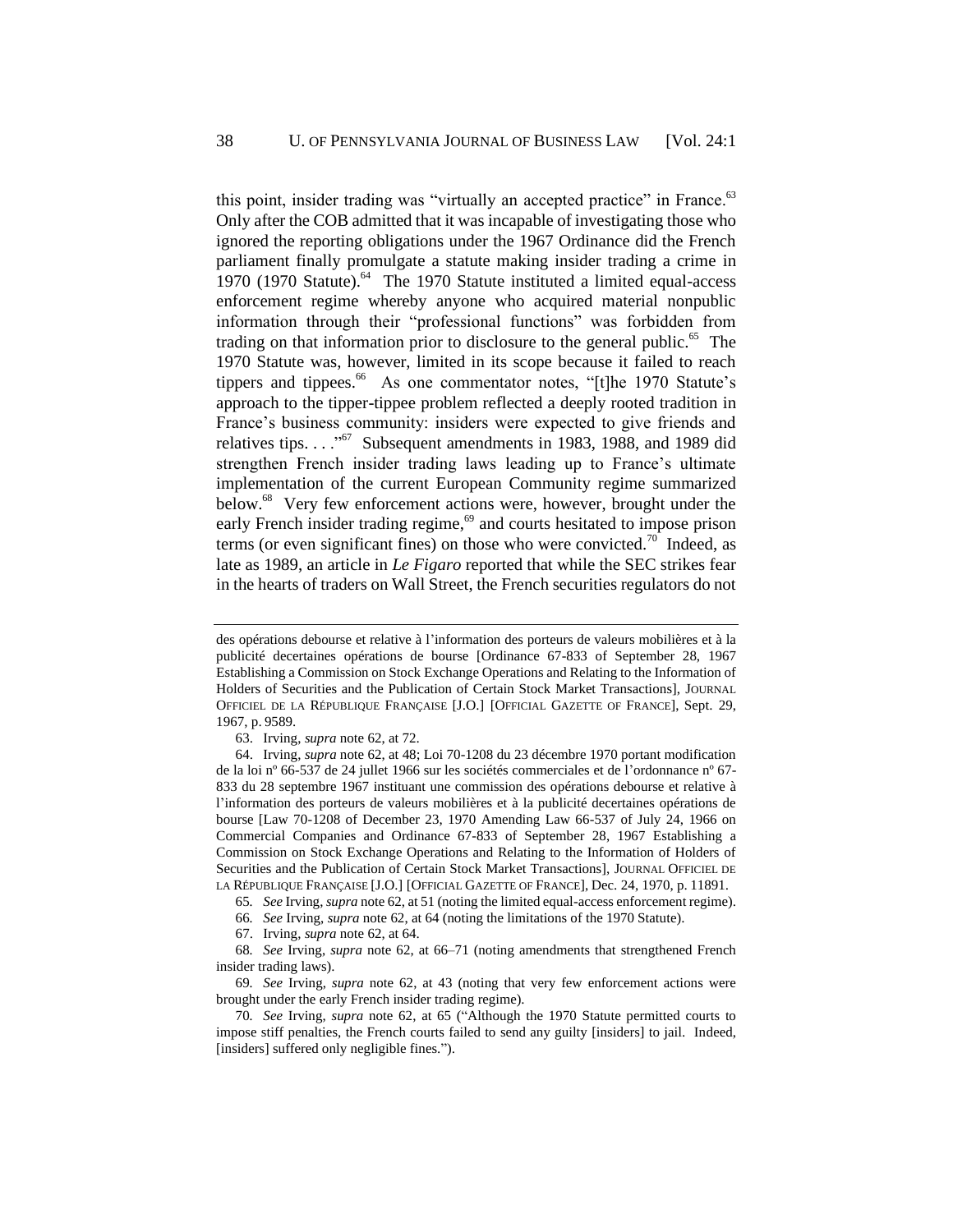this point, insider trading was "virtually an accepted practice" in France.[63] Only after the COB admitted that it was incapable of investigating those who ignored the reporting obligations under the 1967 Ordinance did the French parliament finally promulgate a statute making insider trading a crime in 1970 (1970 Statute).[64] The 1970 Statute instituted a limited equal-access enforcement regime whereby anyone who acquired material nonpublic information through their "professional functions" was forbidden from trading on that information prior to disclosure to the general public.[65] The 1970 Statute was, however, limited in its scope because it failed to reach tippers and tippees.[66] As one commentator notes, "[t]he 1970 Statute's approach to the tipper-tippee problem reflected a deeply rooted tradition in France's business community: insiders were expected to give friends and relatives tips. . . ."[67] Subsequent amendments in 1983, 1988, and 1989 did strengthen French insider trading laws leading up to France's ultimate implementation of the current European Community regime summarized below.[68] Very few enforcement actions were, however, brought under the early French insider trading regime,[69] and courts hesitated to impose prison terms (or even significant fines) on those who were convicted.[70] Indeed, as late as 1989, an article in *Le Figaro* reported that while the SEC strikes fear in the hearts of traders on Wall Street, the French securities regulators do not

---

des opérations debourse et relative à l'information des porteurs de valeurs mobilières et à la publicité decertaines opérations de bourse [Ordinance 67-833 of September 28, 1967 Establishing a Commission on Stock Exchange Operations and Relating to the Information of Holders of Securities and the Publication of Certain Stock Market Transactions], JOURNAL OFFICIEL DE LA RÉPUBLIQUE FRANÇAISE [J.O.] [OFFICIAL GAZETTE OF FRANCE], Sept. 29, 1967, p. 9589.

63. Irving, *supra* note 62, at 72.

64. Irving, *supra* note 62, at 48; Loi 70-1208 du 23 décembre 1970 portant modification de la loi nº 66-537 de 24 juillet 1966 sur les sociétés commerciales et de l'ordonnance nº 67-833 du 28 septembre 1967 instituant une commission des opérations debourse et relative à l'information des porteurs de valeurs mobilières et à la publicité decertaines opérations de bourse [Law 70-1208 of December 23, 1970 Amending Law 66-537 of July 24, 1966 on Commercial Companies and Ordinance 67-833 of September 28, 1967 Establishing a Commission on Stock Exchange Operations and Relating to the Information of Holders of Securities and the Publication of Certain Stock Market Transactions], JOURNAL OFFICIEL DE LA RÉPUBLIQUE FRANÇAISE [J.O.] [OFFICIAL GAZETTE OF FRANCE], Dec. 24, 1970, p. 11891.

65. *See* Irving, *supra* note 62, at 51 (noting the limited equal-access enforcement regime).

66. *See* Irving, *supra* note 62, at 64 (noting the limitations of the 1970 Statute).

67. Irving, *supra* note 62, at 64.

68. *See* Irving, *supra* note 62, at 66–71 (noting amendments that strengthened French insider trading laws).

69. *See* Irving, *supra* note 62, at 43 (noting that very few enforcement actions were brought under the early French insider trading regime).

70. *See* Irving, *supra* note 62, at 65 ("Although the 1970 Statute permitted courts to impose stiff penalties, the French courts failed to send any guilty [insiders] to jail. Indeed, [insiders] suffered only negligible fines.").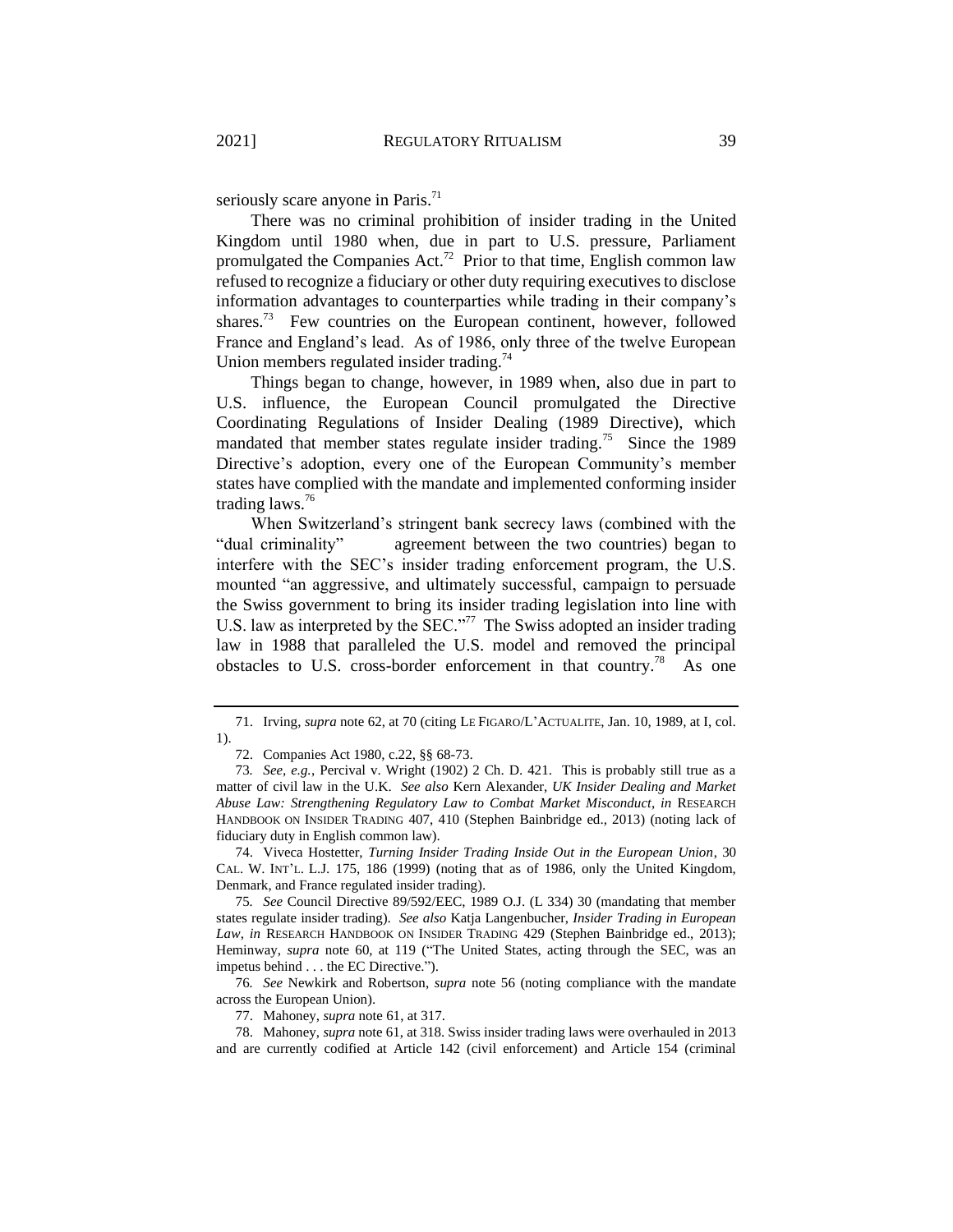seriously scare anyone in Paris.[71]

There was no criminal prohibition of insider trading in the United Kingdom until 1980 when, due in part to U.S. pressure, Parliament promulgated the Companies Act.[72] Prior to that time, English common law refused to recognize a fiduciary or other duty requiring executives to disclose information advantages to counterparties while trading in their company's shares.[73] Few countries on the European continent, however, followed France and England's lead. As of 1986, only three of the twelve European Union members regulated insider trading.[74]

Things began to change, however, in 1989 when, also due in part to U.S. influence, the European Council promulgated the Directive Coordinating Regulations of Insider Dealing (1989 Directive), which mandated that member states regulate insider trading.[75] Since the 1989 Directive's adoption, every one of the European Community's member states have complied with the mandate and implemented conforming insider trading laws.[76]

When Switzerland's stringent bank secrecy laws (combined with the "dual criminality" agreement between the two countries) began to interfere with the SEC's insider trading enforcement program, the U.S. mounted "an aggressive, and ultimately successful, campaign to persuade the Swiss government to bring its insider trading legislation into line with U.S. law as interpreted by the SEC."[77] The Swiss adopted an insider trading law in 1988 that paralleled the U.S. model and removed the principal obstacles to U.S. cross-border enforcement in that country.[78] As one

---

71. Irving, *supra* note 62, at 70 (citing LE FIGARO/L'ACTUALITE, Jan. 10, 1989, at I, col. 1).

72. Companies Act 1980, c.22, §§ 68-73.

73. *See, e.g.*, Percival v. Wright (1902) 2 Ch. D. 421. This is probably still true as a matter of civil law in the U.K. *See also* Kern Alexander, *UK Insider Dealing and Market Abuse Law: Strengthening Regulatory Law to Combat Market Misconduct*, *in* RESEARCH HANDBOOK ON INSIDER TRADING 407, 410 (Stephen Bainbridge ed., 2013) (noting lack of fiduciary duty in English common law).

74. Viveca Hostetter, *Turning Insider Trading Inside Out in the European Union*, 30 CAL. W. INT'L. L.J. 175, 186 (1999) (noting that as of 1986, only the United Kingdom, Denmark, and France regulated insider trading).

75. *See* Council Directive 89/592/EEC, 1989 O.J. (L 334) 30 (mandating that member states regulate insider trading). *See also* Katja Langenbucher, *Insider Trading in European Law*, *in* RESEARCH HANDBOOK ON INSIDER TRADING 429 (Stephen Bainbridge ed., 2013); Heminway, *supra* note 60, at 119 ("The United States, acting through the SEC, was an impetus behind . . . the EC Directive.").

76. *See* Newkirk and Robertson, *supra* note 56 (noting compliance with the mandate across the European Union).

77. Mahoney, *supra* note 61, at 317.

78. Mahoney, *supra* note 61, at 318. Swiss insider trading laws were overhauled in 2013 and are currently codified at Article 142 (civil enforcement) and Article 154 (criminal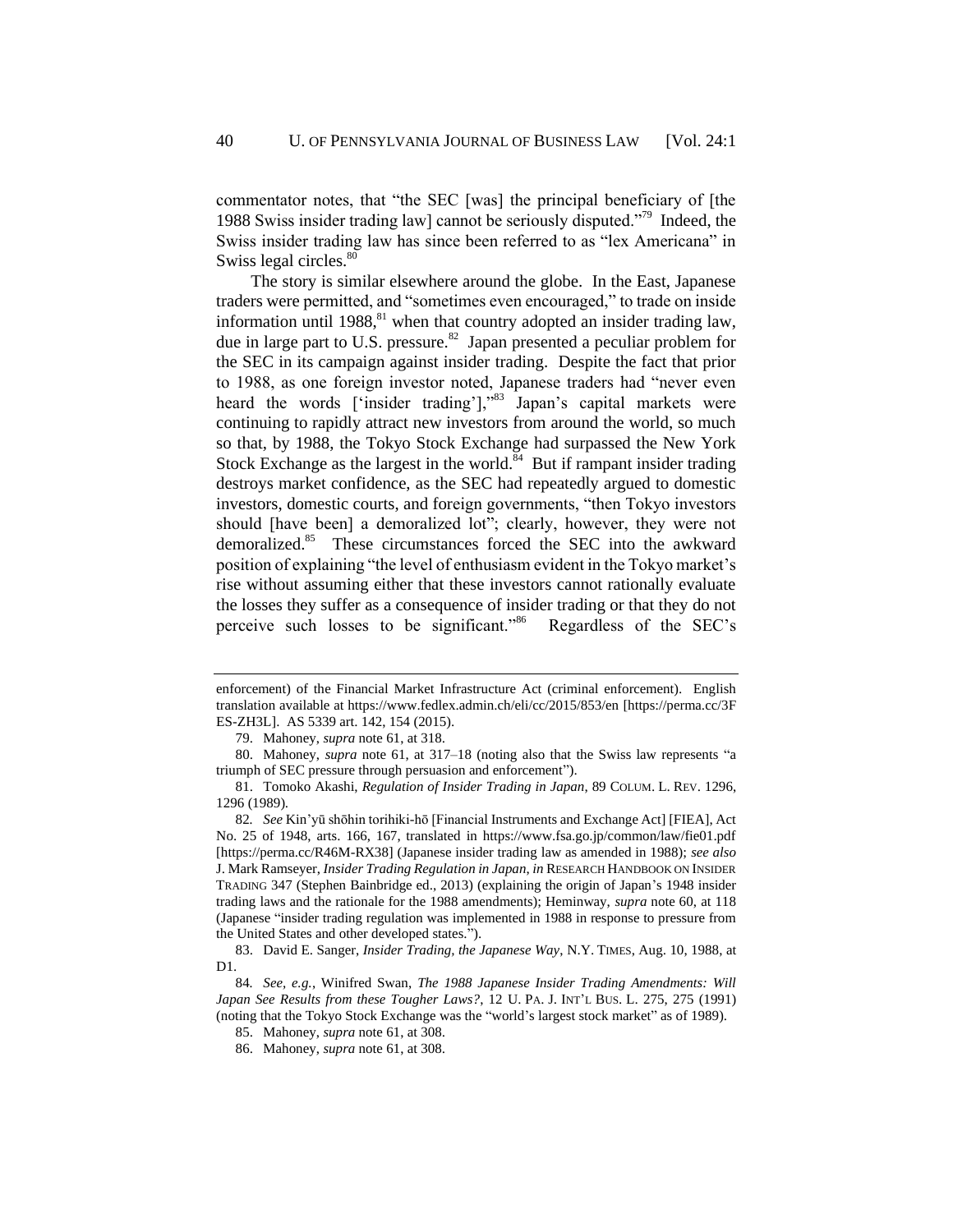commentator notes, that "the SEC [was] the principal beneficiary of [the 1988 Swiss insider trading law] cannot be seriously disputed."[79] Indeed, the Swiss insider trading law has since been referred to as "lex Americana" in Swiss legal circles.[80]

The story is similar elsewhere around the globe. In the East, Japanese traders were permitted, and "sometimes even encouraged," to trade on inside information until 1988,[81] when that country adopted an insider trading law, due in large part to U.S. pressure.[82] Japan presented a peculiar problem for the SEC in its campaign against insider trading. Despite the fact that prior to 1988, as one foreign investor noted, Japanese traders had "never even heard the words ['insider trading'],"[83] Japan's capital markets were continuing to rapidly attract new investors from around the world, so much so that, by 1988, the Tokyo Stock Exchange had surpassed the New York Stock Exchange as the largest in the world.[84] But if rampant insider trading destroys market confidence, as the SEC had repeatedly argued to domestic investors, domestic courts, and foreign governments, "then Tokyo investors should [have been] a demoralized lot"; clearly, however, they were not demoralized.[85] These circumstances forced the SEC into the awkward position of explaining "the level of enthusiasm evident in the Tokyo market's rise without assuming either that these investors cannot rationally evaluate the losses they suffer as a consequence of insider trading or that they do not perceive such losses to be significant."[86] Regardless of the SEC's

---

enforcement) of the Financial Market Infrastructure Act (criminal enforcement). English translation available at https://www.fedlex.admin.ch/eli/cc/2015/853/en [https://perma.cc/3FES-ZH3L]. AS 5339 art. 142, 154 (2015).

79. Mahoney, *supra* note 61, at 318.

80. Mahoney, *supra* note 61, at 317–18 (noting also that the Swiss law represents "a triumph of SEC pressure through persuasion and enforcement").

81. Tomoko Akashi, *Regulation of Insider Trading in Japan*, 89 COLUM. L. REV. 1296, 1296 (1989).

82. *See* Kin'yū shōhin torihiki-hō [Financial Instruments and Exchange Act] [FIEA], Act No. 25 of 1948, arts. 166, 167, translated in https://www.fsa.go.jp/common/law/fie01.pdf [https://perma.cc/R46M-RX38] (Japanese insider trading law as amended in 1988); *see also* J. Mark Ramseyer, *Insider Trading Regulation in Japan*, *in* RESEARCH HANDBOOK ON INSIDER TRADING 347 (Stephen Bainbridge ed., 2013) (explaining the origin of Japan's 1948 insider trading laws and the rationale for the 1988 amendments); Heminway, *supra* note 60, at 118 (Japanese "insider trading regulation was implemented in 1988 in response to pressure from the United States and other developed states.").

83. David E. Sanger, *Insider Trading, the Japanese Way*, N.Y. TIMES, Aug. 10, 1988, at D1.

84. *See, e.g.*, Winifred Swan, *The 1988 Japanese Insider Trading Amendments: Will Japan See Results from these Tougher Laws?*, 12 U. PA. J. INT'L BUS. L. 275, 275 (1991) (noting that the Tokyo Stock Exchange was the "world's largest stock market" as of 1989).

85. Mahoney, *supra* note 61, at 308.

86. Mahoney, *supra* note 61, at 308.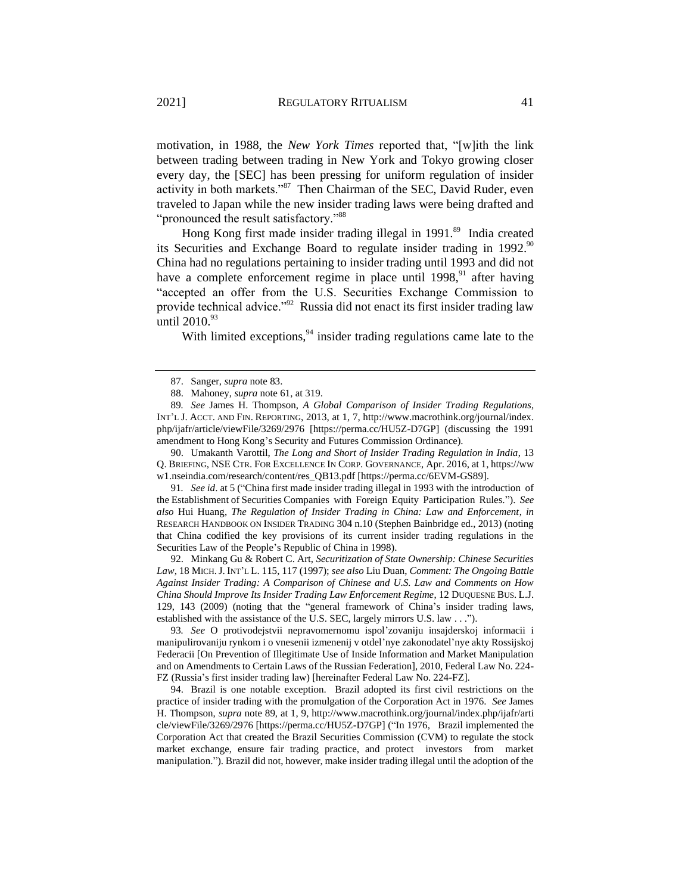motivation, in 1988, the *New York Times* reported that, "[w]ith the link between trading between trading in New York and Tokyo growing closer every day, the [SEC] has been pressing for uniform regulation of insider activity in both markets."[87] Then Chairman of the SEC, David Ruder, even traveled to Japan while the new insider trading laws were being drafted and "pronounced the result satisfactory."[88]

Hong Kong first made insider trading illegal in 1991.[89] India created its Securities and Exchange Board to regulate insider trading in 1992.[90] China had no regulations pertaining to insider trading until 1993 and did not have a complete enforcement regime in place until 1998,[91] after having "accepted an offer from the U.S. Securities Exchange Commission to provide technical advice."[92] Russia did not enact its first insider trading law until 2010.[93]

With limited exceptions,[94] insider trading regulations came late to the

---

87. Sanger, *supra* note 83.

88. Mahoney, *supra* note 61, at 319.

89. *See* James H. Thompson, *A Global Comparison of Insider Trading Regulations*, INT'L J. ACCT. AND FIN. REPORTING, 2013, at 1, 7, http://www.macrothink.org/journal/index.php/ijafr/article/viewFile/3269/2976 [https://perma.cc/HU5Z-D7GP] (discussing the 1991 amendment to Hong Kong's Security and Futures Commission Ordinance).

90. Umakanth Varottil, *The Long and Short of Insider Trading Regulation in India*, 13 Q. BRIEFING, NSE CTR. FOR EXCELLENCE IN CORP. GOVERNANCE, Apr. 2016, at 1, https://www1.nseindia.com/research/content/res_QB13.pdf [https://perma.cc/6EVM-GS89].

91. *See id*. at 5 ("China first made insider trading illegal in 1993 with the introduction of the Establishment of Securities Companies with Foreign Equity Participation Rules."). *See also* Hui Huang, *The Regulation of Insider Trading in China: Law and Enforcement*, *in* RESEARCH HANDBOOK ON INSIDER TRADING 304 n.10 (Stephen Bainbridge ed., 2013) (noting that China codified the key provisions of its current insider trading regulations in the Securities Law of the People's Republic of China in 1998).

92. Minkang Gu & Robert C. Art, *Securitization of State Ownership: Chinese Securities Law*, 18 MICH. J. INT'L L. 115, 117 (1997); *see also* Liu Duan, *Comment: The Ongoing Battle Against Insider Trading: A Comparison of Chinese and U.S. Law and Comments on How China Should Improve Its Insider Trading Law Enforcement Regime*, 12 DUQUESNE BUS. L.J. 129, 143 (2009) (noting that the "general framework of China's insider trading laws, established with the assistance of the U.S. SEC, largely mirrors U.S. law . . .").

93. *See* O protivodejstvii nepravomernomu ispol'zovaniju insajderskoj informacii i manipulirovaniju rynkom i o vnesenii izmenenij v otdel'nye zakonodatel'nye akty Rossijskoj Federacii [On Prevention of Illegitimate Use of Inside Information and Market Manipulation and on Amendments to Certain Laws of the Russian Federation], 2010, Federal Law No. 224-FZ (Russia's first insider trading law) [hereinafter Federal Law No. 224-FZ].

94. Brazil is one notable exception. Brazil adopted its first civil restrictions on the practice of insider trading with the promulgation of the Corporation Act in 1976. *See* James H. Thompson, *supra* note 89, at 1, 9, http://www.macrothink.org/journal/index.php/ijafr/article/viewFile/3269/2976 [https://perma.cc/HU5Z-D7GP] ("In 1976, Brazil implemented the Corporation Act that created the Brazil Securities Commission (CVM) to regulate the stock market exchange, ensure fair trading practice, and protect investors from market manipulation."). Brazil did not, however, make insider trading illegal until the adoption of the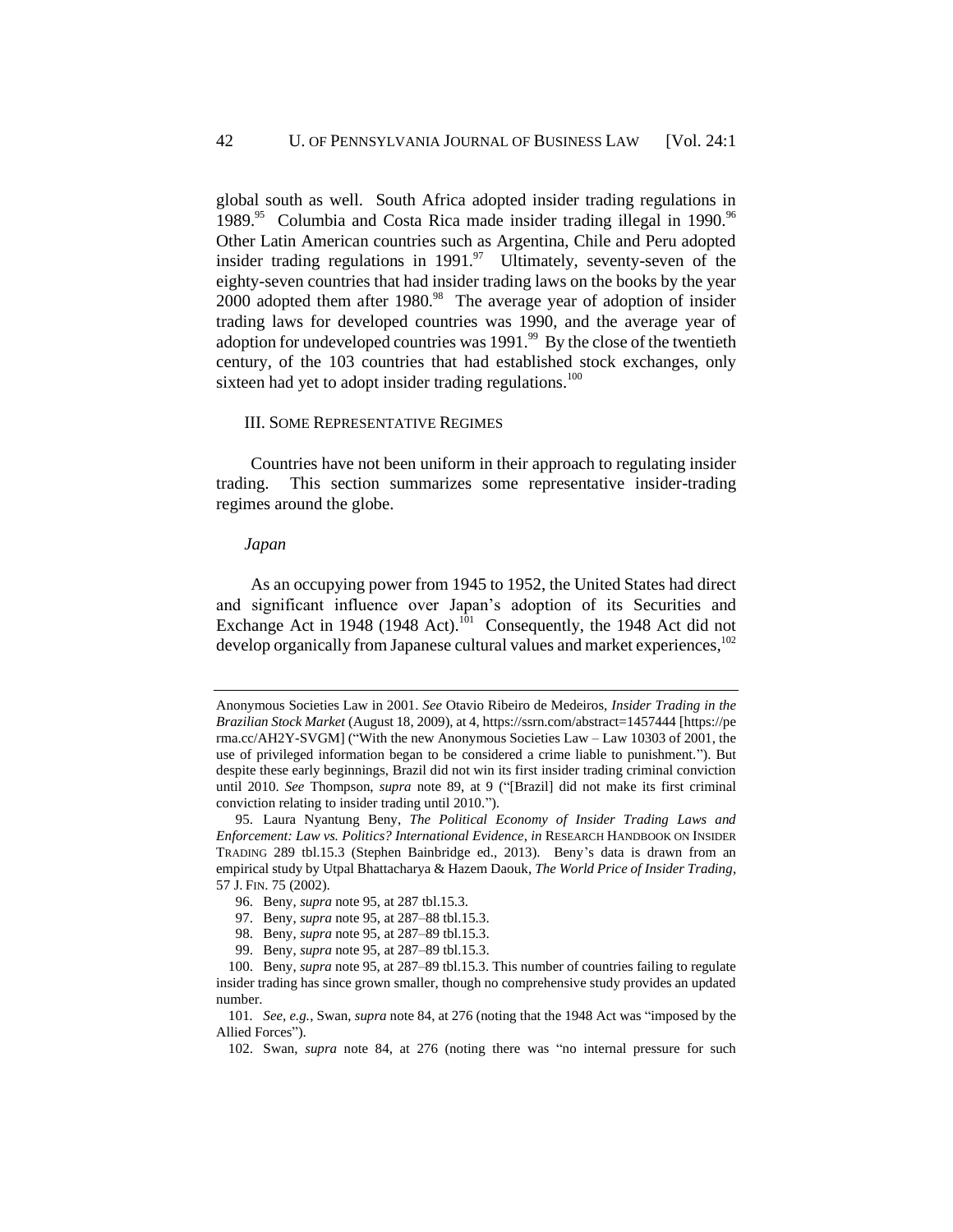global south as well. South Africa adopted insider trading regulations in 1989.[95] Columbia and Costa Rica made insider trading illegal in 1990.[96] Other Latin American countries such as Argentina, Chile and Peru adopted insider trading regulations in 1991.[97] Ultimately, seventy-seven of the eighty-seven countries that had insider trading laws on the books by the year 2000 adopted them after 1980.[98] The average year of adoption of insider trading laws for developed countries was 1990, and the average year of adoption for undeveloped countries was 1991.[99] By the close of the twentieth century, of the 103 countries that had established stock exchanges, only sixteen had yet to adopt insider trading regulations.[100]

## III. Some Representative Regimes

Countries have not been uniform in their approach to regulating insider trading. This section summarizes some representative insider-trading regimes around the globe.

### *Japan*

As an occupying power from 1945 to 1952, the United States had direct and significant influence over Japan's adoption of its Securities and Exchange Act in 1948 (1948 Act).[101] Consequently, the 1948 Act did not develop organically from Japanese cultural values and market experiences,[102]

---

Anonymous Societies Law in 2001. *See* Otavio Ribeiro de Medeiros, *Insider Trading in the Brazilian Stock Market* (August 18, 2009), at 4, https://ssrn.com/abstract=1457444 [https://perma.cc/AH2Y-SVGM] ("With the new Anonymous Societies Law – Law 10303 of 2001, the use of privileged information began to be considered a crime liable to punishment."). But despite these early beginnings, Brazil did not win its first insider trading criminal conviction until 2010. *See* Thompson, *supra* note 89, at 9 ("[Brazil] did not make its first criminal conviction relating to insider trading until 2010.").

95. Laura Nyantung Beny, *The Political Economy of Insider Trading Laws and Enforcement: Law vs. Politics? International Evidence*, *in* Research Handbook on Insider Trading 289 tbl.15.3 (Stephen Bainbridge ed., 2013). Beny's data is drawn from an empirical study by Utpal Bhattacharya & Hazem Daouk, *The World Price of Insider Trading*, 57 J. Fin. 75 (2002).

96. Beny, *supra* note 95, at 287 tbl.15.3.

97. Beny, *supra* note 95, at 287–88 tbl.15.3.

98. Beny, *supra* note 95, at 287–89 tbl.15.3.

99. Beny, *supra* note 95, at 287–89 tbl.15.3.

100. Beny, *supra* note 95, at 287–89 tbl.15.3. This number of countries failing to regulate insider trading has since grown smaller, though no comprehensive study provides an updated number.

101. *See, e.g.*, Swan, *supra* note 84, at 276 (noting that the 1948 Act was "imposed by the Allied Forces").

102. Swan, *supra* note 84, at 276 (noting there was "no internal pressure for such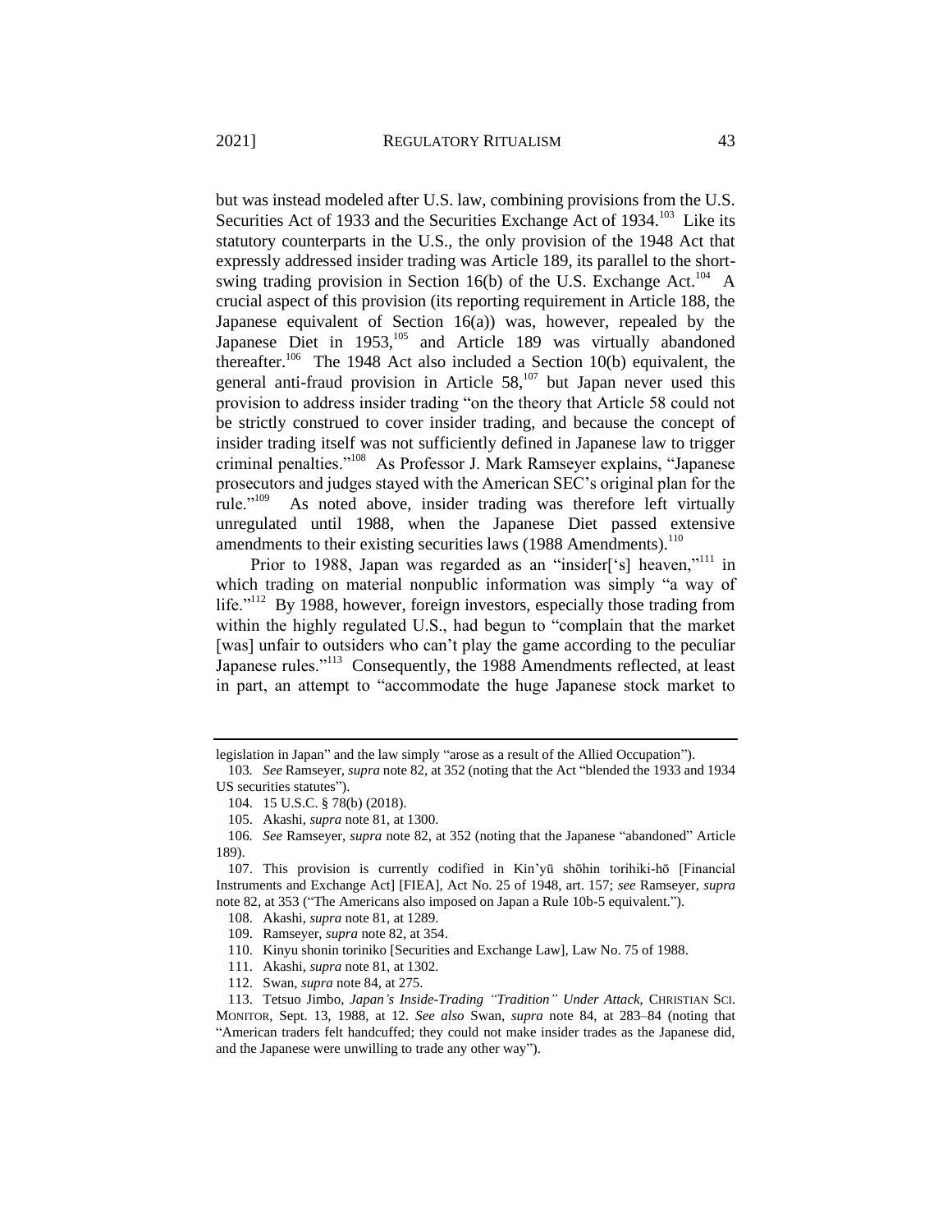but was instead modeled after U.S. law, combining provisions from the U.S. Securities Act of 1933 and the Securities Exchange Act of 1934.[103] Like its statutory counterparts in the U.S., the only provision of the 1948 Act that expressly addressed insider trading was Article 189, its parallel to the short-swing trading provision in Section 16(b) of the U.S. Exchange Act.[104] A crucial aspect of this provision (its reporting requirement in Article 188, the Japanese equivalent of Section 16(a)) was, however, repealed by the Japanese Diet in 1953,[105] and Article 189 was virtually abandoned thereafter.[106] The 1948 Act also included a Section 10(b) equivalent, the general anti-fraud provision in Article 58,[107] but Japan never used this provision to address insider trading "on the theory that Article 58 could not be strictly construed to cover insider trading, and because the concept of insider trading itself was not sufficiently defined in Japanese law to trigger criminal penalties."[108] As Professor J. Mark Ramseyer explains, "Japanese prosecutors and judges stayed with the American SEC's original plan for the rule."[109] As noted above, insider trading was therefore left virtually unregulated until 1988, when the Japanese Diet passed extensive amendments to their existing securities laws (1988 Amendments).[110]

Prior to 1988, Japan was regarded as an "insider['s] heaven,"[111] in which trading on material nonpublic information was simply "a way of life."[112] By 1988, however, foreign investors, especially those trading from within the highly regulated U.S., had begun to "complain that the market [was] unfair to outsiders who can't play the game according to the peculiar Japanese rules."[113] Consequently, the 1988 Amendments reflected, at least in part, an attempt to "accommodate the huge Japanese stock market to

---

legislation in Japan" and the law simply "arose as a result of the Allied Occupation").

103. *See* Ramseyer, *supra* note 82, at 352 (noting that the Act "blended the 1933 and 1934 US securities statutes").

104. 15 U.S.C. § 78(b) (2018).

105. Akashi, *supra* note 81, at 1300.

106. *See* Ramseyer, *supra* note 82, at 352 (noting that the Japanese "abandoned" Article 189).

107. This provision is currently codified in Kin'yū shōhin torihiki-hō [Financial Instruments and Exchange Act] [FIEA], Act No. 25 of 1948, art. 157; *see* Ramseyer, *supra* note 82, at 353 ("The Americans also imposed on Japan a Rule 10b-5 equivalent.").

108. Akashi, *supra* note 81, at 1289.

109. Ramseyer, *supra* note 82, at 354.

110. Kinyu shonin toriniko [Securities and Exchange Law], Law No. 75 of 1988.

111. Akashi, *supra* note 81, at 1302.

112. Swan, *supra* note 84, at 275.

113. Tetsuo Jimbo, *Japan's Inside-Trading "Tradition" Under Attack*, CHRISTIAN SCI. MONITOR, Sept. 13, 1988, at 12. *See also* Swan, *supra* note 84, at 283–84 (noting that "American traders felt handcuffed; they could not make insider trades as the Japanese did, and the Japanese were unwilling to trade any other way").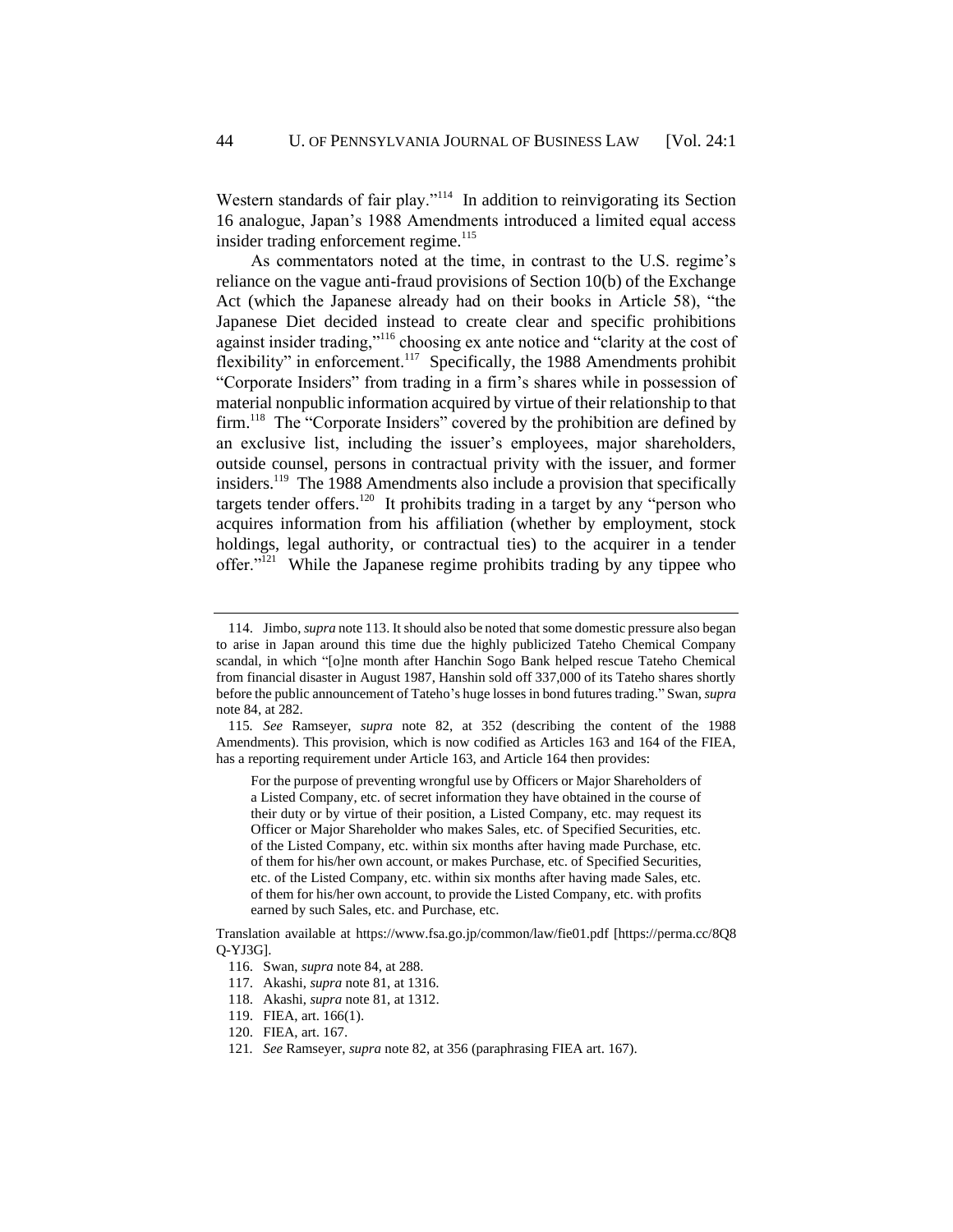Western standards of fair play."[114] In addition to reinvigorating its Section 16 analogue, Japan's 1988 Amendments introduced a limited equal access insider trading enforcement regime.[115]

As commentators noted at the time, in contrast to the U.S. regime's reliance on the vague anti-fraud provisions of Section 10(b) of the Exchange Act (which the Japanese already had on their books in Article 58), "the Japanese Diet decided instead to create clear and specific prohibitions against insider trading,"[116] choosing ex ante notice and "clarity at the cost of flexibility" in enforcement.[117] Specifically, the 1988 Amendments prohibit "Corporate Insiders" from trading in a firm's shares while in possession of material nonpublic information acquired by virtue of their relationship to that firm.[118] The "Corporate Insiders" covered by the prohibition are defined by an exclusive list, including the issuer's employees, major shareholders, outside counsel, persons in contractual privity with the issuer, and former insiders.[119] The 1988 Amendments also include a provision that specifically targets tender offers.[120] It prohibits trading in a target by any "person who acquires information from his affiliation (whether by employment, stock holdings, legal authority, or contractual ties) to the acquirer in a tender offer."[121] While the Japanese regime prohibits trading by any tippee who

---

114. Jimbo, *supra* note 113. It should also be noted that some domestic pressure also began to arise in Japan around this time due the highly publicized Tateho Chemical Company scandal, in which "[o]ne month after Hanchin Sogo Bank helped rescue Tateho Chemical from financial disaster in August 1987, Hanshin sold off 337,000 of its Tateho shares shortly before the public announcement of Tateho's huge losses in bond futures trading." Swan, *supra* note 84, at 282.

115. *See* Ramseyer, *supra* note 82, at 352 (describing the content of the 1988 Amendments). This provision, which is now codified as Articles 163 and 164 of the FIEA, has a reporting requirement under Article 163, and Article 164 then provides:

> For the purpose of preventing wrongful use by Officers or Major Shareholders of a Listed Company, etc. of secret information they have obtained in the course of their duty or by virtue of their position, a Listed Company, etc. may request its Officer or Major Shareholder who makes Sales, etc. of Specified Securities, etc. of the Listed Company, etc. within six months after having made Purchase, etc. of them for his/her own account, or makes Purchase, etc. of Specified Securities, etc. of the Listed Company, etc. within six months after having made Sales, etc. of them for his/her own account, to provide the Listed Company, etc. with profits earned by such Sales, etc. and Purchase, etc.

Translation available at https://www.fsa.go.jp/common/law/fie01.pdf [https://perma.cc/8Q8Q-YJ3G].

116. Swan, *supra* note 84, at 288.

117. Akashi, *supra* note 81, at 1316.

118. Akashi, *supra* note 81, at 1312.

119. FIEA, art. 166(1).

120. FIEA, art. 167.

121. *See* Ramseyer, *supra* note 82, at 356 (paraphrasing FIEA art. 167).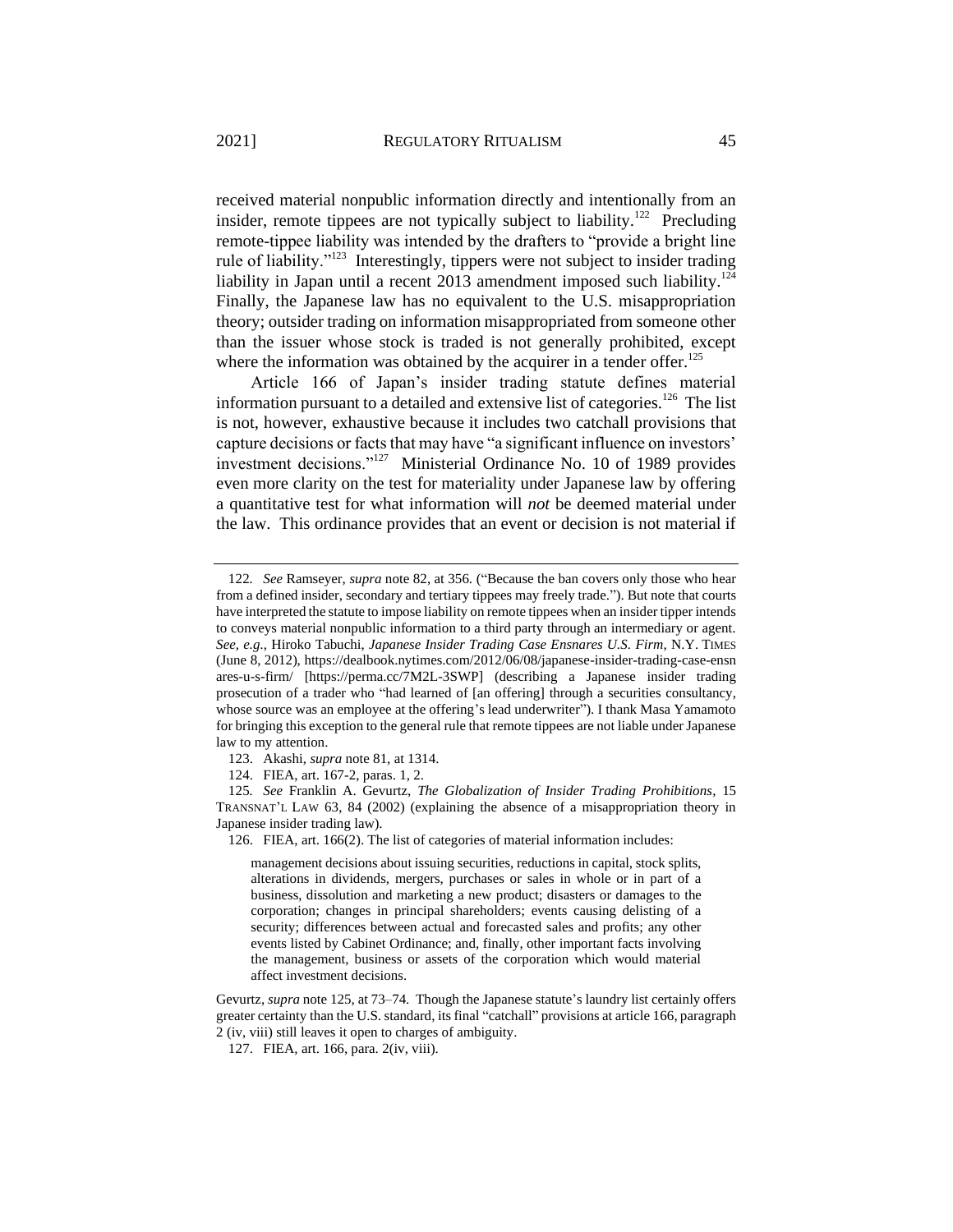received material nonpublic information directly and intentionally from an insider, remote tippees are not typically subject to liability.[122] Precluding remote-tippee liability was intended by the drafters to "provide a bright line rule of liability."[123] Interestingly, tippers were not subject to insider trading liability in Japan until a recent 2013 amendment imposed such liability.[124] Finally, the Japanese law has no equivalent to the U.S. misappropriation theory; outsider trading on information misappropriated from someone other than the issuer whose stock is traded is not generally prohibited, except where the information was obtained by the acquirer in a tender offer.[125]

Article 166 of Japan's insider trading statute defines material information pursuant to a detailed and extensive list of categories.[126] The list is not, however, exhaustive because it includes two catchall provisions that capture decisions or facts that may have "a significant influence on investors' investment decisions."[127] Ministerial Ordinance No. 10 of 1989 provides even more clarity on the test for materiality under Japanese law by offering a quantitative test for what information will *not* be deemed material under the law. This ordinance provides that an event or decision is not material if

---

122. *See* Ramseyer, *supra* note 82, at 356. ("Because the ban covers only those who hear from a defined insider, secondary and tertiary tippees may freely trade."). But note that courts have interpreted the statute to impose liability on remote tippees when an insider tipper intends to conveys material nonpublic information to a third party through an intermediary or agent. *See, e.g.*, Hiroko Tabuchi, *Japanese Insider Trading Case Ensnares U.S. Firm*, N.Y. TIMES (June 8, 2012), https://dealbook.nytimes.com/2012/06/08/japanese-insider-trading-case-ensnares-u-s-firm/ [https://perma.cc/7M2L-3SWP] (describing a Japanese insider trading prosecution of a trader who "had learned of [an offering] through a securities consultancy, whose source was an employee at the offering's lead underwriter"). I thank Masa Yamamoto for bringing this exception to the general rule that remote tippees are not liable under Japanese law to my attention.

123. Akashi, *supra* note 81, at 1314.

124. FIEA, art. 167-2, paras. 1, 2.

125. *See* Franklin A. Gevurtz, *The Globalization of Insider Trading Prohibitions*, 15 TRANSNAT'L LAW 63, 84 (2002) (explaining the absence of a misappropriation theory in Japanese insider trading law).

126. FIEA, art. 166(2). The list of categories of material information includes:

> management decisions about issuing securities, reductions in capital, stock splits, alterations in dividends, mergers, purchases or sales in whole or in part of a business, dissolution and marketing a new product; disasters or damages to the corporation; changes in principal shareholders; events causing delisting of a security; differences between actual and forecasted sales and profits; any other events listed by Cabinet Ordinance; and, finally, other important facts involving the management, business or assets of the corporation which would material affect investment decisions.

Gevurtz, *supra* note 125, at 73–74. Though the Japanese statute's laundry list certainly offers greater certainty than the U.S. standard, its final "catchall" provisions at article 166, paragraph 2 (iv, viii) still leaves it open to charges of ambiguity.

127. FIEA, art. 166, para. 2(iv, viii).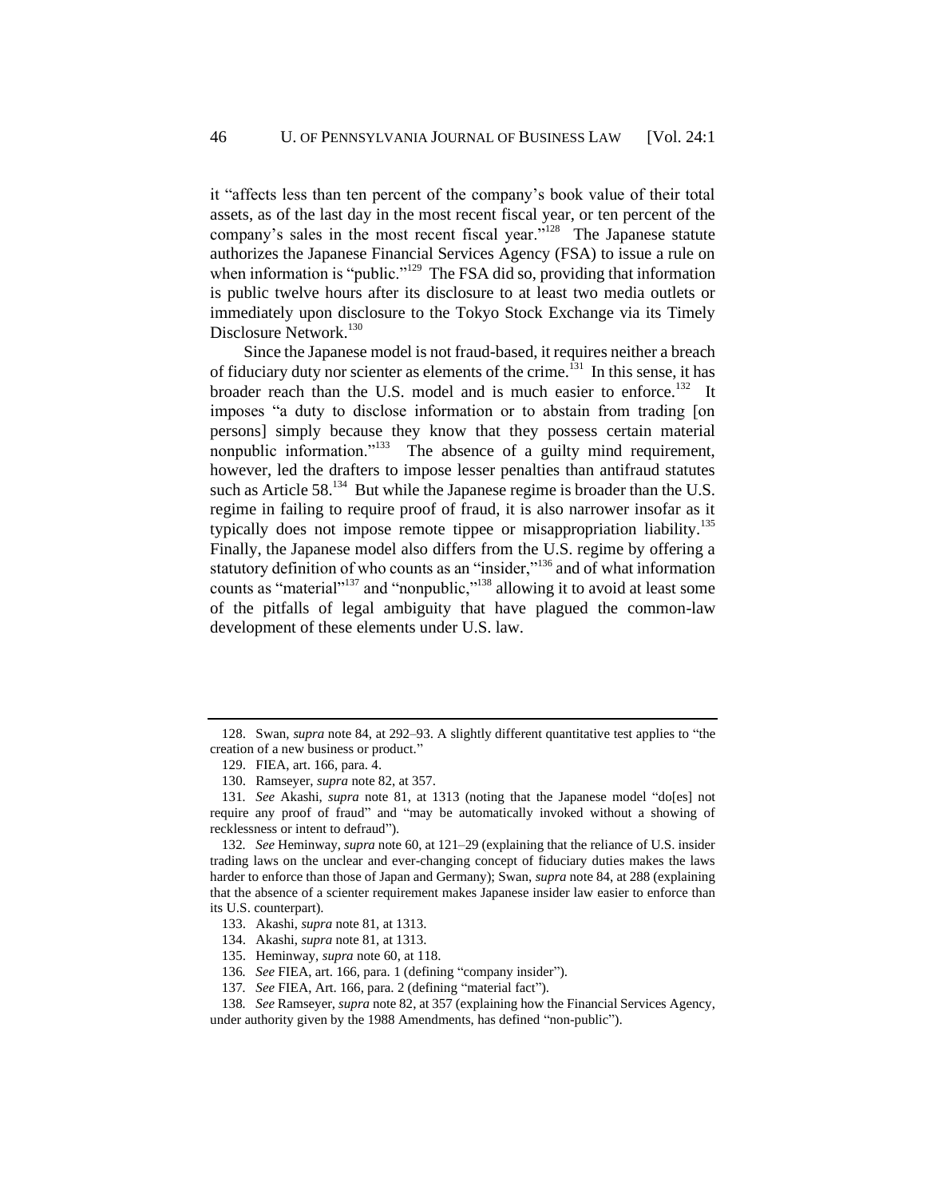it "affects less than ten percent of the company's book value of their total assets, as of the last day in the most recent fiscal year, or ten percent of the company's sales in the most recent fiscal year."[128] The Japanese statute authorizes the Japanese Financial Services Agency (FSA) to issue a rule on when information is "public."[129] The FSA did so, providing that information is public twelve hours after its disclosure to at least two media outlets or immediately upon disclosure to the Tokyo Stock Exchange via its Timely Disclosure Network.[130]

Since the Japanese model is not fraud-based, it requires neither a breach of fiduciary duty nor scienter as elements of the crime.[131] In this sense, it has broader reach than the U.S. model and is much easier to enforce.[132] It imposes "a duty to disclose information or to abstain from trading [on persons] simply because they know that they possess certain material nonpublic information."[133] The absence of a guilty mind requirement, however, led the drafters to impose lesser penalties than antifraud statutes such as Article 58.[134] But while the Japanese regime is broader than the U.S. regime in failing to require proof of fraud, it is also narrower insofar as it typically does not impose remote tippee or misappropriation liability.[135] Finally, the Japanese model also differs from the U.S. regime by offering a statutory definition of who counts as an "insider,"[136] and of what information counts as "material"[137] and "nonpublic,"[138] allowing it to avoid at least some of the pitfalls of legal ambiguity that have plagued the common-law development of these elements under U.S. law.

---

128. Swan, *supra* note 84, at 292–93. A slightly different quantitative test applies to "the creation of a new business or product."

129. FIEA, art. 166, para. 4.

130. Ramseyer, *supra* note 82, at 357.

131. *See* Akashi, *supra* note 81, at 1313 (noting that the Japanese model "do[es] not require any proof of fraud" and "may be automatically invoked without a showing of recklessness or intent to defraud").

132. *See* Heminway, *supra* note 60, at 121–29 (explaining that the reliance of U.S. insider trading laws on the unclear and ever-changing concept of fiduciary duties makes the laws harder to enforce than those of Japan and Germany); Swan, *supra* note 84, at 288 (explaining that the absence of a scienter requirement makes Japanese insider law easier to enforce than its U.S. counterpart).

133. Akashi, *supra* note 81, at 1313.

134. Akashi, *supra* note 81, at 1313.

135. Heminway, *supra* note 60, at 118.

136. *See* FIEA, art. 166, para. 1 (defining "company insider").

137. *See* FIEA, Art. 166, para. 2 (defining "material fact").

138. *See* Ramseyer, *supra* note 82, at 357 (explaining how the Financial Services Agency, under authority given by the 1988 Amendments, has defined "non-public").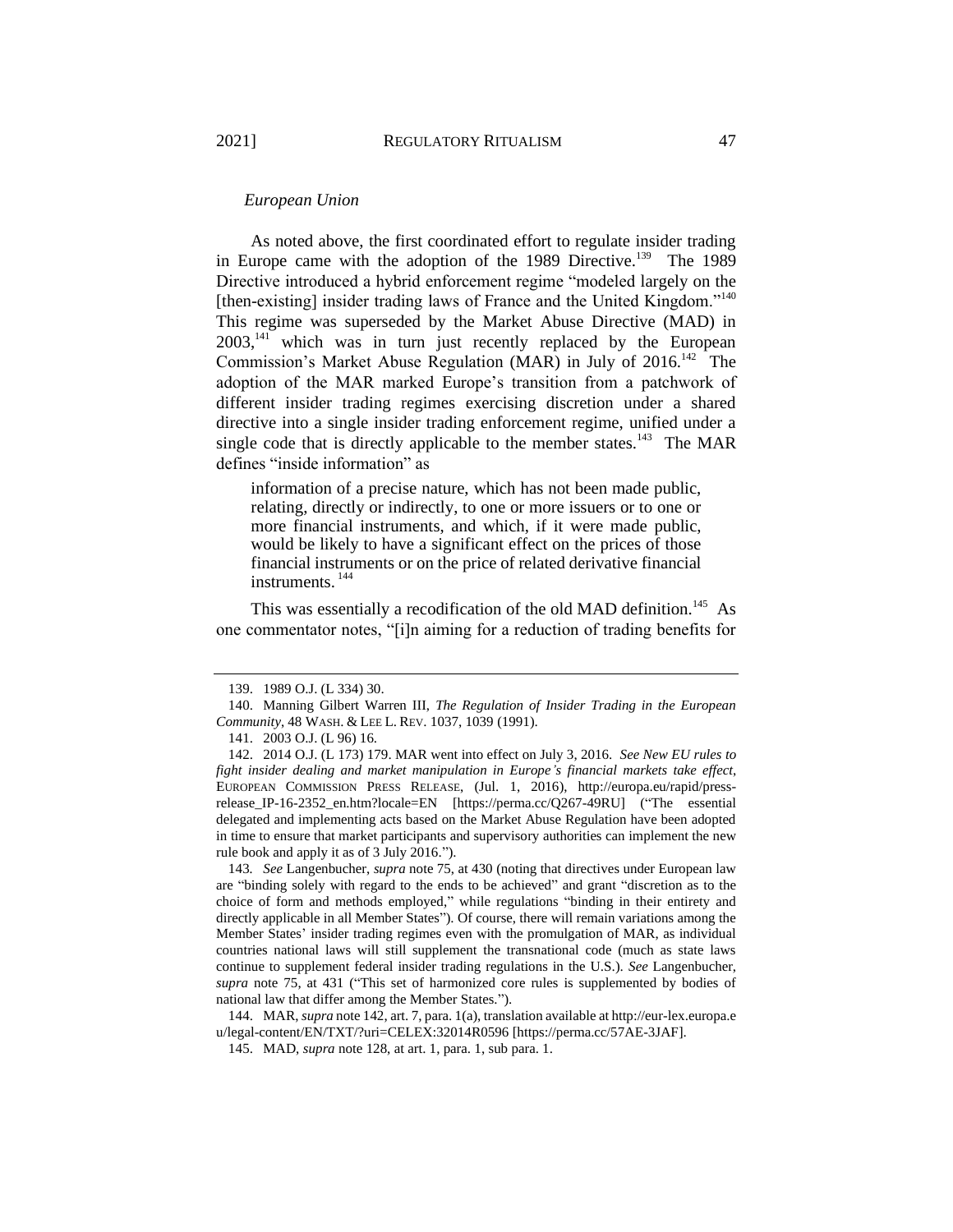*European Union*

As noted above, the first coordinated effort to regulate insider trading in Europe came with the adoption of the 1989 Directive.[139] The 1989 Directive introduced a hybrid enforcement regime "modeled largely on the [then-existing] insider trading laws of France and the United Kingdom."[140] This regime was superseded by the Market Abuse Directive (MAD) in 2003,[141] which was in turn just recently replaced by the European Commission's Market Abuse Regulation (MAR) in July of 2016.[142] The adoption of the MAR marked Europe's transition from a patchwork of different insider trading regimes exercising discretion under a shared directive into a single insider trading enforcement regime, unified under a single code that is directly applicable to the member states.[143] The MAR defines "inside information" as

> information of a precise nature, which has not been made public, relating, directly or indirectly, to one or more issuers or to one or more financial instruments, and which, if it were made public, would be likely to have a significant effect on the prices of those financial instruments or on the price of related derivative financial instruments.[144]

This was essentially a recodification of the old MAD definition.[145] As one commentator notes, "[i]n aiming for a reduction of trading benefits for

---

139. 1989 O.J. (L 334) 30.

140. Manning Gilbert Warren III, *The Regulation of Insider Trading in the European Community*, 48 WASH. & LEE L. REV. 1037, 1039 (1991).

141. 2003 O.J. (L 96) 16.

142. 2014 O.J. (L 173) 179. MAR went into effect on July 3, 2016. *See New EU rules to fight insider dealing and market manipulation in Europe's financial markets take effect*, EUROPEAN COMMISSION PRESS RELEASE, (Jul. 1, 2016), http://europa.eu/rapid/press-release_IP-16-2352_en.htm?locale=EN [https://perma.cc/Q267-49RU] ("The essential delegated and implementing acts based on the Market Abuse Regulation have been adopted in time to ensure that market participants and supervisory authorities can implement the new rule book and apply it as of 3 July 2016.").

143. *See* Langenbucher, *supra* note 75, at 430 (noting that directives under European law are "binding solely with regard to the ends to be achieved" and grant "discretion as to the choice of form and methods employed," while regulations "binding in their entirety and directly applicable in all Member States"). Of course, there will remain variations among the Member States' insider trading regimes even with the promulgation of MAR, as individual countries national laws will still supplement the transnational code (much as state laws continue to supplement federal insider trading regulations in the U.S.). *See* Langenbucher, *supra* note 75, at 431 ("This set of harmonized core rules is supplemented by bodies of national law that differ among the Member States.").

144. MAR, *supra* note 142, art. 7, para. 1(a), translation available at http://eur-lex.europa.eu/legal-content/EN/TXT/?uri=CELEX:32014R0596 [https://perma.cc/57AE-3JAF].

145. MAD, *supra* note 128, at art. 1, para. 1, sub para. 1.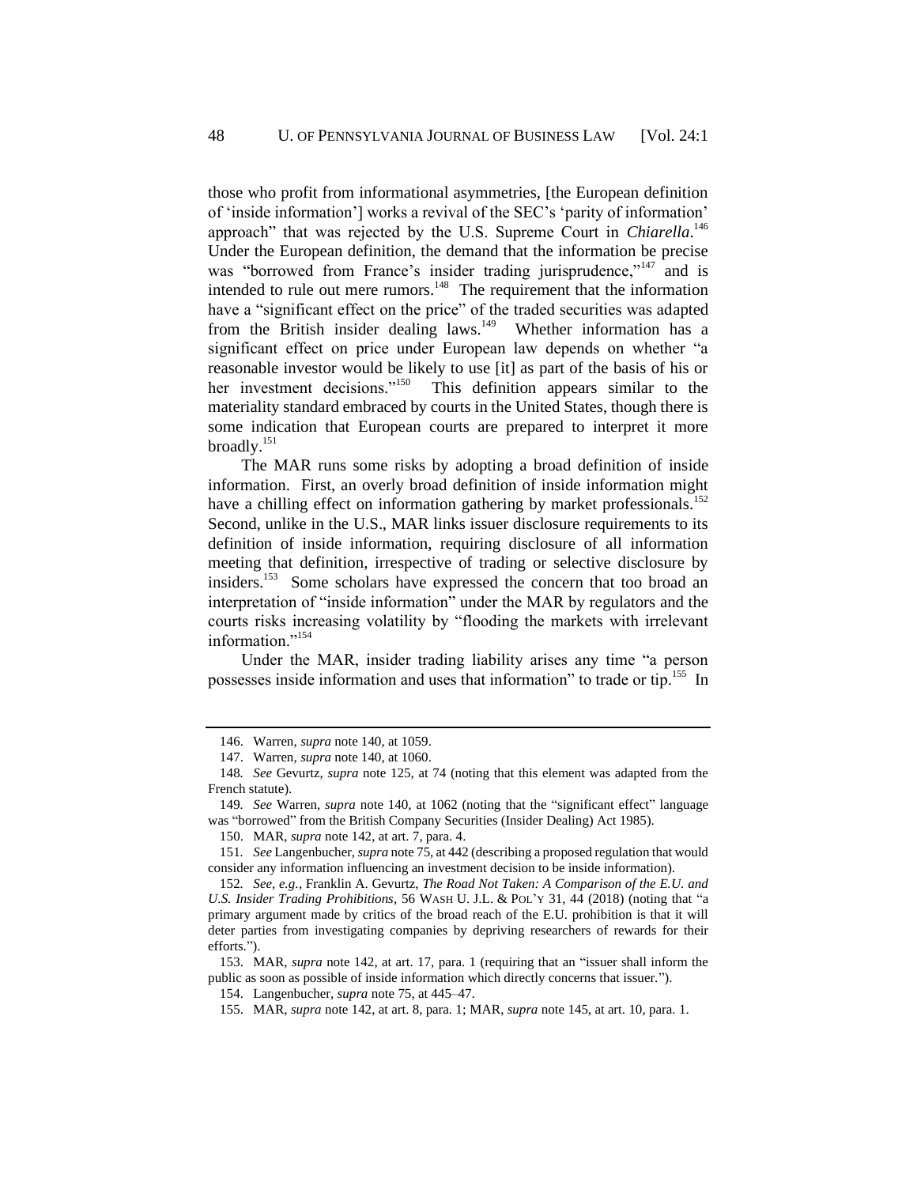those who profit from informational asymmetries, [the European definition of 'inside information'] works a revival of the SEC's 'parity of information' approach" that was rejected by the U.S. Supreme Court in *Chiarella*.[146] Under the European definition, the demand that the information be precise was "borrowed from France's insider trading jurisprudence,"[147] and is intended to rule out mere rumors.[148] The requirement that the information have a "significant effect on the price" of the traded securities was adapted from the British insider dealing laws.[149] Whether information has a significant effect on price under European law depends on whether "a reasonable investor would be likely to use [it] as part of the basis of his or her investment decisions."[150] This definition appears similar to the materiality standard embraced by courts in the United States, though there is some indication that European courts are prepared to interpret it more broadly.[151]

The MAR runs some risks by adopting a broad definition of inside information. First, an overly broad definition of inside information might have a chilling effect on information gathering by market professionals.[152] Second, unlike in the U.S., MAR links issuer disclosure requirements to its definition of inside information, requiring disclosure of all information meeting that definition, irrespective of trading or selective disclosure by insiders.[153] Some scholars have expressed the concern that too broad an interpretation of "inside information" under the MAR by regulators and the courts risks increasing volatility by "flooding the markets with irrelevant information."[154]

Under the MAR, insider trading liability arises any time "a person possesses inside information and uses that information" to trade or tip.[155] In

---

146. Warren, *supra* note 140, at 1059.

147. Warren, *supra* note 140, at 1060.

148. *See* Gevurtz, *supra* note 125, at 74 (noting that this element was adapted from the French statute).

149. *See* Warren, *supra* note 140, at 1062 (noting that the "significant effect" language was "borrowed" from the British Company Securities (Insider Dealing) Act 1985).

150. MAR, *supra* note 142, at art. 7, para. 4.

151. *See* Langenbucher, *supra* note 75, at 442 (describing a proposed regulation that would consider any information influencing an investment decision to be inside information).

152. *See, e.g.*, Franklin A. Gevurtz, *The Road Not Taken: A Comparison of the E.U. and U.S. Insider Trading Prohibitions*, 56 WASH U. J.L. & POL'Y 31, 44 (2018) (noting that "a primary argument made by critics of the broad reach of the E.U. prohibition is that it will deter parties from investigating companies by depriving researchers of rewards for their efforts.").

153. MAR, *supra* note 142, at art. 17, para. 1 (requiring that an "issuer shall inform the public as soon as possible of inside information which directly concerns that issuer.").

154. Langenbucher, *supra* note 75, at 445–47.

155. MAR, *supra* note 142, at art. 8, para. 1; MAR, *supra* note 145, at art. 10, para. 1.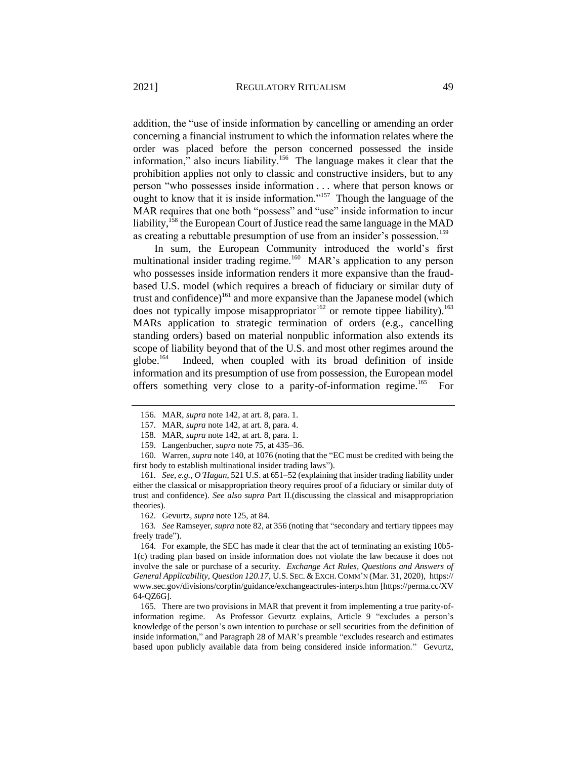addition, the "use of inside information by cancelling or amending an order concerning a financial instrument to which the information relates where the order was placed before the person concerned possessed the inside information," also incurs liability.[156] The language makes it clear that the prohibition applies not only to classic and constructive insiders, but to any person "who possesses inside information . . . where that person knows or ought to know that it is inside information."[157] Though the language of the MAR requires that one both "possess" and "use" inside information to incur liability,[158] the European Court of Justice read the same language in the MAD as creating a rebuttable presumption of use from an insider's possession.[159]

In sum, the European Community introduced the world's first multinational insider trading regime.[160] MAR's application to any person who possesses inside information renders it more expansive than the fraud-based U.S. model (which requires a breach of fiduciary or similar duty of trust and confidence)[161] and more expansive than the Japanese model (which does not typically impose misappropriator[162] or remote tippee liability).[163] MARs application to strategic termination of orders (e.g., cancelling standing orders) based on material nonpublic information also extends its scope of liability beyond that of the U.S. and most other regimes around the globe.[164] Indeed, when coupled with its broad definition of inside information and its presumption of use from possession, the European model offers something very close to a parity-of-information regime.[165] For

---

156. MAR, *supra* note 142, at art. 8, para. 1.

157. MAR, *supra* note 142, at art. 8, para. 4.

158. MAR, *supra* note 142, at art. 8, para. 1.

159. Langenbucher, *supra* note 75, at 435–36.

160. Warren, *supra* note 140, at 1076 (noting that the "EC must be credited with being the first body to establish multinational insider trading laws").

161. *See, e.g., O'Hagan,* 521 U.S. at 651–52 (explaining that insider trading liability under either the classical or misappropriation theory requires proof of a fiduciary or similar duty of trust and confidence). *See also supra* Part II.(discussing the classical and misappropriation theories).

162. Gevurtz, *supra* note 125, at 84.

163. *See* Ramseyer, *supra* note 82, at 356 (noting that "secondary and tertiary tippees may freely trade").

164. For example, the SEC has made it clear that the act of terminating an existing 10b5-1(c) trading plan based on inside information does not violate the law because it does not involve the sale or purchase of a security. *Exchange Act Rules, Questions and Answers of General Applicability, Question 120.17*, U.S. SEC. & EXCH. COMM'N (Mar. 31, 2020), https://www.sec.gov/divisions/corpfin/guidance/exchangeactrules-interps.htm [https://perma.cc/XV64-QZ6G].

165. There are two provisions in MAR that prevent it from implementing a true parity-of-information regime. As Professor Gevurtz explains, Article 9 "excludes a person's knowledge of the person's own intention to purchase or sell securities from the definition of inside information," and Paragraph 28 of MAR's preamble "excludes research and estimates based upon publicly available data from being considered inside information." Gevurtz,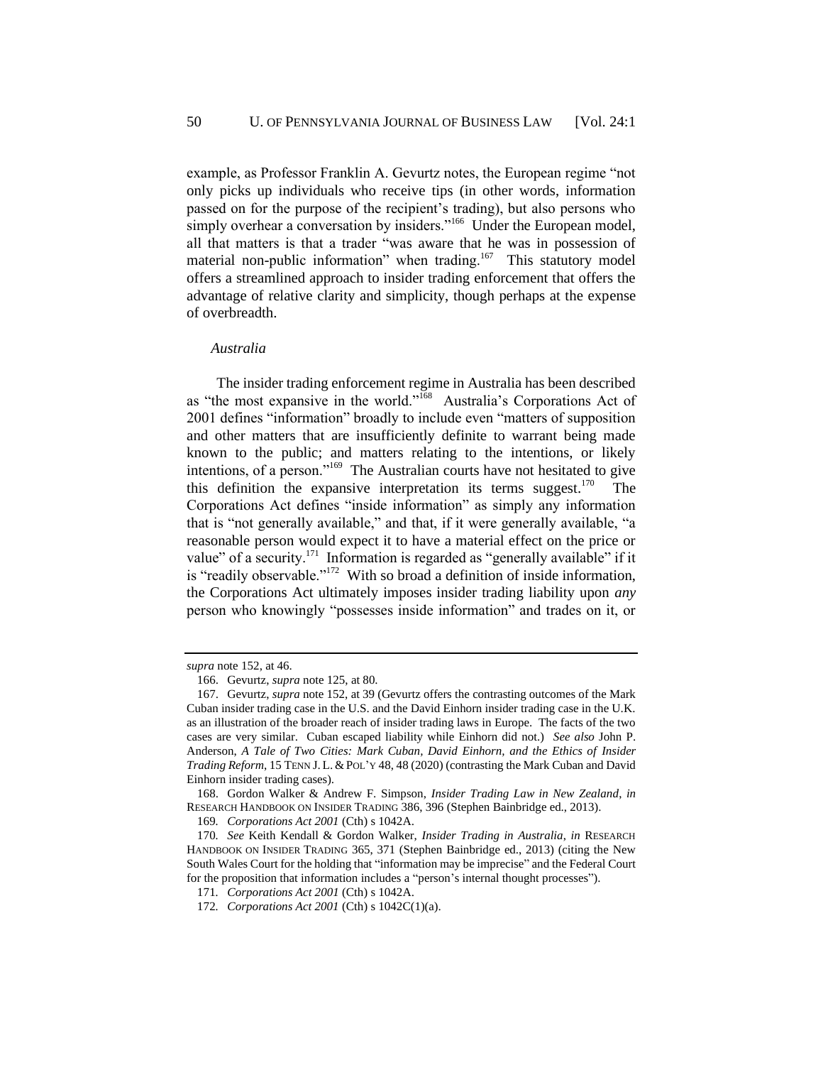example, as Professor Franklin A. Gevurtz notes, the European regime "not only picks up individuals who receive tips (in other words, information passed on for the purpose of the recipient's trading), but also persons who simply overhear a conversation by insiders."[166] Under the European model, all that matters is that a trader "was aware that he was in possession of material non-public information" when trading.[167] This statutory model offers a streamlined approach to insider trading enforcement that offers the advantage of relative clarity and simplicity, though perhaps at the expense of overbreadth.

### *Australia*

The insider trading enforcement regime in Australia has been described as "the most expansive in the world."[168] Australia's Corporations Act of 2001 defines "information" broadly to include even "matters of supposition and other matters that are insufficiently definite to warrant being made known to the public; and matters relating to the intentions, or likely intentions, of a person."[169] The Australian courts have not hesitated to give this definition the expansive interpretation its terms suggest.[170] The Corporations Act defines "inside information" as simply any information that is "not generally available," and that, if it were generally available, "a reasonable person would expect it to have a material effect on the price or value" of a security.[171] Information is regarded as "generally available" if it is "readily observable."[172] With so broad a definition of inside information, the Corporations Act ultimately imposes insider trading liability upon *any* person who knowingly "possesses inside information" and trades on it, or

---

*supra* note 152, at 46.

166. Gevurtz, *supra* note 125, at 80.

167. Gevurtz, *supra* note 152, at 39 (Gevurtz offers the contrasting outcomes of the Mark Cuban insider trading case in the U.S. and the David Einhorn insider trading case in the U.K. as an illustration of the broader reach of insider trading laws in Europe. The facts of the two cases are very similar. Cuban escaped liability while Einhorn did not.) *See also* John P. Anderson, *A Tale of Two Cities: Mark Cuban, David Einhorn, and the Ethics of Insider Trading Reform*, 15 TENN J. L. & POL'Y 48, 48 (2020) (contrasting the Mark Cuban and David Einhorn insider trading cases).

168. Gordon Walker & Andrew F. Simpson, *Insider Trading Law in New Zealand*, *in* RESEARCH HANDBOOK ON INSIDER TRADING 386, 396 (Stephen Bainbridge ed., 2013).

169. *Corporations Act 2001* (Cth) s 1042A.

170. *See* Keith Kendall & Gordon Walker, *Insider Trading in Australia*, *in* RESEARCH HANDBOOK ON INSIDER TRADING 365, 371 (Stephen Bainbridge ed., 2013) (citing the New South Wales Court for the holding that "information may be imprecise" and the Federal Court for the proposition that information includes a "person's internal thought processes").

171. *Corporations Act 2001* (Cth) s 1042A.

172. *Corporations Act 2001* (Cth) s 1042C(1)(a).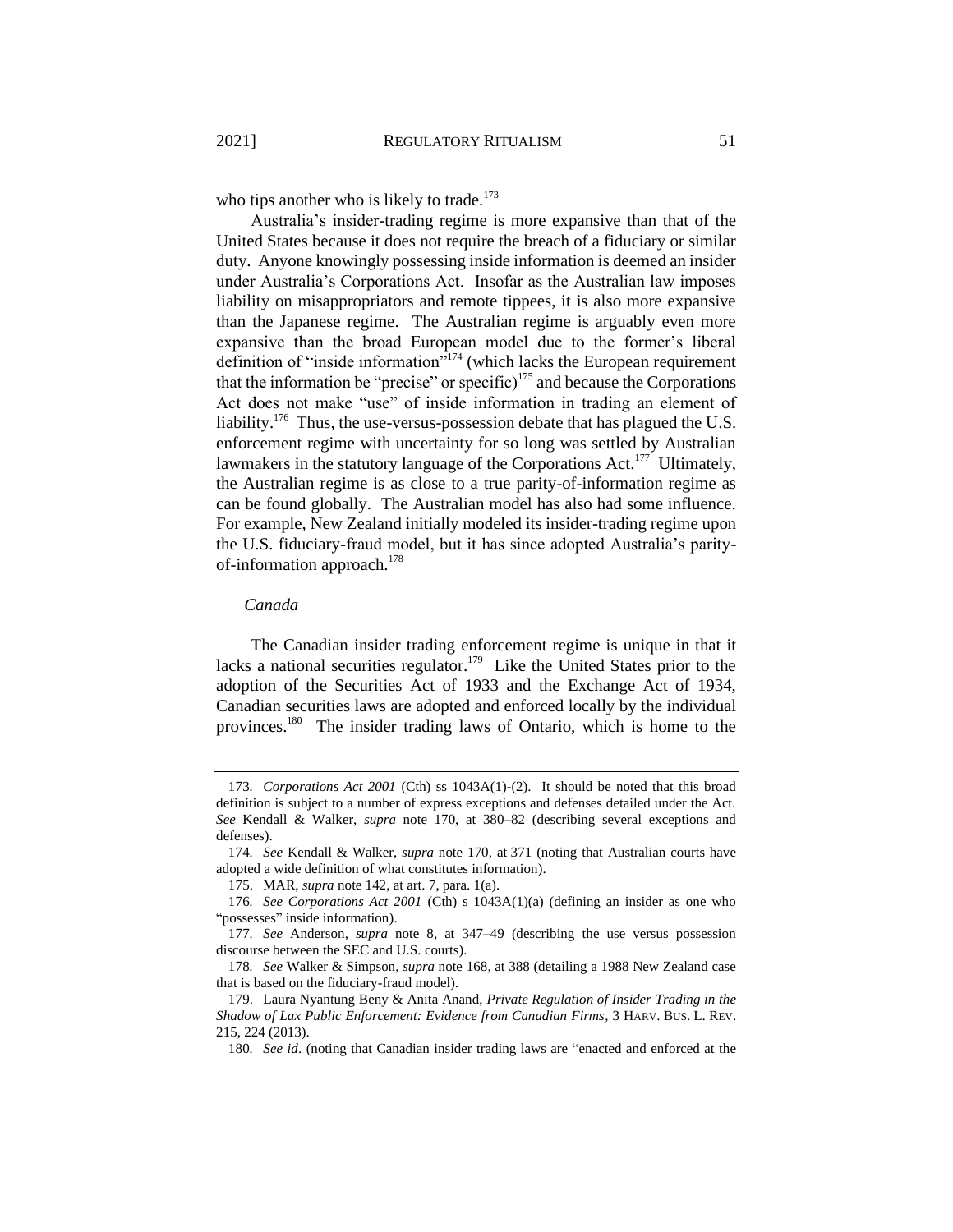who tips another who is likely to trade.[173]

Australia's insider-trading regime is more expansive than that of the United States because it does not require the breach of a fiduciary or similar duty. Anyone knowingly possessing inside information is deemed an insider under Australia's Corporations Act. Insofar as the Australian law imposes liability on misappropriators and remote tippees, it is also more expansive than the Japanese regime. The Australian regime is arguably even more expansive than the broad European model due to the former's liberal definition of "inside information"[174] (which lacks the European requirement that the information be "precise" or specific)[175] and because the Corporations Act does not make "use" of inside information in trading an element of liability.[176] Thus, the use-versus-possession debate that has plagued the U.S. enforcement regime with uncertainty for so long was settled by Australian lawmakers in the statutory language of the Corporations Act.[177] Ultimately, the Australian regime is as close to a true parity-of-information regime as can be found globally. The Australian model has also had some influence. For example, New Zealand initially modeled its insider-trading regime upon the U.S. fiduciary-fraud model, but it has since adopted Australia's parity-of-information approach.[178]

### *Canada*

The Canadian insider trading enforcement regime is unique in that it lacks a national securities regulator.[179] Like the United States prior to the adoption of the Securities Act of 1933 and the Exchange Act of 1934, Canadian securities laws are adopted and enforced locally by the individual provinces.[180] The insider trading laws of Ontario, which is home to the

---

173. *Corporations Act 2001* (Cth) ss 1043A(1)-(2). It should be noted that this broad definition is subject to a number of express exceptions and defenses detailed under the Act. *See* Kendall & Walker, *supra* note 170, at 380–82 (describing several exceptions and defenses).

174. *See* Kendall & Walker, *supra* note 170, at 371 (noting that Australian courts have adopted a wide definition of what constitutes information).

175. MAR, *supra* note 142, at art. 7, para. 1(a).

176. *See Corporations Act 2001* (Cth) s 1043A(1)(a) (defining an insider as one who "possesses" inside information).

177. *See* Anderson, *supra* note 8, at 347–49 (describing the use versus possession discourse between the SEC and U.S. courts).

178. *See* Walker & Simpson, *supra* note 168, at 388 (detailing a 1988 New Zealand case that is based on the fiduciary-fraud model).

179. Laura Nyantung Beny & Anita Anand, *Private Regulation of Insider Trading in the Shadow of Lax Public Enforcement: Evidence from Canadian Firms*, 3 HARV. BUS. L. REV. 215, 224 (2013).

180. *See id*. (noting that Canadian insider trading laws are "enacted and enforced at the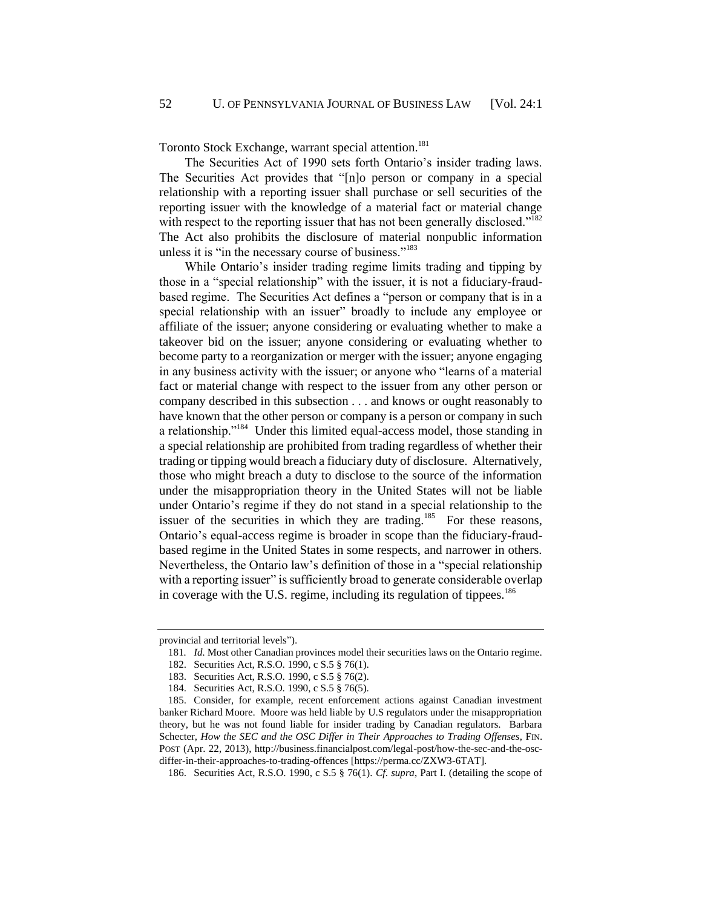Toronto Stock Exchange, warrant special attention.[181]

The Securities Act of 1990 sets forth Ontario's insider trading laws. The Securities Act provides that "[n]o person or company in a special relationship with a reporting issuer shall purchase or sell securities of the reporting issuer with the knowledge of a material fact or material change with respect to the reporting issuer that has not been generally disclosed."[182] The Act also prohibits the disclosure of material nonpublic information unless it is "in the necessary course of business."[183]

While Ontario's insider trading regime limits trading and tipping by those in a "special relationship" with the issuer, it is not a fiduciary-fraud-based regime. The Securities Act defines a "person or company that is in a special relationship with an issuer" broadly to include any employee or affiliate of the issuer; anyone considering or evaluating whether to make a takeover bid on the issuer; anyone considering or evaluating whether to become party to a reorganization or merger with the issuer; anyone engaging in any business activity with the issuer; or anyone who "learns of a material fact or material change with respect to the issuer from any other person or company described in this subsection . . . and knows or ought reasonably to have known that the other person or company is a person or company in such a relationship."[184] Under this limited equal-access model, those standing in a special relationship are prohibited from trading regardless of whether their trading or tipping would breach a fiduciary duty of disclosure. Alternatively, those who might breach a duty to disclose to the source of the information under the misappropriation theory in the United States will not be liable under Ontario's regime if they do not stand in a special relationship to the issuer of the securities in which they are trading.[185] For these reasons, Ontario's equal-access regime is broader in scope than the fiduciary-fraud-based regime in the United States in some respects, and narrower in others. Nevertheless, the Ontario law's definition of those in a "special relationship with a reporting issuer" is sufficiently broad to generate considerable overlap in coverage with the U.S. regime, including its regulation of tippees.[186]

---

provincial and territorial levels").

181. *Id.* Most other Canadian provinces model their securities laws on the Ontario regime.

182. Securities Act, R.S.O. 1990, c S.5 § 76(1).

183. Securities Act, R.S.O. 1990, c S.5 § 76(2).

184. Securities Act, R.S.O. 1990, c S.5 § 76(5).

185. Consider, for example, recent enforcement actions against Canadian investment banker Richard Moore. Moore was held liable by U.S regulators under the misappropriation theory, but he was not found liable for insider trading by Canadian regulators. Barbara Schecter, *How the SEC and the OSC Differ in Their Approaches to Trading Offenses*, FIN. POST (Apr. 22, 2013), http://business.financialpost.com/legal-post/how-the-sec-and-the-osc-differ-in-their-approaches-to-trading-offences [https://perma.cc/ZXW3-6TAT].

186. Securities Act, R.S.O. 1990, c S.5 § 76(1). *Cf. supra*, Part I. (detailing the scope of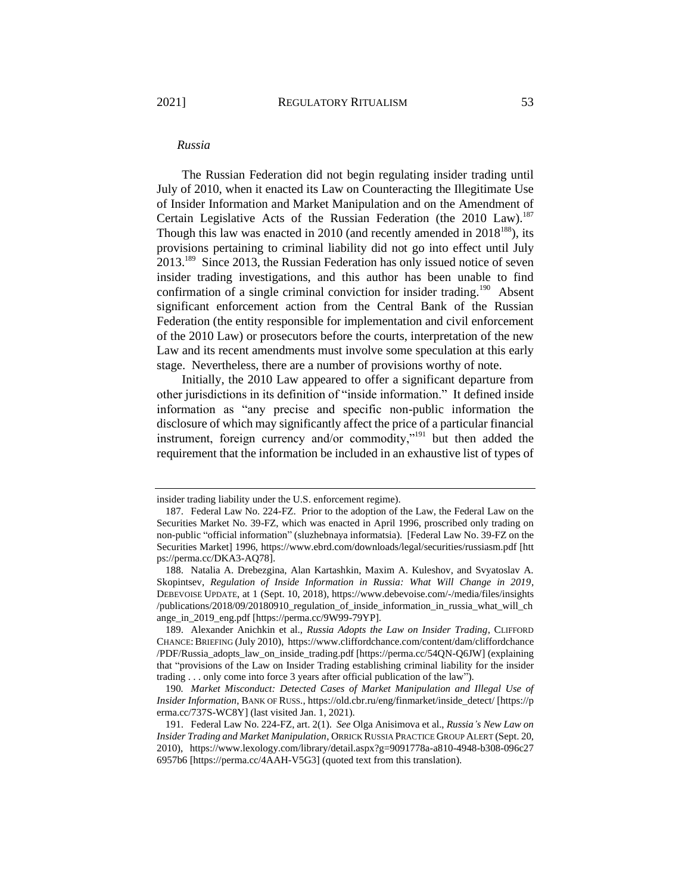*Russia*

The Russian Federation did not begin regulating insider trading until July of 2010, when it enacted its Law on Counteracting the Illegitimate Use of Insider Information and Market Manipulation and on the Amendment of Certain Legislative Acts of the Russian Federation (the 2010 Law).[187] Though this law was enacted in 2010 (and recently amended in 2018[188]), its provisions pertaining to criminal liability did not go into effect until July 2013.[189] Since 2013, the Russian Federation has only issued notice of seven insider trading investigations, and this author has been unable to find confirmation of a single criminal conviction for insider trading.[190] Absent significant enforcement action from the Central Bank of the Russian Federation (the entity responsible for implementation and civil enforcement of the 2010 Law) or prosecutors before the courts, interpretation of the new Law and its recent amendments must involve some speculation at this early stage. Nevertheless, there are a number of provisions worthy of note.

Initially, the 2010 Law appeared to offer a significant departure from other jurisdictions in its definition of "inside information." It defined inside information as "any precise and specific non-public information the disclosure of which may significantly affect the price of a particular financial instrument, foreign currency and/or commodity,"[191] but then added the requirement that the information be included in an exhaustive list of types of

---

insider trading liability under the U.S. enforcement regime).

187. Federal Law No. 224-FZ. Prior to the adoption of the Law, the Federal Law on the Securities Market No. 39-FZ, which was enacted in April 1996, proscribed only trading on non-public "official information" (sluzhebnaya informatsia). [Federal Law No. 39-FZ on the Securities Market] 1996, https://www.ebrd.com/downloads/legal/securities/russiasm.pdf [https://perma.cc/DKA3-AQ78].

188. Natalia A. Drebezgina, Alan Kartashkin, Maxim A. Kuleshov, and Svyatoslav A. Skopintsev, *Regulation of Inside Information in Russia: What Will Change in 2019*, DEBEVOISE UPDATE, at 1 (Sept. 10, 2018), https://www.debevoise.com/-/media/files/insights/publications/2018/09/20180910_regulation_of_inside_information_in_russia_what_will_change_in_2019_eng.pdf [https://perma.cc/9W99-79YP].

189. Alexander Anichkin et al., *Russia Adopts the Law on Insider Trading*, CLIFFORD CHANCE: BRIEFING (July 2010), https://www.cliffordchance.com/content/dam/cliffordchance/PDF/Russia_adopts_law_on_inside_trading.pdf [https://perma.cc/54QN-Q6JW] (explaining that "provisions of the Law on Insider Trading establishing criminal liability for the insider trading . . . only come into force 3 years after official publication of the law").

190. *Market Misconduct: Detected Cases of Market Manipulation and Illegal Use of Insider Information*, BANK OF RUSS., https://old.cbr.ru/eng/finmarket/inside_detect/ [https://perma.cc/737S-WC8Y] (last visited Jan. 1, 2021).

191. Federal Law No. 224-FZ, art. 2(1). *See* Olga Anisimova et al., *Russia's New Law on Insider Trading and Market Manipulation*, ORRICK RUSSIA PRACTICE GROUP ALERT (Sept. 20, 2010), https://www.lexology.com/library/detail.aspx?g=9091778a-a810-4948-b308-096c276957b6 [https://perma.cc/4AAH-V5G3] (quoted text from this translation).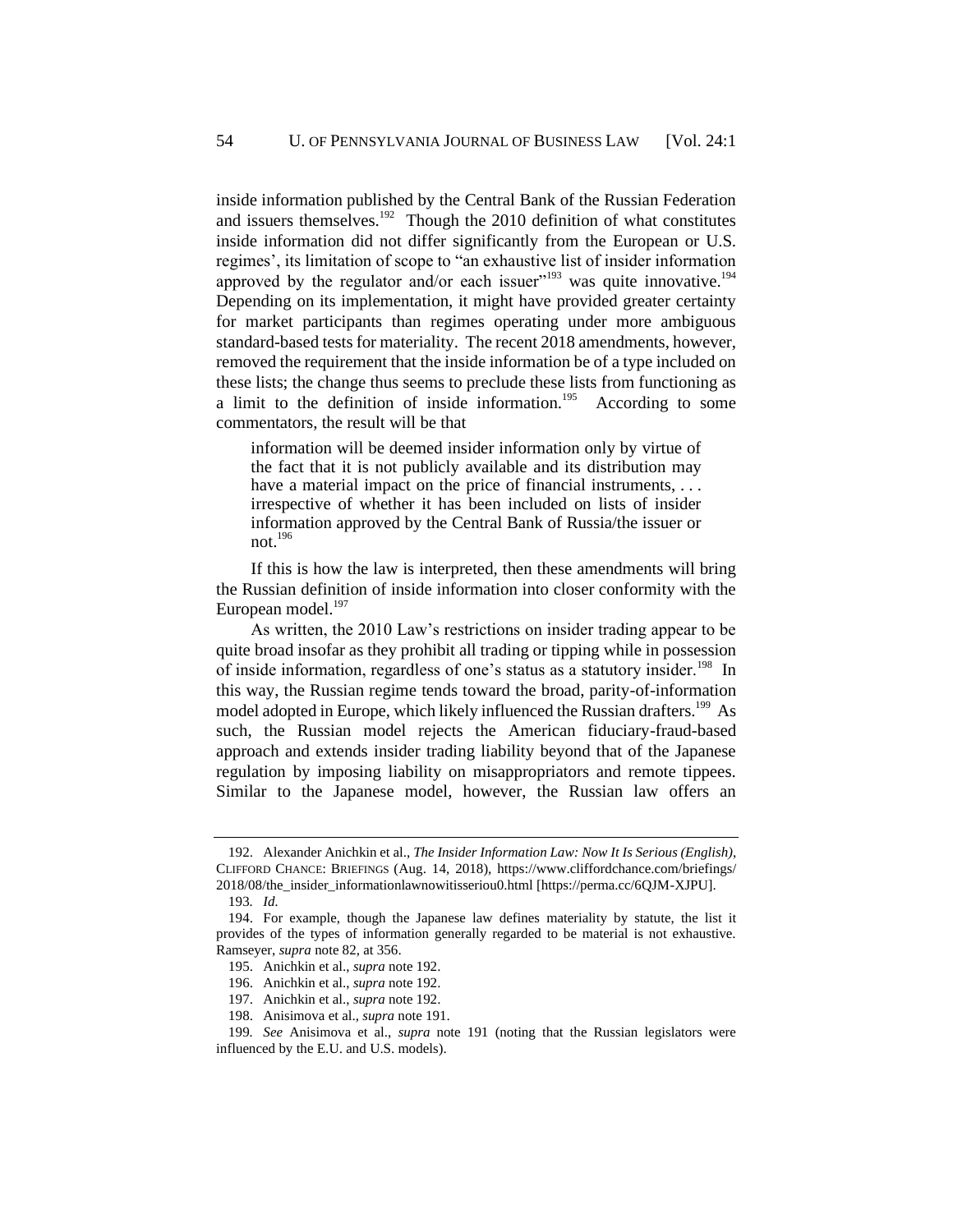inside information published by the Central Bank of the Russian Federation and issuers themselves.[192] Though the 2010 definition of what constitutes inside information did not differ significantly from the European or U.S. regimes', its limitation of scope to "an exhaustive list of insider information approved by the regulator and/or each issuer"[193] was quite innovative.[194] Depending on its implementation, it might have provided greater certainty for market participants than regimes operating under more ambiguous standard-based tests for materiality. The recent 2018 amendments, however, removed the requirement that the inside information be of a type included on these lists; the change thus seems to preclude these lists from functioning as a limit to the definition of inside information.[195] According to some commentators, the result will be that

> information will be deemed insider information only by virtue of the fact that it is not publicly available and its distribution may have a material impact on the price of financial instruments, . . . irrespective of whether it has been included on lists of insider information approved by the Central Bank of Russia/the issuer or not.[196]

If this is how the law is interpreted, then these amendments will bring the Russian definition of inside information into closer conformity with the European model.[197]

As written, the 2010 Law's restrictions on insider trading appear to be quite broad insofar as they prohibit all trading or tipping while in possession of inside information, regardless of one's status as a statutory insider.[198] In this way, the Russian regime tends toward the broad, parity-of-information model adopted in Europe, which likely influenced the Russian drafters.[199] As such, the Russian model rejects the American fiduciary-fraud-based approach and extends insider trading liability beyond that of the Japanese regulation by imposing liability on misappropriators and remote tippees. Similar to the Japanese model, however, the Russian law offers an

---

192. Alexander Anichkin et al., *The Insider Information Law: Now It Is Serious (English)*, CLIFFORD CHANCE: BRIEFINGS (Aug. 14, 2018), https://www.cliffordchance.com/briefings/2018/08/the_insider_informationlawnowitisseriou0.html [https://perma.cc/6QJM-XJPU].

193. *Id.*

194. For example, though the Japanese law defines materiality by statute, the list it provides of the types of information generally regarded to be material is not exhaustive. Ramseyer, *supra* note 82, at 356.

195. Anichkin et al., *supra* note 192.

196. Anichkin et al., *supra* note 192.

197. Anichkin et al., *supra* note 192.

198. Anisimova et al., *supra* note 191.

199. *See* Anisimova et al., *supra* note 191 (noting that the Russian legislators were influenced by the E.U. and U.S. models).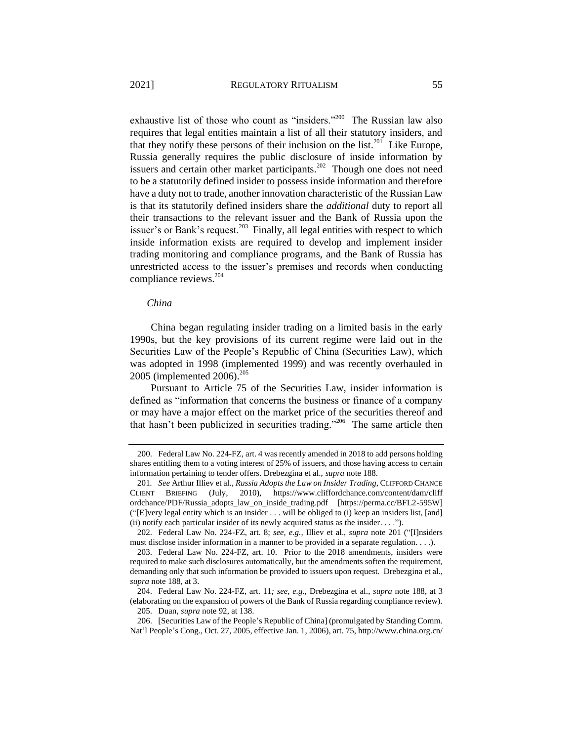exhaustive list of those who count as "insiders."[200] The Russian law also requires that legal entities maintain a list of all their statutory insiders, and that they notify these persons of their inclusion on the list.[201] Like Europe, Russia generally requires the public disclosure of inside information by issuers and certain other market participants.[202] Though one does not need to be a statutorily defined insider to possess inside information and therefore have a duty not to trade, another innovation characteristic of the Russian Law is that its statutorily defined insiders share the *additional* duty to report all their transactions to the relevant issuer and the Bank of Russia upon the issuer's or Bank's request.[203] Finally, all legal entities with respect to which inside information exists are required to develop and implement insider trading monitoring and compliance programs, and the Bank of Russia has unrestricted access to the issuer's premises and records when conducting compliance reviews.[204]

*China*

China began regulating insider trading on a limited basis in the early 1990s, but the key provisions of its current regime were laid out in the Securities Law of the People's Republic of China (Securities Law), which was adopted in 1998 (implemented 1999) and was recently overhauled in 2005 (implemented 2006).[205]

Pursuant to Article 75 of the Securities Law, insider information is defined as "information that concerns the business or finance of a company or may have a major effect on the market price of the securities thereof and that hasn't been publicized in securities trading."[206] The same article then

---

200. Federal Law No. 224-FZ, art. 4 was recently amended in 2018 to add persons holding shares entitling them to a voting interest of 25% of issuers, and those having access to certain information pertaining to tender offers. Drebezgina et al., *supra* note 188.

201. *See* Arthur Illiev et al., *Russia Adopts the Law on Insider Trading*, CLIFFORD CHANCE CLIENT BRIEFING (July, 2010), https://www.cliffordchance.com/content/dam/cliffordchance/PDF/Russia_adopts_law_on_inside_trading.pdf [https://perma.cc/BFL2-595W] ("[E]very legal entity which is an insider . . . will be obliged to (i) keep an insiders list, [and] (ii) notify each particular insider of its newly acquired status as the insider. . . .").

202. Federal Law No. 224-FZ, art. 8; *see, e.g.*, Illiev et al., *supra* note 201 ("[I]nsiders must disclose insider information in a manner to be provided in a separate regulation. . . .).

203. Federal Law No. 224-FZ, art. 10. Prior to the 2018 amendments, insiders were required to make such disclosures automatically, but the amendments soften the requirement, demanding only that such information be provided to issuers upon request. Drebezgina et al., *supra* note 188, at 3.

204. Federal Law No. 224-FZ, art. 11*; see, e.g.*, Drebezgina et al., *supra* note 188, at 3 (elaborating on the expansion of powers of the Bank of Russia regarding compliance review).

205. Duan, *supra* note 92, at 138.

206. [Securities Law of the People's Republic of China] (promulgated by Standing Comm. Nat'l People's Cong., Oct. 27, 2005, effective Jan. 1, 2006), art. 75, http://www.china.org.cn/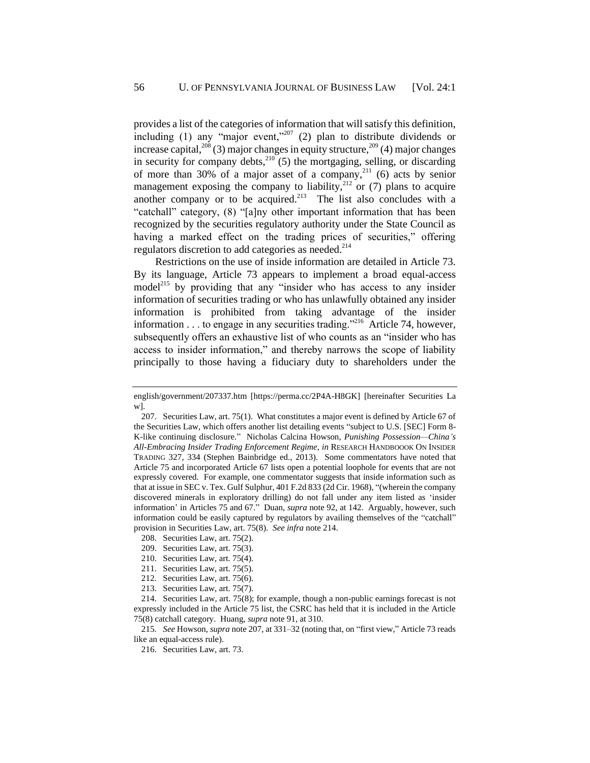provides a list of the categories of information that will satisfy this definition, including (1) any "major event,"[207] (2) plan to distribute dividends or increase capital,[208] (3) major changes in equity structure,[209] (4) major changes in security for company debts,[210] (5) the mortgaging, selling, or discarding of more than 30% of a major asset of a company,[211] (6) acts by senior management exposing the company to liability,[212] or (7) plans to acquire another company or to be acquired.[213] The list also concludes with a "catchall" category, (8) "[a]ny other important information that has been recognized by the securities regulatory authority under the State Council as having a marked effect on the trading prices of securities," offering regulators discretion to add categories as needed.[214]

Restrictions on the use of inside information are detailed in Article 73. By its language, Article 73 appears to implement a broad equal-access model[215] by providing that any "insider who has access to any insider information of securities trading or who has unlawfully obtained any insider information is prohibited from taking advantage of the insider information . . . to engage in any securities trading."[216] Article 74, however, subsequently offers an exhaustive list of who counts as an "insider who has access to insider information," and thereby narrows the scope of liability principally to those having a fiduciary duty to shareholders under the

---

english/government/207337.htm [https://perma.cc/2P4A-H8GK] [hereinafter Securities La w].

207. Securities Law, art. 75(1). What constitutes a major event is defined by Article 67 of the Securities Law, which offers another list detailing events "subject to U.S. [SEC] Form 8-K-like continuing disclosure." Nicholas Calcina Howson, *Punishing Possession—China's All-Embracing Insider Trading Enforcement Regime*, *in* RESEARCH HANDBOOOK ON INSIDER TRADING 327, 334 (Stephen Bainbridge ed., 2013). Some commentators have noted that Article 75 and incorporated Article 67 lists open a potential loophole for events that are not expressly covered. For example, one commentator suggests that inside information such as that at issue in SEC v. Tex. Gulf Sulphur, 401 F.2d 833 (2d Cir. 1968), "(wherein the company discovered minerals in exploratory drilling) do not fall under any item listed as 'insider information' in Articles 75 and 67." Duan, *supra* note 92, at 142. Arguably, however, such information could be easily captured by regulators by availing themselves of the "catchall" provision in Securities Law, art. 75(8). *See infra* note 214.

208. Securities Law, art. 75(2).

209. Securities Law, art. 75(3).

210. Securities Law, art. 75(4).

211. Securities Law, art. 75(5).

212. Securities Law, art. 75(6).

213. Securities Law, art. 75(7).

214. Securities Law, art. 75(8); for example, though a non-public earnings forecast is not expressly included in the Article 75 list, the CSRC has held that it is included in the Article 75(8) catchall category. Huang, *supra* note 91, at 310.

215. *See* Howson, *supra* note 207, at 331–32 (noting that, on "first view," Article 73 reads like an equal-access rule).

216. Securities Law, art. 73.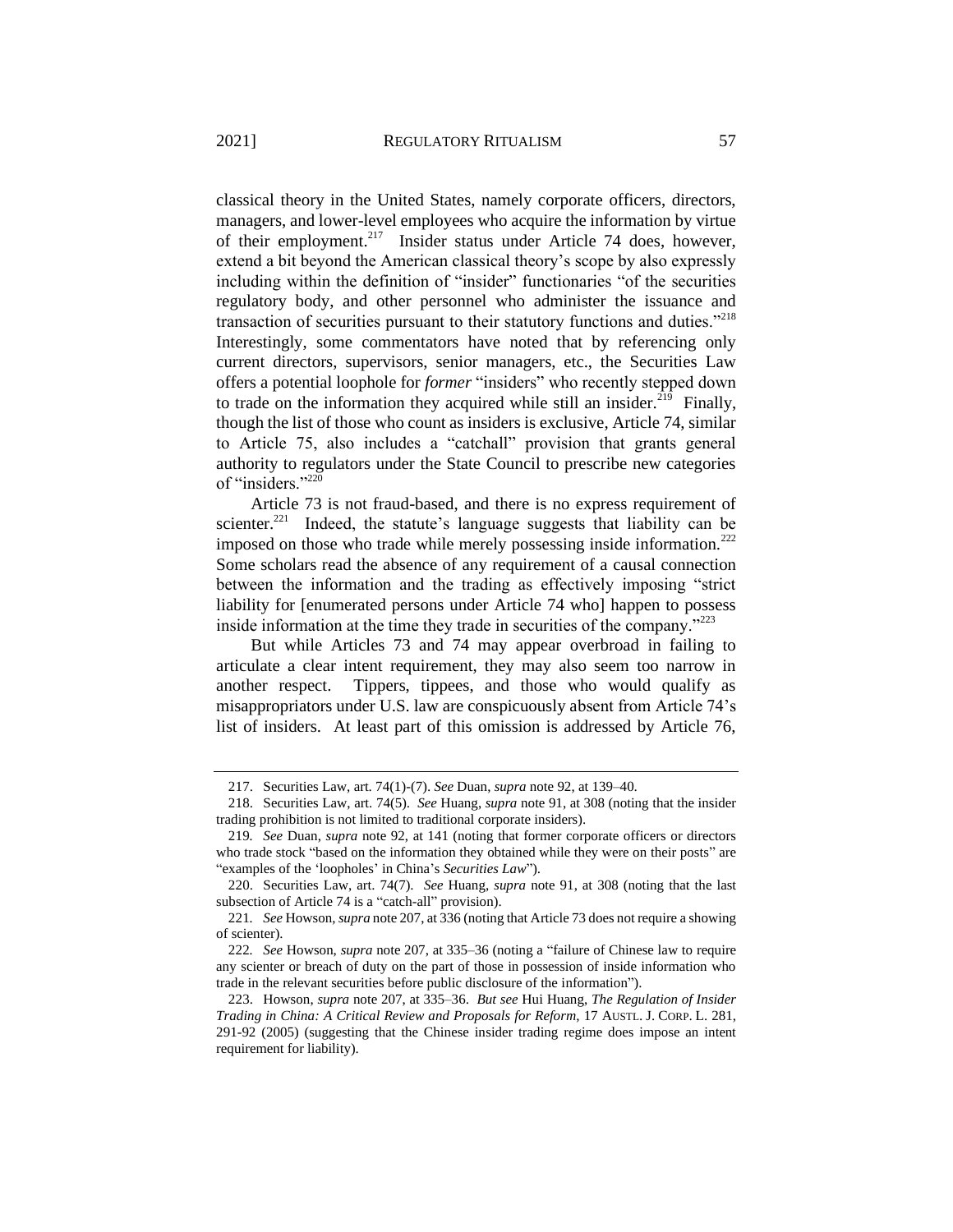classical theory in the United States, namely corporate officers, directors, managers, and lower-level employees who acquire the information by virtue of their employment.[217] Insider status under Article 74 does, however, extend a bit beyond the American classical theory's scope by also expressly including within the definition of "insider" functionaries "of the securities regulatory body, and other personnel who administer the issuance and transaction of securities pursuant to their statutory functions and duties."[218] Interestingly, some commentators have noted that by referencing only current directors, supervisors, senior managers, etc., the Securities Law offers a potential loophole for *former* "insiders" who recently stepped down to trade on the information they acquired while still an insider.[219] Finally, though the list of those who count as insiders is exclusive, Article 74, similar to Article 75, also includes a "catchall" provision that grants general authority to regulators under the State Council to prescribe new categories of "insiders."[220]

Article 73 is not fraud-based, and there is no express requirement of scienter.[221] Indeed, the statute's language suggests that liability can be imposed on those who trade while merely possessing inside information.[222] Some scholars read the absence of any requirement of a causal connection between the information and the trading as effectively imposing "strict liability for [enumerated persons under Article 74 who] happen to possess inside information at the time they trade in securities of the company."[223]

But while Articles 73 and 74 may appear overbroad in failing to articulate a clear intent requirement, they may also seem too narrow in another respect. Tippers, tippees, and those who would qualify as misappropriators under U.S. law are conspicuously absent from Article 74's list of insiders. At least part of this omission is addressed by Article 76,

---

217. Securities Law, art. 74(1)-(7). *See* Duan, *supra* note 92, at 139–40.

218. Securities Law, art. 74(5). *See* Huang, *supra* note 91, at 308 (noting that the insider trading prohibition is not limited to traditional corporate insiders).

219. *See* Duan, *supra* note 92, at 141 (noting that former corporate officers or directors who trade stock "based on the information they obtained while they were on their posts" are "examples of the 'loopholes' in China's *Securities Law*").

220. Securities Law, art. 74(7). *See* Huang, *supra* note 91, at 308 (noting that the last subsection of Article 74 is a "catch-all" provision).

221. *See* Howson, *supra* note 207, at 336 (noting that Article 73 does not require a showing of scienter).

222. *See* Howson, *supra* note 207, at 335–36 (noting a "failure of Chinese law to require any scienter or breach of duty on the part of those in possession of inside information who trade in the relevant securities before public disclosure of the information").

223. Howson, *supra* note 207, at 335–36. *But see* Hui Huang, *The Regulation of Insider Trading in China: A Critical Review and Proposals for Reform*, 17 AUSTL. J. CORP. L. 281, 291-92 (2005) (suggesting that the Chinese insider trading regime does impose an intent requirement for liability).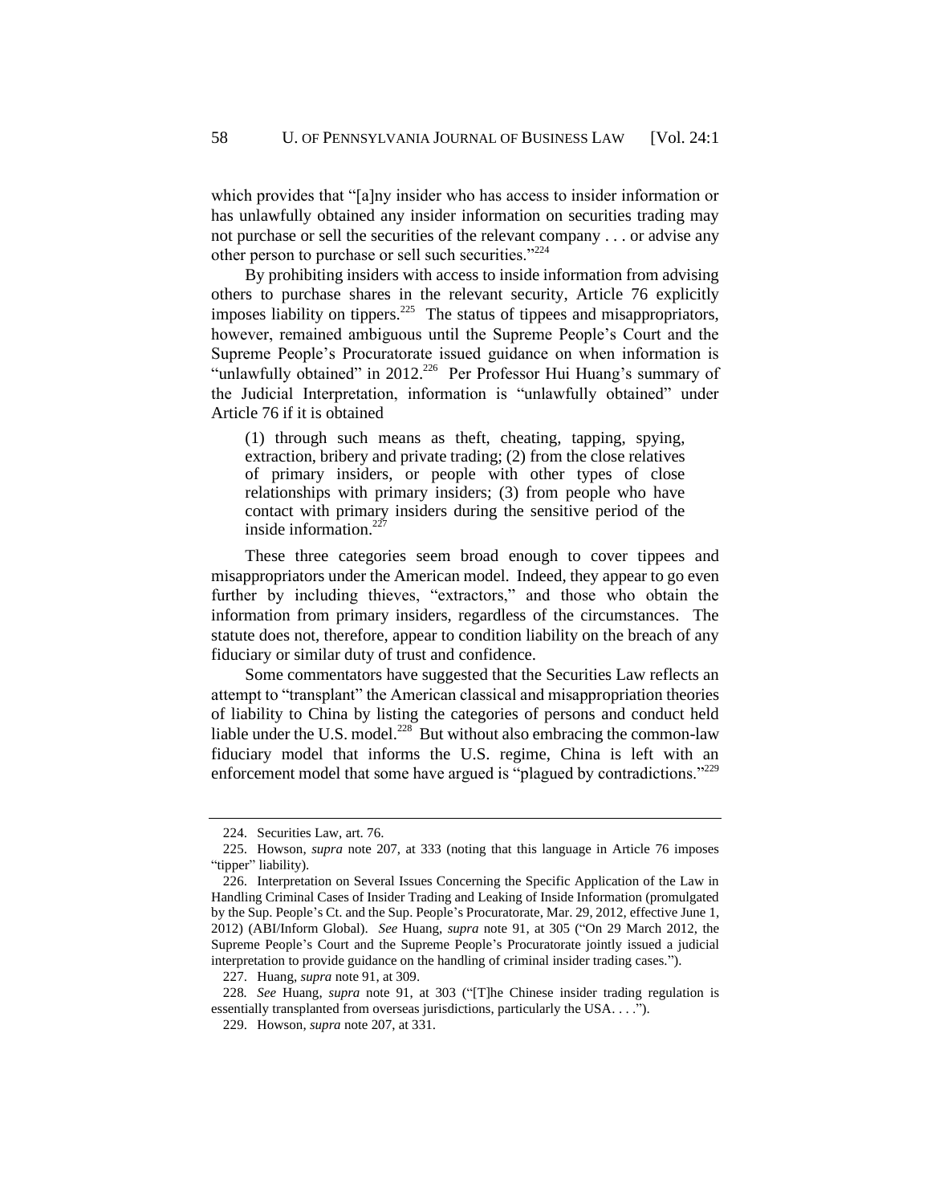which provides that "[a]ny insider who has access to insider information or has unlawfully obtained any insider information on securities trading may not purchase or sell the securities of the relevant company . . . or advise any other person to purchase or sell such securities."[224]

By prohibiting insiders with access to inside information from advising others to purchase shares in the relevant security, Article 76 explicitly imposes liability on tippers.[225] The status of tippees and misappropriators, however, remained ambiguous until the Supreme People's Court and the Supreme People's Procuratorate issued guidance on when information is "unlawfully obtained" in 2012.[226] Per Professor Hui Huang's summary of the Judicial Interpretation, information is "unlawfully obtained" under Article 76 if it is obtained

> (1) through such means as theft, cheating, tapping, spying, extraction, bribery and private trading; (2) from the close relatives of primary insiders, or people with other types of close relationships with primary insiders; (3) from people who have contact with primary insiders during the sensitive period of the inside information.[227]

These three categories seem broad enough to cover tippees and misappropriators under the American model. Indeed, they appear to go even further by including thieves, "extractors," and those who obtain the information from primary insiders, regardless of the circumstances. The statute does not, therefore, appear to condition liability on the breach of any fiduciary or similar duty of trust and confidence.

Some commentators have suggested that the Securities Law reflects an attempt to "transplant" the American classical and misappropriation theories of liability to China by listing the categories of persons and conduct held liable under the U.S. model.[228] But without also embracing the common-law fiduciary model that informs the U.S. regime, China is left with an enforcement model that some have argued is "plagued by contradictions."[229]

---

224. Securities Law, art. 76.

225. Howson, *supra* note 207, at 333 (noting that this language in Article 76 imposes "tipper" liability).

226. Interpretation on Several Issues Concerning the Specific Application of the Law in Handling Criminal Cases of Insider Trading and Leaking of Inside Information (promulgated by the Sup. People's Ct. and the Sup. People's Procuratorate, Mar. 29, 2012, effective June 1, 2012) (ABI/Inform Global). *See* Huang, *supra* note 91, at 305 ("On 29 March 2012, the Supreme People's Court and the Supreme People's Procuratorate jointly issued a judicial interpretation to provide guidance on the handling of criminal insider trading cases.").

227. Huang, *supra* note 91, at 309.

228. *See* Huang, *supra* note 91, at 303 ("[T]he Chinese insider trading regulation is essentially transplanted from overseas jurisdictions, particularly the USA. . . .").

229. Howson, *supra* note 207, at 331.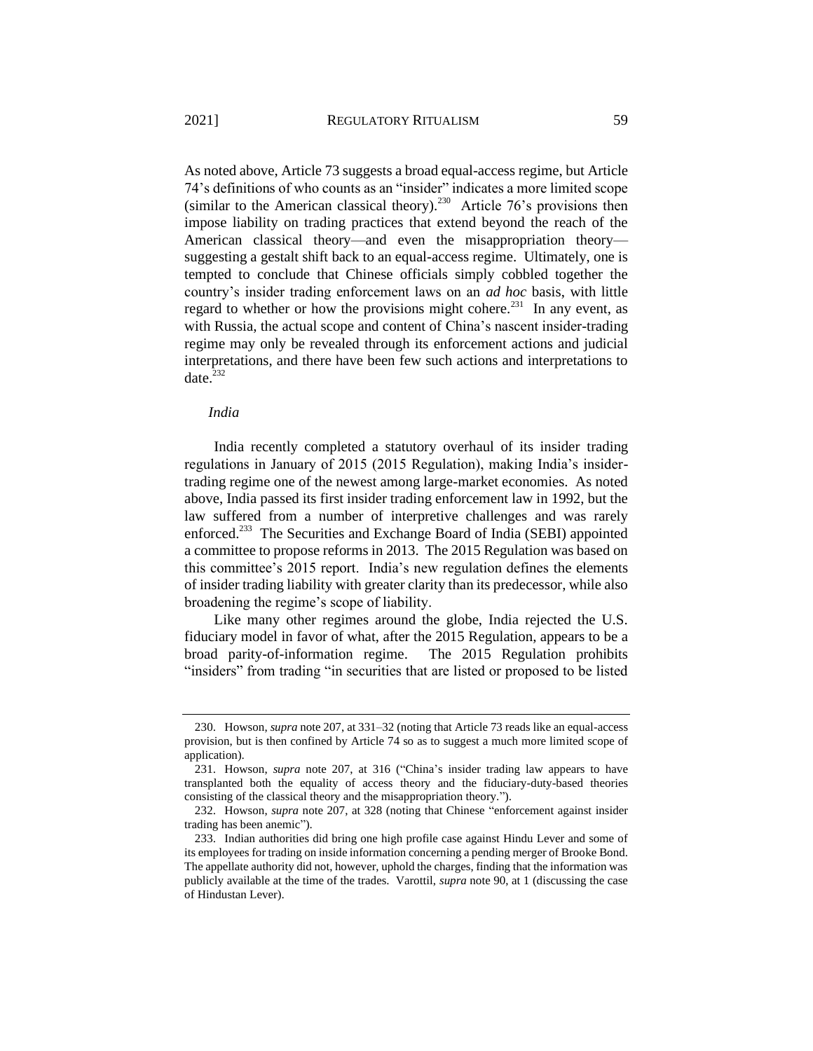As noted above, Article 73 suggests a broad equal-access regime, but Article 74's definitions of who counts as an "insider" indicates a more limited scope (similar to the American classical theory).[230] Article 76's provisions then impose liability on trading practices that extend beyond the reach of the American classical theory—and even the misappropriation theory—suggesting a gestalt shift back to an equal-access regime. Ultimately, one is tempted to conclude that Chinese officials simply cobbled together the country's insider trading enforcement laws on an *ad hoc* basis, with little regard to whether or how the provisions might cohere.[231] In any event, as with Russia, the actual scope and content of China's nascent insider-trading regime may only be revealed through its enforcement actions and judicial interpretations, and there have been few such actions and interpretations to date.[232]

*India*

India recently completed a statutory overhaul of its insider trading regulations in January of 2015 (2015 Regulation), making India's insider-trading regime one of the newest among large-market economies. As noted above, India passed its first insider trading enforcement law in 1992, but the law suffered from a number of interpretive challenges and was rarely enforced.[233] The Securities and Exchange Board of India (SEBI) appointed a committee to propose reforms in 2013. The 2015 Regulation was based on this committee's 2015 report. India's new regulation defines the elements of insider trading liability with greater clarity than its predecessor, while also broadening the regime's scope of liability.

Like many other regimes around the globe, India rejected the U.S. fiduciary model in favor of what, after the 2015 Regulation, appears to be a broad parity-of-information regime. The 2015 Regulation prohibits "insiders" from trading "in securities that are listed or proposed to be listed

---

230. Howson, *supra* note 207, at 331–32 (noting that Article 73 reads like an equal-access provision, but is then confined by Article 74 so as to suggest a much more limited scope of application).

231. Howson, *supra* note 207, at 316 ("China's insider trading law appears to have transplanted both the equality of access theory and the fiduciary-duty-based theories consisting of the classical theory and the misappropriation theory.").

232. Howson, *supra* note 207, at 328 (noting that Chinese "enforcement against insider trading has been anemic").

233. Indian authorities did bring one high profile case against Hindu Lever and some of its employees for trading on inside information concerning a pending merger of Brooke Bond. The appellate authority did not, however, uphold the charges, finding that the information was publicly available at the time of the trades. Varottil, *supra* note 90, at 1 (discussing the case of Hindustan Lever).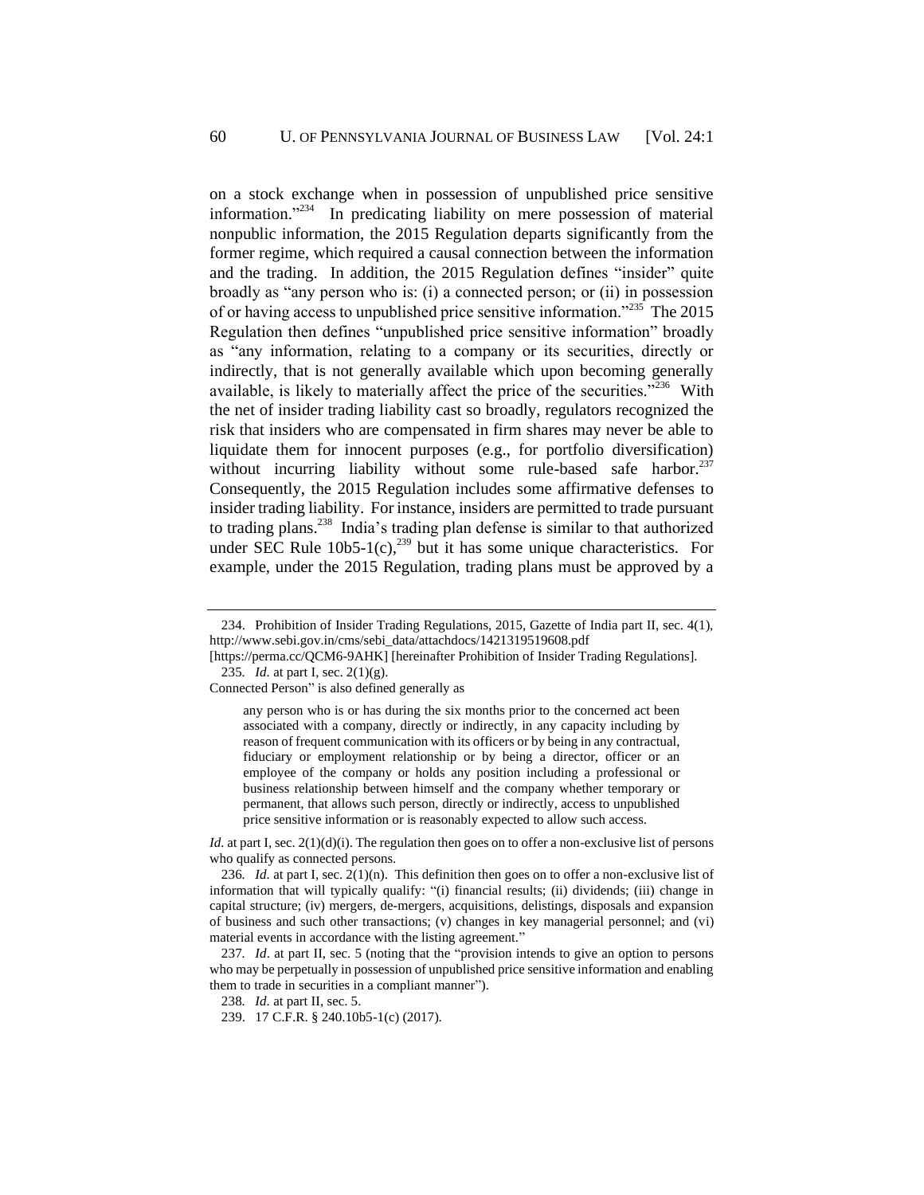on a stock exchange when in possession of unpublished price sensitive information."[234] In predicating liability on mere possession of material nonpublic information, the 2015 Regulation departs significantly from the former regime, which required a causal connection between the information and the trading. In addition, the 2015 Regulation defines "insider" quite broadly as "any person who is: (i) a connected person; or (ii) in possession of or having access to unpublished price sensitive information."[235] The 2015 Regulation then defines "unpublished price sensitive information" broadly as "any information, relating to a company or its securities, directly or indirectly, that is not generally available which upon becoming generally available, is likely to materially affect the price of the securities."[236] With the net of insider trading liability cast so broadly, regulators recognized the risk that insiders who are compensated in firm shares may never be able to liquidate them for innocent purposes (e.g., for portfolio diversification) without incurring liability without some rule-based safe harbor.[237] Consequently, the 2015 Regulation includes some affirmative defenses to insider trading liability. For instance, insiders are permitted to trade pursuant to trading plans.[238] India's trading plan defense is similar to that authorized under SEC Rule 10b5-1(c),[239] but it has some unique characteristics. For example, under the 2015 Regulation, trading plans must be approved by a

---

234. Prohibition of Insider Trading Regulations, 2015, Gazette of India part II, sec. 4(1), http://www.sebi.gov.in/cms/sebi_data/attachdocs/1421319519608.pdf [https://perma.cc/QCM6-9AHK] [hereinafter Prohibition of Insider Trading Regulations].

235. *Id.* at part I, sec. 2(1)(g).

Connected Person" is also defined generally as

> any person who is or has during the six months prior to the concerned act been associated with a company, directly or indirectly, in any capacity including by reason of frequent communication with its officers or by being in any contractual, fiduciary or employment relationship or by being a director, officer or an employee of the company or holds any position including a professional or business relationship between himself and the company whether temporary or permanent, that allows such person, directly or indirectly, access to unpublished price sensitive information or is reasonably expected to allow such access.

*Id.* at part I, sec. 2(1)(d)(i). The regulation then goes on to offer a non-exclusive list of persons who qualify as connected persons.

236. *Id.* at part I, sec. 2(1)(n). This definition then goes on to offer a non-exclusive list of information that will typically qualify: "(i) financial results; (ii) dividends; (iii) change in capital structure; (iv) mergers, de-mergers, acquisitions, delistings, disposals and expansion of business and such other transactions; (v) changes in key managerial personnel; and (vi) material events in accordance with the listing agreement."

237. *Id*. at part II, sec. 5 (noting that the "provision intends to give an option to persons who may be perpetually in possession of unpublished price sensitive information and enabling them to trade in securities in a compliant manner").

238. *Id.* at part II, sec. 5.

239. 17 C.F.R. § 240.10b5-1(c) (2017).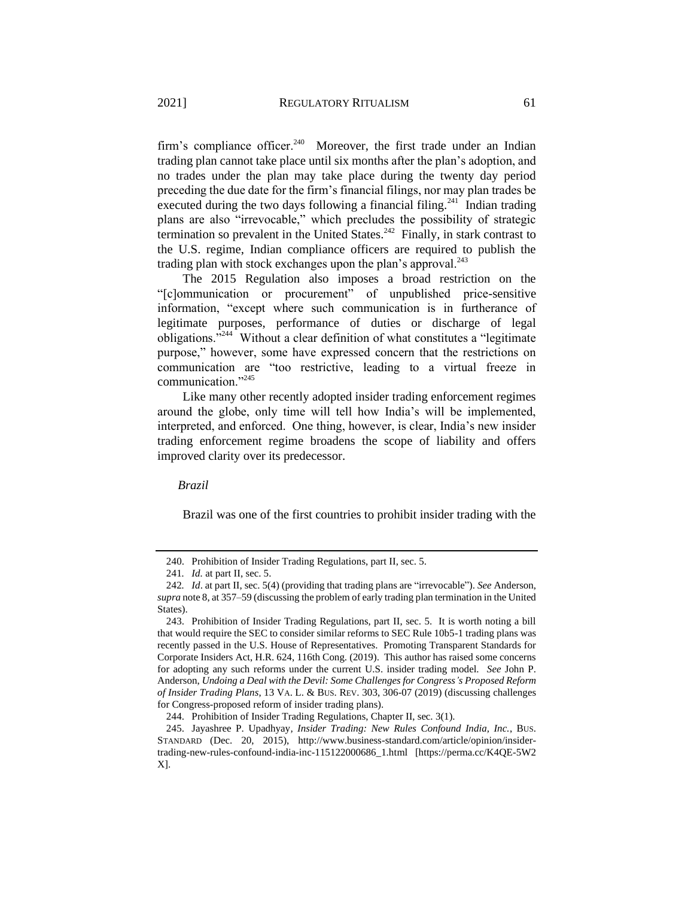firm's compliance officer.[240] Moreover, the first trade under an Indian trading plan cannot take place until six months after the plan's adoption, and no trades under the plan may take place during the twenty day period preceding the due date for the firm's financial filings, nor may plan trades be executed during the two days following a financial filing.[241] Indian trading plans are also "irrevocable," which precludes the possibility of strategic termination so prevalent in the United States.[242] Finally, in stark contrast to the U.S. regime, Indian compliance officers are required to publish the trading plan with stock exchanges upon the plan's approval.[243]

The 2015 Regulation also imposes a broad restriction on the "[c]ommunication or procurement" of unpublished price-sensitive information, "except where such communication is in furtherance of legitimate purposes, performance of duties or discharge of legal obligations."[244] Without a clear definition of what constitutes a "legitimate purpose," however, some have expressed concern that the restrictions on communication are "too restrictive, leading to a virtual freeze in communication."[245]

Like many other recently adopted insider trading enforcement regimes around the globe, only time will tell how India's will be implemented, interpreted, and enforced. One thing, however, is clear, India's new insider trading enforcement regime broadens the scope of liability and offers improved clarity over its predecessor.

*Brazil*

Brazil was one of the first countries to prohibit insider trading with the

---

240. Prohibition of Insider Trading Regulations, part II, sec. 5.

241. *Id.* at part II, sec. 5.

242. *Id*. at part II, sec. 5(4) (providing that trading plans are "irrevocable"). *See* Anderson, *supra* note 8, at 357–59 (discussing the problem of early trading plan termination in the United States).

243. Prohibition of Insider Trading Regulations, part II, sec. 5. It is worth noting a bill that would require the SEC to consider similar reforms to SEC Rule 10b5-1 trading plans was recently passed in the U.S. House of Representatives. Promoting Transparent Standards for Corporate Insiders Act, H.R. 624, 116th Cong. (2019). This author has raised some concerns for adopting any such reforms under the current U.S. insider trading model. *See* John P. Anderson, *Undoing a Deal with the Devil: Some Challenges for Congress's Proposed Reform of Insider Trading Plans*, 13 VA. L. & BUS. REV. 303, 306-07 (2019) (discussing challenges for Congress-proposed reform of insider trading plans).

244. Prohibition of Insider Trading Regulations, Chapter II, sec. 3(1).

245. Jayashree P. Upadhyay, *Insider Trading: New Rules Confound India, Inc.*, BUS. STANDARD (Dec. 20, 2015), http://www.business-standard.com/article/opinion/insider-trading-new-rules-confound-india-inc-115122000686_1.html [https://perma.cc/K4QE-5W2X].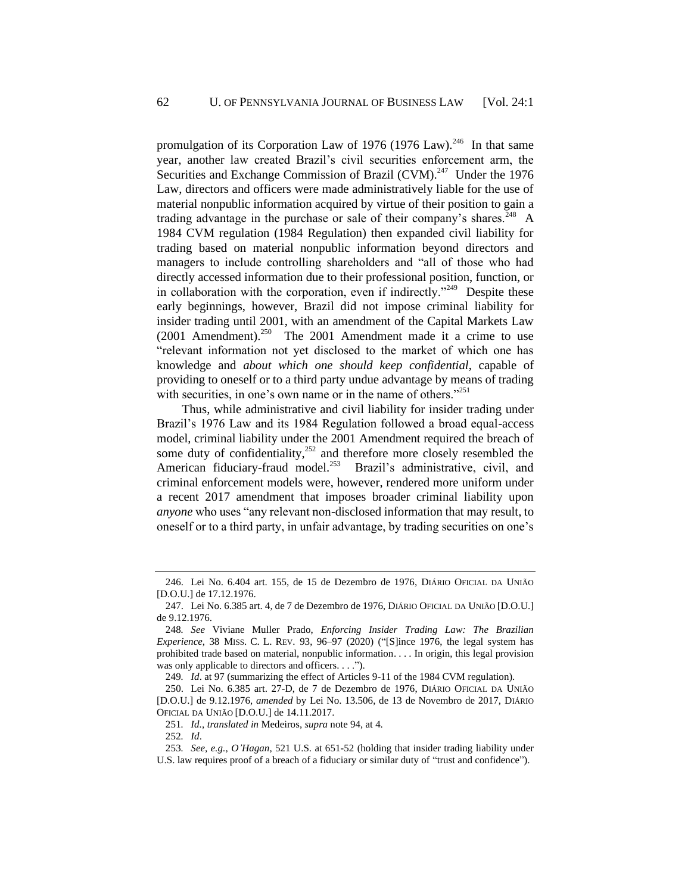promulgation of its Corporation Law of 1976 (1976 Law).[246] In that same year, another law created Brazil's civil securities enforcement arm, the Securities and Exchange Commission of Brazil (CVM).[247] Under the 1976 Law, directors and officers were made administratively liable for the use of material nonpublic information acquired by virtue of their position to gain a trading advantage in the purchase or sale of their company's shares.[248] A 1984 CVM regulation (1984 Regulation) then expanded civil liability for trading based on material nonpublic information beyond directors and managers to include controlling shareholders and "all of those who had directly accessed information due to their professional position, function, or in collaboration with the corporation, even if indirectly."[249] Despite these early beginnings, however, Brazil did not impose criminal liability for insider trading until 2001, with an amendment of the Capital Markets Law (2001 Amendment).[250] The 2001 Amendment made it a crime to use "relevant information not yet disclosed to the market of which one has knowledge and *about which one should keep confidential*, capable of providing to oneself or to a third party undue advantage by means of trading with securities, in one's own name or in the name of others."[251]

Thus, while administrative and civil liability for insider trading under Brazil's 1976 Law and its 1984 Regulation followed a broad equal-access model, criminal liability under the 2001 Amendment required the breach of some duty of confidentiality,[252] and therefore more closely resembled the American fiduciary-fraud model.[253] Brazil's administrative, civil, and criminal enforcement models were, however, rendered more uniform under a recent 2017 amendment that imposes broader criminal liability upon *anyone* who uses "any relevant non-disclosed information that may result, to oneself or to a third party, in unfair advantage, by trading securities on one's

---

246. Lei No. 6.404 art. 155, de 15 de Dezembro de 1976, DIÁRIO OFICIAL DA UNIÃO [D.O.U.] de 17.12.1976.

247. Lei No. 6.385 art. 4, de 7 de Dezembro de 1976, DIÁRIO OFICIAL DA UNIÃO [D.O.U.] de 9.12.1976.

248. *See* Viviane Muller Prado, *Enforcing Insider Trading Law: The Brazilian Experience*, 38 MISS. C. L. REV. 93, 96–97 (2020) ("[S]ince 1976, the legal system has prohibited trade based on material, nonpublic information. . . . In origin, this legal provision was only applicable to directors and officers. . . .").

249. *Id*. at 97 (summarizing the effect of Articles 9-11 of the 1984 CVM regulation).

250. Lei No. 6.385 art. 27-D, de 7 de Dezembro de 1976, DIÁRIO OFICIAL DA UNIÃO [D.O.U.] de 9.12.1976, *amended* by Lei No. 13.506, de 13 de Novembro de 2017, DIÁRIO OFICIAL DA UNIÃO [D.O.U.] de 14.11.2017.

251. *Id.*, *translated in* Medeiros, *supra* note 94, at 4.

252. *Id*.

253. *See, e.g.*, *O'Hagan*, 521 U.S. at 651-52 (holding that insider trading liability under U.S. law requires proof of a breach of a fiduciary or similar duty of "trust and confidence").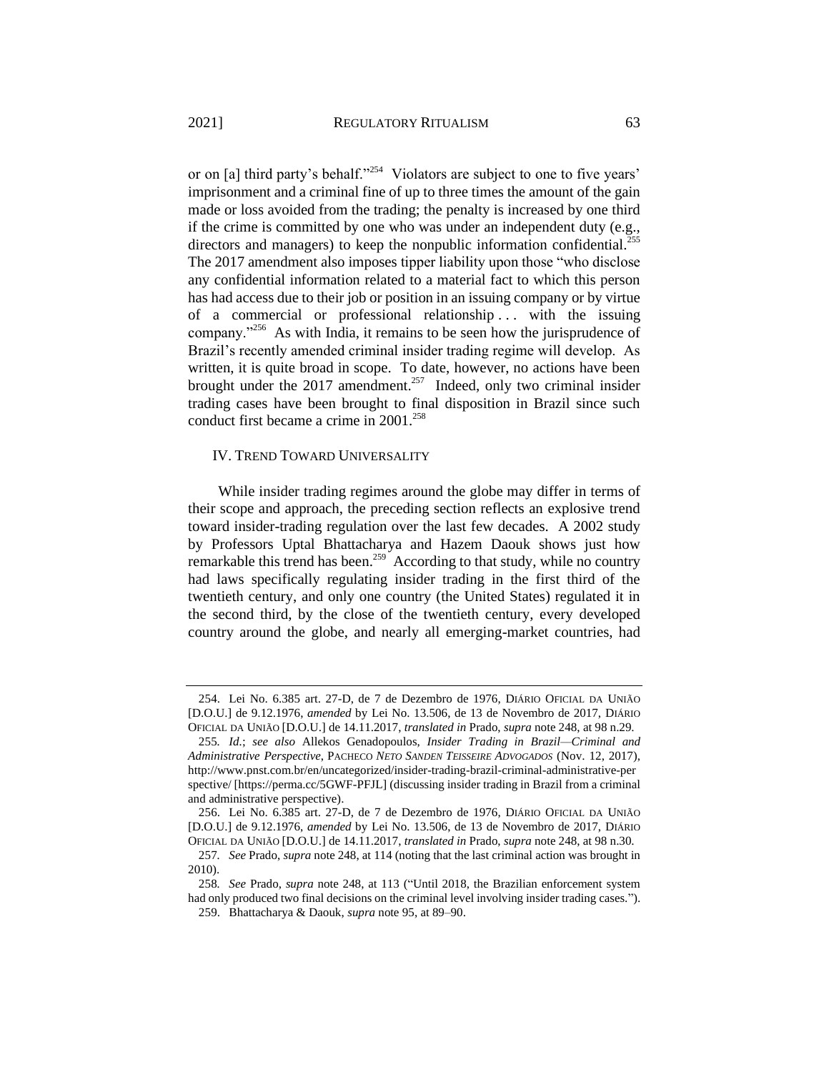or on [a] third party's behalf."[254] Violators are subject to one to five years' imprisonment and a criminal fine of up to three times the amount of the gain made or loss avoided from the trading; the penalty is increased by one third if the crime is committed by one who was under an independent duty (e.g., directors and managers) to keep the nonpublic information confidential.[255] The 2017 amendment also imposes tipper liability upon those "who disclose any confidential information related to a material fact to which this person has had access due to their job or position in an issuing company or by virtue of a commercial or professional relationship . . . with the issuing company."[256] As with India, it remains to be seen how the jurisprudence of Brazil's recently amended criminal insider trading regime will develop. As written, it is quite broad in scope. To date, however, no actions have been brought under the 2017 amendment.[257] Indeed, only two criminal insider trading cases have been brought to final disposition in Brazil since such conduct first became a crime in 2001.[258]

## IV. Trend Toward Universality

While insider trading regimes around the globe may differ in terms of their scope and approach, the preceding section reflects an explosive trend toward insider-trading regulation over the last few decades. A 2002 study by Professors Uptal Bhattacharya and Hazem Daouk shows just how remarkable this trend has been.[259] According to that study, while no country had laws specifically regulating insider trading in the first third of the twentieth century, and only one country (the United States) regulated it in the second third, by the close of the twentieth century, every developed country around the globe, and nearly all emerging-market countries, had

---

254. Lei No. 6.385 art. 27-D, de 7 de Dezembro de 1976, Diário Oficial da União [D.O.U.] de 9.12.1976, *amended* by Lei No. 13.506, de 13 de Novembro de 2017, Diário Oficial da União [D.O.U.] de 14.11.2017, *translated in* Prado, *supra* note 248, at 98 n.29.

255. *Id.*; *see also* Allekos Genadopoulos, *Insider Trading in Brazil—Criminal and Administrative Perspective*, Pacheco *Neto Sanden Teisseire Advogados* (Nov. 12, 2017), http://www.pnst.com.br/en/uncategorized/insider-trading-brazil-criminal-administrative-perspective/ [https://perma.cc/5GWF-PFJL] (discussing insider trading in Brazil from a criminal and administrative perspective).

256. Lei No. 6.385 art. 27-D, de 7 de Dezembro de 1976, Diário Oficial da União [D.O.U.] de 9.12.1976, *amended* by Lei No. 13.506, de 13 de Novembro de 2017, Diário Oficial da União [D.O.U.] de 14.11.2017, *translated in* Prado, *supra* note 248, at 98 n.30.

257. *See* Prado, *supra* note 248, at 114 (noting that the last criminal action was brought in 2010).

258. *See* Prado, *supra* note 248, at 113 ("Until 2018, the Brazilian enforcement system had only produced two final decisions on the criminal level involving insider trading cases.").

259. Bhattacharya & Daouk, *supra* note 95, at 89–90.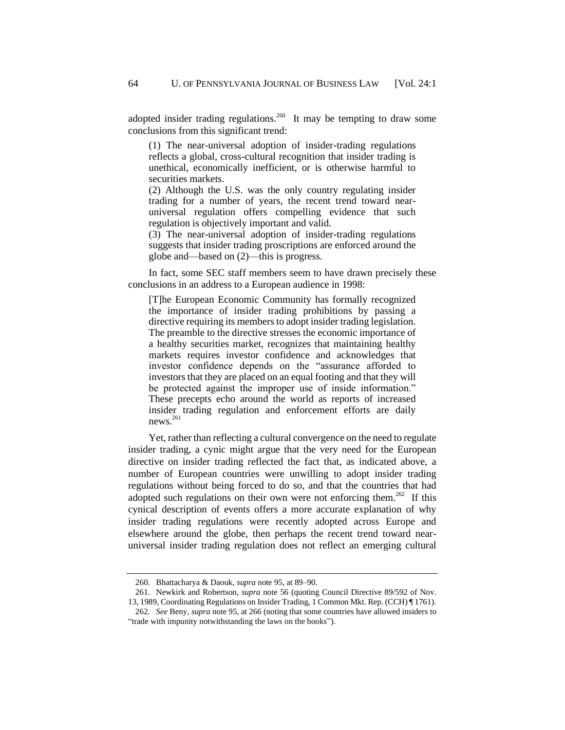adopted insider trading regulations.[260] It may be tempting to draw some conclusions from this significant trend:

> (1) The near-universal adoption of insider-trading regulations reflects a global, cross-cultural recognition that insider trading is unethical, economically inefficient, or is otherwise harmful to securities markets.
> (2) Although the U.S. was the only country regulating insider trading for a number of years, the recent trend toward near-universal regulation offers compelling evidence that such regulation is objectively important and valid.
> (3) The near-universal adoption of insider-trading regulations suggests that insider trading proscriptions are enforced around the globe and—based on (2)—this is progress.

In fact, some SEC staff members seem to have drawn precisely these conclusions in an address to a European audience in 1998:

> [T]he European Economic Community has formally recognized the importance of insider trading prohibitions by passing a directive requiring its members to adopt insider trading legislation. The preamble to the directive stresses the economic importance of a healthy securities market, recognizes that maintaining healthy markets requires investor confidence and acknowledges that investor confidence depends on the "assurance afforded to investors that they are placed on an equal footing and that they will be protected against the improper use of inside information." These precepts echo around the world as reports of increased insider trading regulation and enforcement efforts are daily news.[261]

Yet, rather than reflecting a cultural convergence on the need to regulate insider trading, a cynic might argue that the very need for the European directive on insider trading reflected the fact that, as indicated above, a number of European countries were unwilling to adopt insider trading regulations without being forced to do so, and that the countries that had adopted such regulations on their own were not enforcing them.[262] If this cynical description of events offers a more accurate explanation of why insider trading regulations were recently adopted across Europe and elsewhere around the globe, then perhaps the recent trend toward near-universal insider trading regulation does not reflect an emerging cultural

260. Bhattacharya & Daouk, *supra* note 95, at 89–90.

261. Newkirk and Robertson, *supra* note 56 (quoting Council Directive 89/592 of Nov. 13, 1989, Coordinating Regulations on Insider Trading, 1 Common Mkt. Rep. (CCH) ¶ 1761).

262. *See* Beny, *supra* note 95, at 266 (noting that some countries have allowed insiders to "trade with impunity notwithstanding the laws on the books").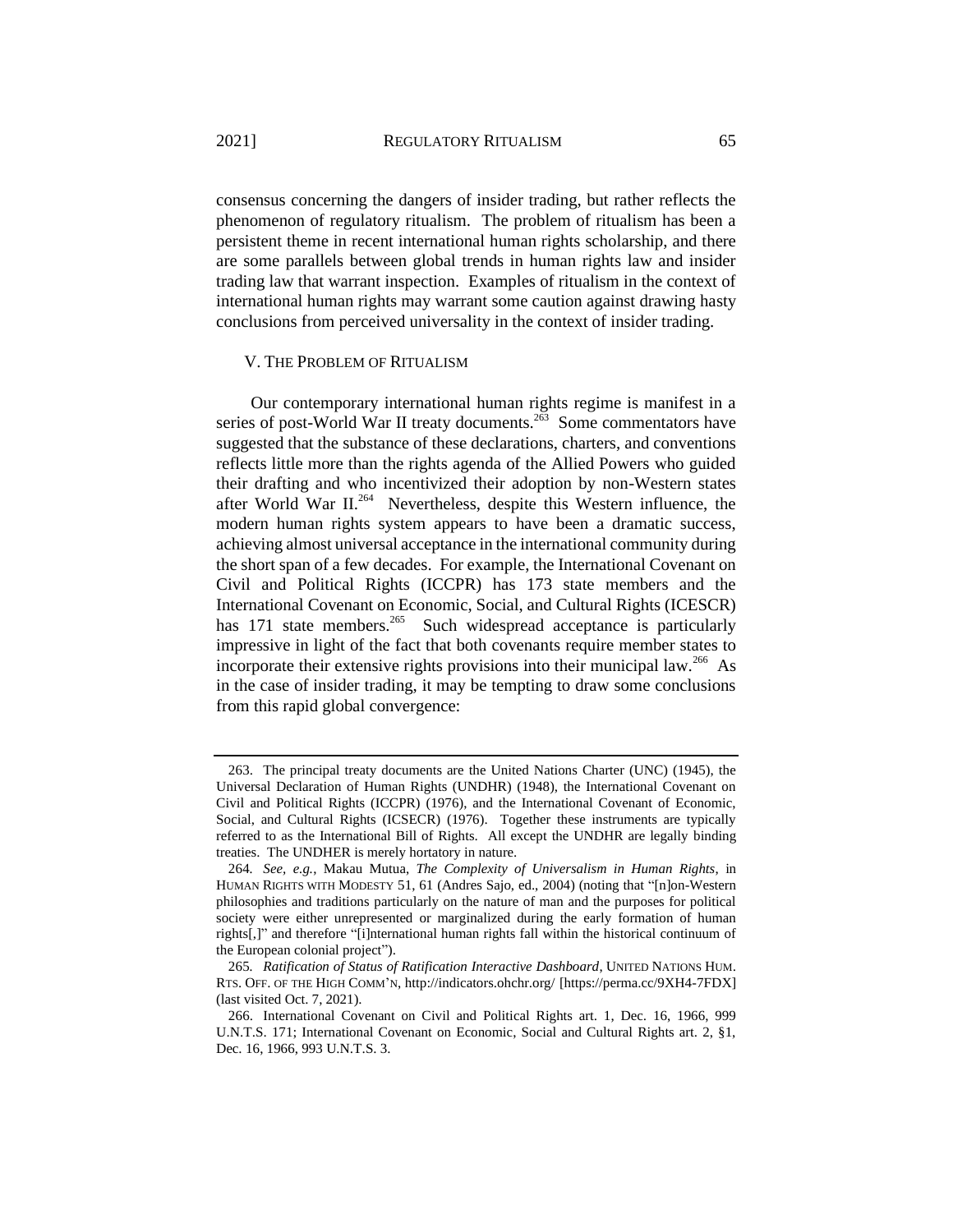consensus concerning the dangers of insider trading, but rather reflects the phenomenon of regulatory ritualism. The problem of ritualism has been a persistent theme in recent international human rights scholarship, and there are some parallels between global trends in human rights law and insider trading law that warrant inspection. Examples of ritualism in the context of international human rights may warrant some caution against drawing hasty conclusions from perceived universality in the context of insider trading.

## V. THE PROBLEM OF RITUALISM

Our contemporary international human rights regime is manifest in a series of post-World War II treaty documents.[263] Some commentators have suggested that the substance of these declarations, charters, and conventions reflects little more than the rights agenda of the Allied Powers who guided their drafting and who incentivized their adoption by non-Western states after World War II.[264] Nevertheless, despite this Western influence, the modern human rights system appears to have been a dramatic success, achieving almost universal acceptance in the international community during the short span of a few decades. For example, the International Covenant on Civil and Political Rights (ICCPR) has 173 state members and the International Covenant on Economic, Social, and Cultural Rights (ICESCR) has 171 state members.[265] Such widespread acceptance is particularly impressive in light of the fact that both covenants require member states to incorporate their extensive rights provisions into their municipal law.[266] As in the case of insider trading, it may be tempting to draw some conclusions from this rapid global convergence:

---

263. The principal treaty documents are the United Nations Charter (UNC) (1945), the Universal Declaration of Human Rights (UNDHR) (1948), the International Covenant on Civil and Political Rights (ICCPR) (1976), and the International Covenant of Economic, Social, and Cultural Rights (ICSECR) (1976). Together these instruments are typically referred to as the International Bill of Rights. All except the UNDHR are legally binding treaties. The UNDHER is merely hortatory in nature.

264. *See, e.g.*, Makau Mutua, *The Complexity of Universalism in Human Rights*, in HUMAN RIGHTS WITH MODESTY 51, 61 (Andres Sajo, ed., 2004) (noting that "[n]on-Western philosophies and traditions particularly on the nature of man and the purposes for political society were either unrepresented or marginalized during the early formation of human rights[,]" and therefore "[i]nternational human rights fall within the historical continuum of the European colonial project").

265. *Ratification of Status of Ratification Interactive Dashboard*, UNITED NATIONS HUM. RTS. OFF. OF THE HIGH COMM'N, http://indicators.ohchr.org/ [https://perma.cc/9XH4-7FDX] (last visited Oct. 7, 2021).

266. International Covenant on Civil and Political Rights art. 1, Dec. 16, 1966, 999 U.N.T.S. 171; International Covenant on Economic, Social and Cultural Rights art. 2, §1, Dec. 16, 1966, 993 U.N.T.S. 3.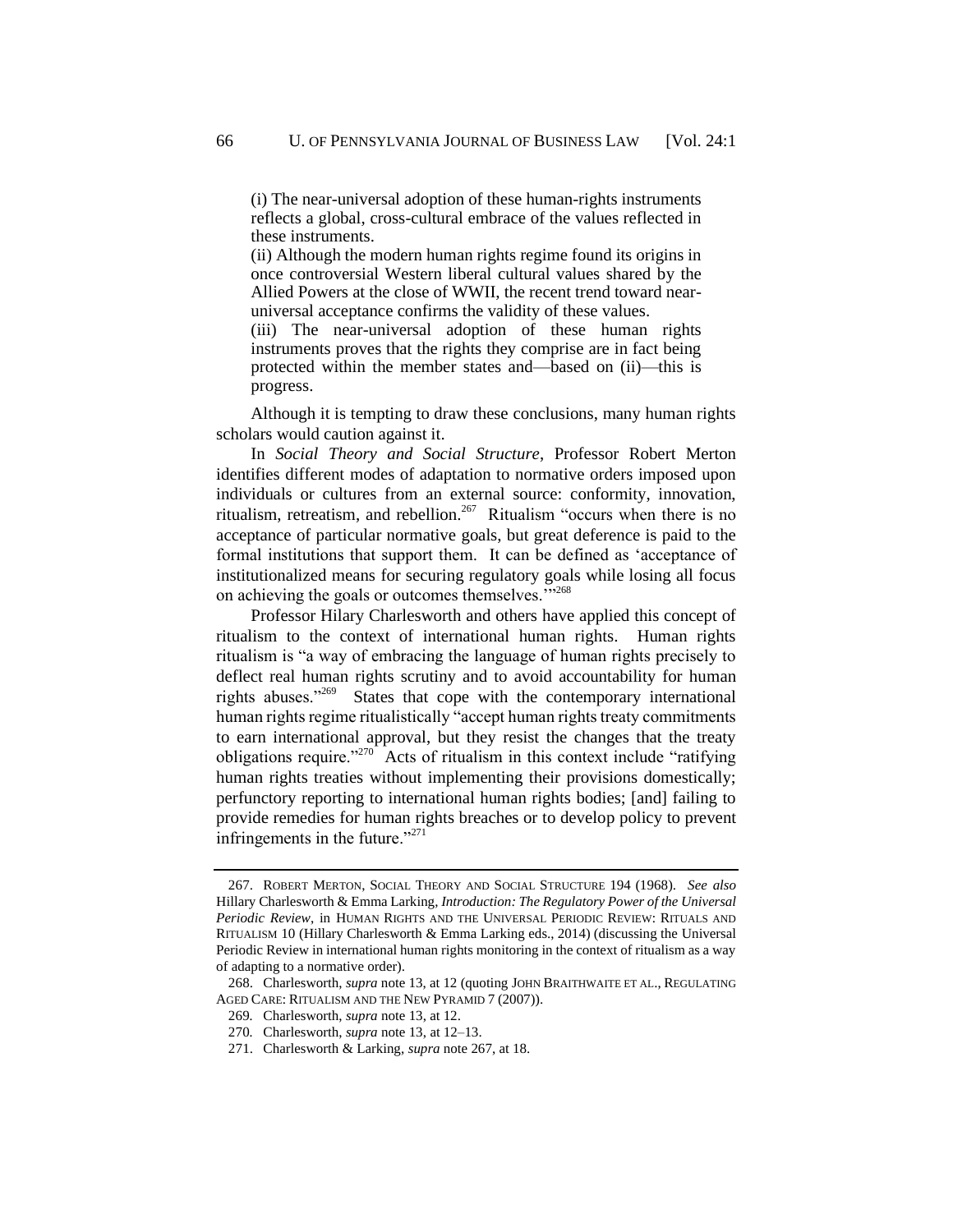(i) The near-universal adoption of these human-rights instruments reflects a global, cross-cultural embrace of the values reflected in these instruments.
(ii) Although the modern human rights regime found its origins in once controversial Western liberal cultural values shared by the Allied Powers at the close of WWII, the recent trend toward near-universal acceptance confirms the validity of these values.
(iii) The near-universal adoption of these human rights instruments proves that the rights they comprise are in fact being protected within the member states and—based on (ii)—this is progress.

Although it is tempting to draw these conclusions, many human rights scholars would caution against it.

In *Social Theory and Social Structure*, Professor Robert Merton identifies different modes of adaptation to normative orders imposed upon individuals or cultures from an external source: conformity, innovation, ritualism, retreatism, and rebellion.[267] Ritualism "occurs when there is no acceptance of particular normative goals, but great deference is paid to the formal institutions that support them. It can be defined as 'acceptance of institutionalized means for securing regulatory goals while losing all focus on achieving the goals or outcomes themselves.'"[268]

Professor Hilary Charlesworth and others have applied this concept of ritualism to the context of international human rights. Human rights ritualism is "a way of embracing the language of human rights precisely to deflect real human rights scrutiny and to avoid accountability for human rights abuses."[269] States that cope with the contemporary international human rights regime ritualistically "accept human rights treaty commitments to earn international approval, but they resist the changes that the treaty obligations require."[270] Acts of ritualism in this context include "ratifying human rights treaties without implementing their provisions domestically; perfunctory reporting to international human rights bodies; [and] failing to provide remedies for human rights breaches or to develop policy to prevent infringements in the future."[271]

---

267. ROBERT MERTON, SOCIAL THEORY AND SOCIAL STRUCTURE 194 (1968). *See also* Hillary Charlesworth & Emma Larking, *Introduction: The Regulatory Power of the Universal Periodic Review*, in HUMAN RIGHTS AND THE UNIVERSAL PERIODIC REVIEW: RITUALS AND RITUALISM 10 (Hillary Charlesworth & Emma Larking eds., 2014) (discussing the Universal Periodic Review in international human rights monitoring in the context of ritualism as a way of adapting to a normative order).

268. Charlesworth, *supra* note 13, at 12 (quoting JOHN BRAITHWAITE ET AL., REGULATING AGED CARE: RITUALISM AND THE NEW PYRAMID 7 (2007)).

269. Charlesworth, *supra* note 13, at 12.

270. Charlesworth, *supra* note 13, at 12–13.

271. Charlesworth & Larking, *supra* note 267, at 18.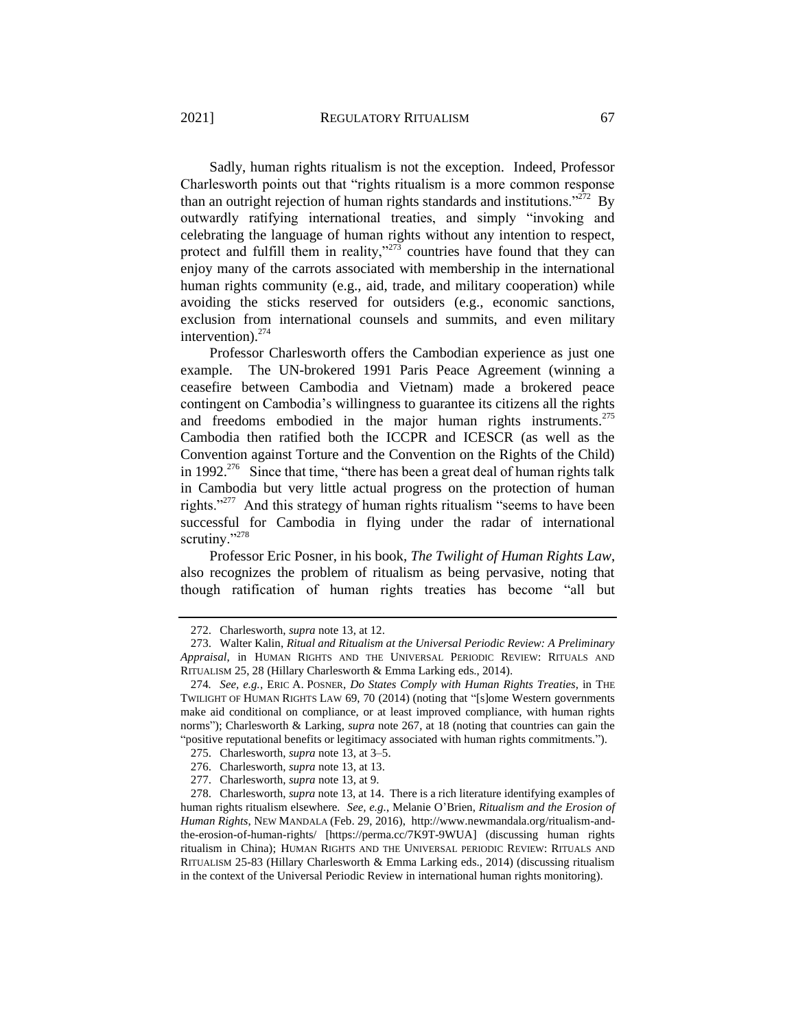Sadly, human rights ritualism is not the exception. Indeed, Professor Charlesworth points out that "rights ritualism is a more common response than an outright rejection of human rights standards and institutions."[272] By outwardly ratifying international treaties, and simply "invoking and celebrating the language of human rights without any intention to respect, protect and fulfill them in reality,"[273] countries have found that they can enjoy many of the carrots associated with membership in the international human rights community (e.g., aid, trade, and military cooperation) while avoiding the sticks reserved for outsiders (e.g., economic sanctions, exclusion from international counsels and summits, and even military intervention).[274]

Professor Charlesworth offers the Cambodian experience as just one example. The UN-brokered 1991 Paris Peace Agreement (winning a ceasefire between Cambodia and Vietnam) made a brokered peace contingent on Cambodia's willingness to guarantee its citizens all the rights and freedoms embodied in the major human rights instruments.[275] Cambodia then ratified both the ICCPR and ICESCR (as well as the Convention against Torture and the Convention on the Rights of the Child) in 1992.[276] Since that time, "there has been a great deal of human rights talk in Cambodia but very little actual progress on the protection of human rights."[277] And this strategy of human rights ritualism "seems to have been successful for Cambodia in flying under the radar of international scrutiny."[278]

Professor Eric Posner, in his book, *The Twilight of Human Rights Law*, also recognizes the problem of ritualism as being pervasive, noting that though ratification of human rights treaties has become "all but

---

272. Charlesworth, *supra* note 13, at 12.

273. Walter Kalin, *Ritual and Ritualism at the Universal Periodic Review: A Preliminary Appraisal*, in HUMAN RIGHTS AND THE UNIVERSAL PERIODIC REVIEW: RITUALS AND RITUALISM 25, 28 (Hillary Charlesworth & Emma Larking eds., 2014).

274. *See, e.g.*, ERIC A. POSNER, *Do States Comply with Human Rights Treaties*, in THE TWILIGHT OF HUMAN RIGHTS LAW 69, 70 (2014) (noting that "[s]ome Western governments make aid conditional on compliance, or at least improved compliance, with human rights norms"); Charlesworth & Larking, *supra* note 267, at 18 (noting that countries can gain the "positive reputational benefits or legitimacy associated with human rights commitments.").

275. Charlesworth, *supra* note 13, at 3–5.

276. Charlesworth, *supra* note 13, at 13.

277. Charlesworth, *supra* note 13, at 9.

278. Charlesworth, *supra* note 13, at 14. There is a rich literature identifying examples of human rights ritualism elsewhere. *See, e.g.*, Melanie O'Brien, *Ritualism and the Erosion of Human Rights*, NEW MANDALA (Feb. 29, 2016), http://www.newmandala.org/ritualism-and-the-erosion-of-human-rights/ [https://perma.cc/7K9T-9WUA] (discussing human rights ritualism in China); HUMAN RIGHTS AND THE UNIVERSAL PERIODIC REVIEW: RITUALS AND RITUALISM 25-83 (Hillary Charlesworth & Emma Larking eds., 2014) (discussing ritualism in the context of the Universal Periodic Review in international human rights monitoring).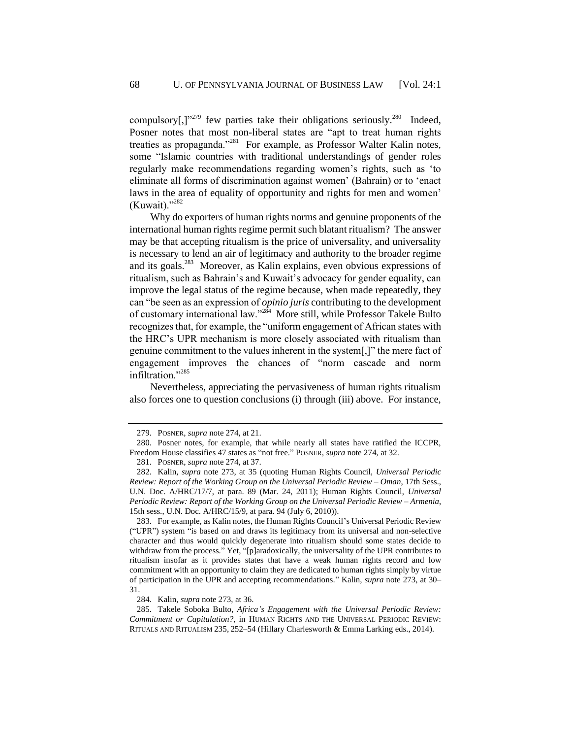compulsory[,]"[279] few parties take their obligations seriously.[280] Indeed, Posner notes that most non-liberal states are "apt to treat human rights treaties as propaganda."[281] For example, as Professor Walter Kalin notes, some "Islamic countries with traditional understandings of gender roles regularly make recommendations regarding women's rights, such as 'to eliminate all forms of discrimination against women' (Bahrain) or to 'enact laws in the area of equality of opportunity and rights for men and women' (Kuwait)."[282]

Why do exporters of human rights norms and genuine proponents of the international human rights regime permit such blatant ritualism? The answer may be that accepting ritualism is the price of universality, and universality is necessary to lend an air of legitimacy and authority to the broader regime and its goals.[283] Moreover, as Kalin explains, even obvious expressions of ritualism, such as Bahrain's and Kuwait's advocacy for gender equality, can improve the legal status of the regime because, when made repeatedly, they can "be seen as an expression of *opinio juris* contributing to the development of customary international law."[284] More still, while Professor Takele Bulto recognizes that, for example, the "uniform engagement of African states with the HRC's UPR mechanism is more closely associated with ritualism than genuine commitment to the values inherent in the system[,]" the mere fact of engagement improves the chances of "norm cascade and norm infiltration."[285]

Nevertheless, appreciating the pervasiveness of human rights ritualism also forces one to question conclusions (i) through (iii) above. For instance,

---

279. POSNER, *supra* note 274, at 21.

280. Posner notes, for example, that while nearly all states have ratified the ICCPR, Freedom House classifies 47 states as "not free." POSNER, *supra* note 274, at 32.

281. POSNER, *supra* note 274, at 37.

282. Kalin, *supra* note 273, at 35 (quoting Human Rights Council, *Universal Periodic Review: Report of the Working Group on the Universal Periodic Review – Oman*, 17th Sess., U.N. Doc. A/HRC/17/7, at para. 89 (Mar. 24, 2011); Human Rights Council, *Universal Periodic Review: Report of the Working Group on the Universal Periodic Review – Armenia*, 15th sess., U.N. Doc. A/HRC/15/9, at para. 94 (July 6, 2010)).

283. For example, as Kalin notes, the Human Rights Council's Universal Periodic Review ("UPR") system "is based on and draws its legitimacy from its universal and non-selective character and thus would quickly degenerate into ritualism should some states decide to withdraw from the process." Yet, "[p]aradoxically, the universality of the UPR contributes to ritualism insofar as it provides states that have a weak human rights record and low commitment with an opportunity to claim they are dedicated to human rights simply by virtue of participation in the UPR and accepting recommendations." Kalin, *supra* note 273, at 30–31.

284. Kalin, *supra* note 273, at 36.

285. Takele Soboka Bulto, *Africa's Engagement with the Universal Periodic Review: Commitment or Capitulation?*, in HUMAN RIGHTS AND THE UNIVERSAL PERIODIC REVIEW: RITUALS AND RITUALISM 235, 252–54 (Hillary Charlesworth & Emma Larking eds., 2014).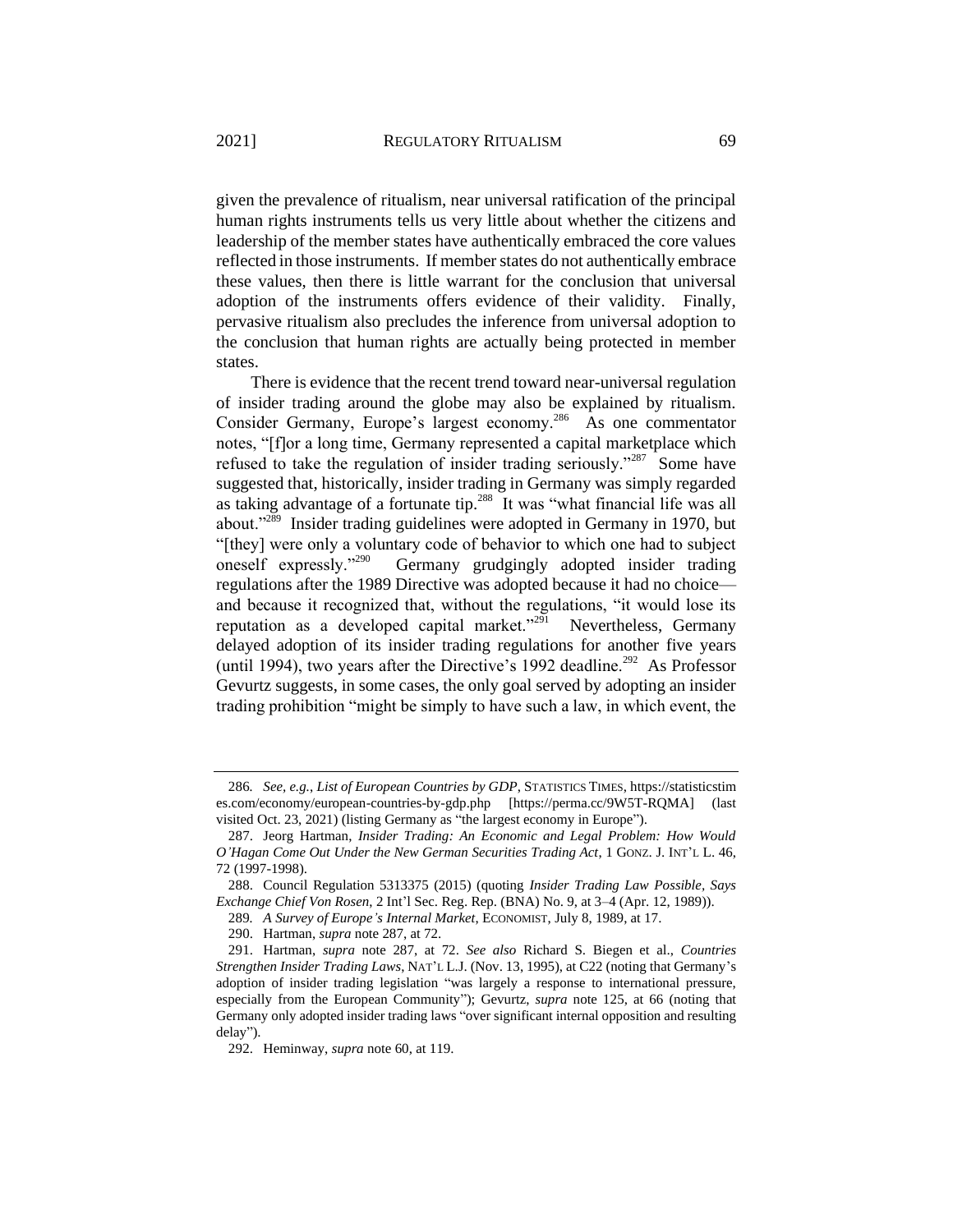given the prevalence of ritualism, near universal ratification of the principal human rights instruments tells us very little about whether the citizens and leadership of the member states have authentically embraced the core values reflected in those instruments. If member states do not authentically embrace these values, then there is little warrant for the conclusion that universal adoption of the instruments offers evidence of their validity. Finally, pervasive ritualism also precludes the inference from universal adoption to the conclusion that human rights are actually being protected in member states.

There is evidence that the recent trend toward near-universal regulation of insider trading around the globe may also be explained by ritualism. Consider Germany, Europe's largest economy.[286] As one commentator notes, "[f]or a long time, Germany represented a capital marketplace which refused to take the regulation of insider trading seriously."[287] Some have suggested that, historically, insider trading in Germany was simply regarded as taking advantage of a fortunate tip.[288] It was "what financial life was all about."[289] Insider trading guidelines were adopted in Germany in 1970, but "[they] were only a voluntary code of behavior to which one had to subject oneself expressly."[290] Germany grudgingly adopted insider trading regulations after the 1989 Directive was adopted because it had no choice—and because it recognized that, without the regulations, "it would lose its reputation as a developed capital market."[291] Nevertheless, Germany delayed adoption of its insider trading regulations for another five years (until 1994), two years after the Directive's 1992 deadline.[292] As Professor Gevurtz suggests, in some cases, the only goal served by adopting an insider trading prohibition "might be simply to have such a law, in which event, the

---

286. *See, e.g.*, *List of European Countries by GDP*, STATISTICS TIMES, https://statisticstimes.com/economy/european-countries-by-gdp.php [https://perma.cc/9W5T-RQMA] (last visited Oct. 23, 2021) (listing Germany as "the largest economy in Europe").

287. Jeorg Hartman, *Insider Trading: An Economic and Legal Problem: How Would O'Hagan Come Out Under the New German Securities Trading Act*, 1 GONZ. J. INT'L L. 46, 72 (1997-1998).

288. Council Regulation 5313375 (2015) (quoting *Insider Trading Law Possible, Says Exchange Chief Von Rosen*, 2 Int'l Sec. Reg. Rep. (BNA) No. 9, at 3–4 (Apr. 12, 1989)).

289. *A Survey of Europe's Internal Market*, ECONOMIST, July 8, 1989, at 17.

290. Hartman, *supra* note 287, at 72.

291. Hartman, *supra* note 287, at 72. *See also* Richard S. Biegen et al., *Countries Strengthen Insider Trading Laws*, NAT'L L.J. (Nov. 13, 1995), at C22 (noting that Germany's adoption of insider trading legislation "was largely a response to international pressure, especially from the European Community"); Gevurtz, *supra* note 125, at 66 (noting that Germany only adopted insider trading laws "over significant internal opposition and resulting delay").

292. Heminway, *supra* note 60, at 119.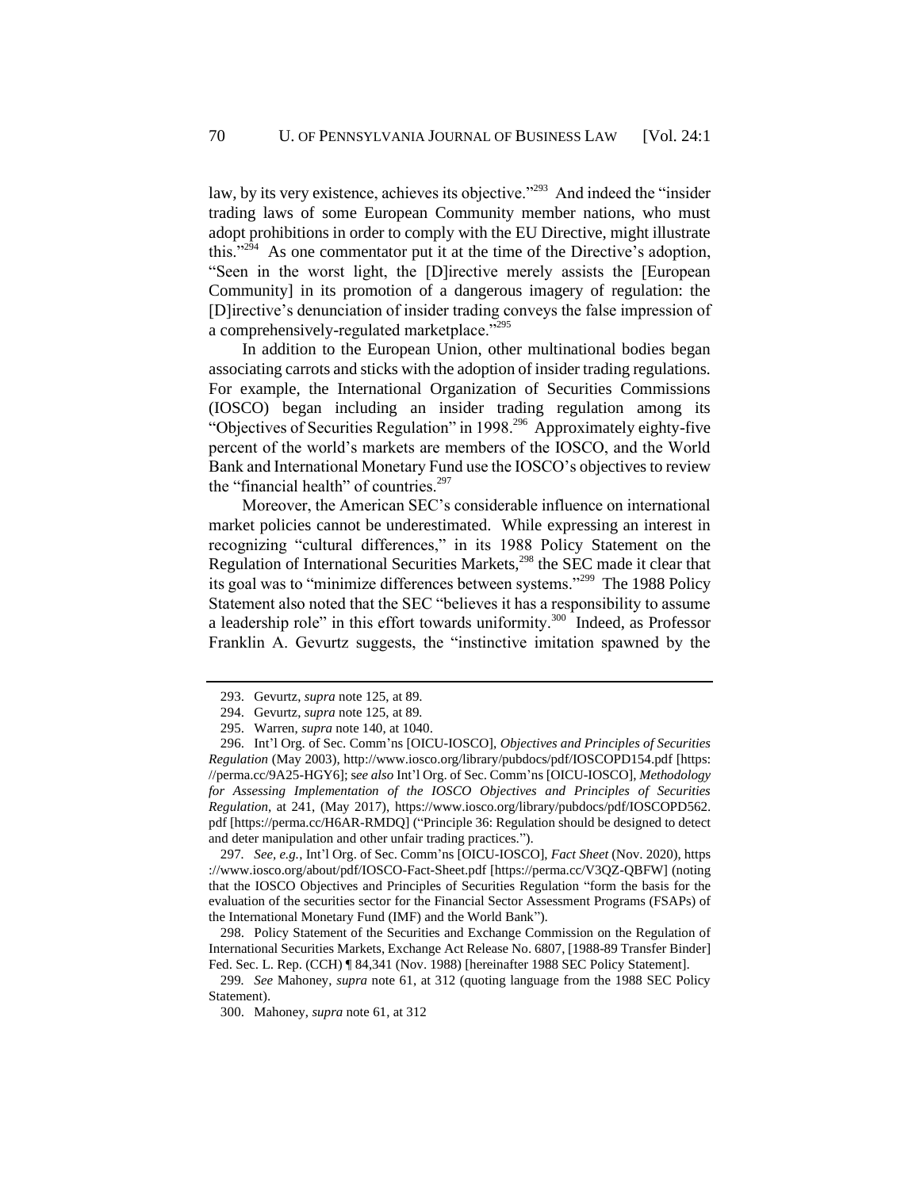law, by its very existence, achieves its objective."[293] And indeed the "insider trading laws of some European Community member nations, who must adopt prohibitions in order to comply with the EU Directive, might illustrate this."[294] As one commentator put it at the time of the Directive's adoption, "Seen in the worst light, the [D]irective merely assists the [European Community] in its promotion of a dangerous imagery of regulation: the [D]irective's denunciation of insider trading conveys the false impression of a comprehensively-regulated marketplace."[295]

In addition to the European Union, other multinational bodies began associating carrots and sticks with the adoption of insider trading regulations. For example, the International Organization of Securities Commissions (IOSCO) began including an insider trading regulation among its "Objectives of Securities Regulation" in 1998.[296] Approximately eighty-five percent of the world's markets are members of the IOSCO, and the World Bank and International Monetary Fund use the IOSCO's objectives to review the "financial health" of countries.[297]

Moreover, the American SEC's considerable influence on international market policies cannot be underestimated. While expressing an interest in recognizing "cultural differences," in its 1988 Policy Statement on the Regulation of International Securities Markets,[298] the SEC made it clear that its goal was to "minimize differences between systems."[299] The 1988 Policy Statement also noted that the SEC "believes it has a responsibility to assume a leadership role" in this effort towards uniformity.[300] Indeed, as Professor Franklin A. Gevurtz suggests, the "instinctive imitation spawned by the

---

293. Gevurtz, *supra* note 125, at 89.

294. Gevurtz, *supra* note 125, at 89.

295. Warren, *supra* note 140, at 1040.

296. Int'l Org. of Sec. Comm'ns [OICU-IOSCO], *Objectives and Principles of Securities Regulation* (May 2003), http://www.iosco.org/library/pubdocs/pdf/IOSCOPD154.pdf [https://perma.cc/9A25-HGY6]; *see also* Int'l Org. of Sec. Comm'ns [OICU-IOSCO], *Methodology for Assessing Implementation of the IOSCO Objectives and Principles of Securities Regulation*, at 241, (May 2017), https://www.iosco.org/library/pubdocs/pdf/IOSCOPD562.pdf [https://perma.cc/H6AR-RMDQ] ("Principle 36: Regulation should be designed to detect and deter manipulation and other unfair trading practices.").

297. *See, e.g.*, Int'l Org. of Sec. Comm'ns [OICU-IOSCO], *Fact Sheet* (Nov. 2020), https://www.iosco.org/about/pdf/IOSCO-Fact-Sheet.pdf [https://perma.cc/V3QZ-QBFW] (noting that the IOSCO Objectives and Principles of Securities Regulation "form the basis for the evaluation of the securities sector for the Financial Sector Assessment Programs (FSAPs) of the International Monetary Fund (IMF) and the World Bank").

298. Policy Statement of the Securities and Exchange Commission on the Regulation of International Securities Markets, Exchange Act Release No. 6807, [1988-89 Transfer Binder] Fed. Sec. L. Rep. (CCH) ¶ 84,341 (Nov. 1988) [hereinafter 1988 SEC Policy Statement].

299. *See* Mahoney, *supra* note 61, at 312 (quoting language from the 1988 SEC Policy Statement).

300. Mahoney, *supra* note 61, at 312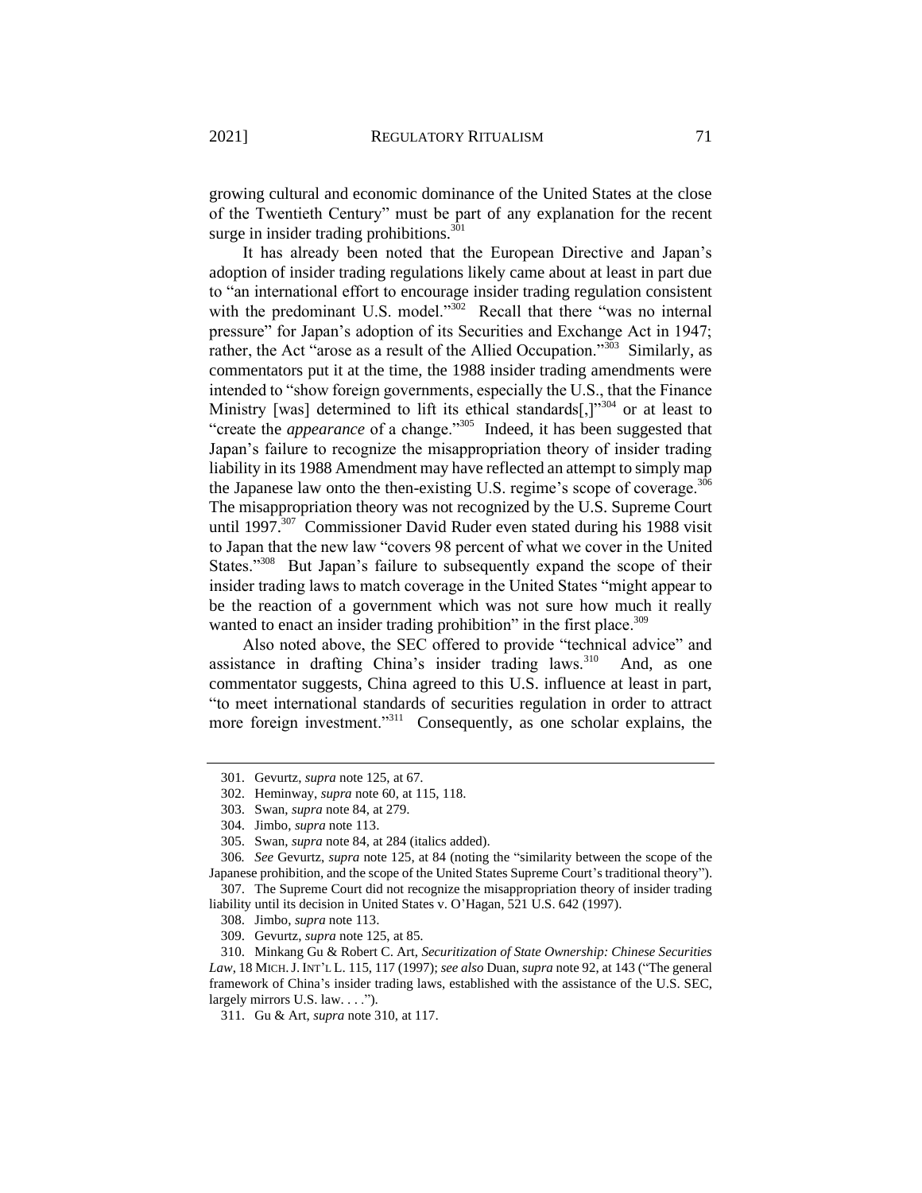growing cultural and economic dominance of the United States at the close of the Twentieth Century" must be part of any explanation for the recent surge in insider trading prohibitions.[301]

It has already been noted that the European Directive and Japan's adoption of insider trading regulations likely came about at least in part due to "an international effort to encourage insider trading regulation consistent with the predominant U.S. model."[302] Recall that there "was no internal pressure" for Japan's adoption of its Securities and Exchange Act in 1947; rather, the Act "arose as a result of the Allied Occupation."[303] Similarly, as commentators put it at the time, the 1988 insider trading amendments were intended to "show foreign governments, especially the U.S., that the Finance Ministry [was] determined to lift its ethical standards[,]"[304] or at least to "create the *appearance* of a change."[305] Indeed, it has been suggested that Japan's failure to recognize the misappropriation theory of insider trading liability in its 1988 Amendment may have reflected an attempt to simply map the Japanese law onto the then-existing U.S. regime's scope of coverage.[306] The misappropriation theory was not recognized by the U.S. Supreme Court until 1997.[307] Commissioner David Ruder even stated during his 1988 visit to Japan that the new law "covers 98 percent of what we cover in the United States."[308] But Japan's failure to subsequently expand the scope of their insider trading laws to match coverage in the United States "might appear to be the reaction of a government which was not sure how much it really wanted to enact an insider trading prohibition" in the first place.[309]

Also noted above, the SEC offered to provide "technical advice" and assistance in drafting China's insider trading laws.[310] And, as one commentator suggests, China agreed to this U.S. influence at least in part, "to meet international standards of securities regulation in order to attract more foreign investment."[311] Consequently, as one scholar explains, the

---

301. Gevurtz, *supra* note 125, at 67.

302. Heminway, *supra* note 60, at 115, 118.

303. Swan, *supra* note 84, at 279.

304. Jimbo, *supra* note 113.

305. Swan, *supra* note 84, at 284 (italics added).

306. *See* Gevurtz, *supra* note 125, at 84 (noting the "similarity between the scope of the Japanese prohibition, and the scope of the United States Supreme Court's traditional theory").

307. The Supreme Court did not recognize the misappropriation theory of insider trading liability until its decision in United States v. O'Hagan, 521 U.S. 642 (1997).

308. Jimbo, *supra* note 113.

309. Gevurtz, *supra* note 125, at 85.

310. Minkang Gu & Robert C. Art, *Securitization of State Ownership: Chinese Securities Law*, 18 MICH. J. INT'L L. 115, 117 (1997); *see also* Duan, *supra* note 92, at 143 ("The general framework of China's insider trading laws, established with the assistance of the U.S. SEC, largely mirrors U.S. law. . . .").

311. Gu & Art, *supra* note 310, at 117.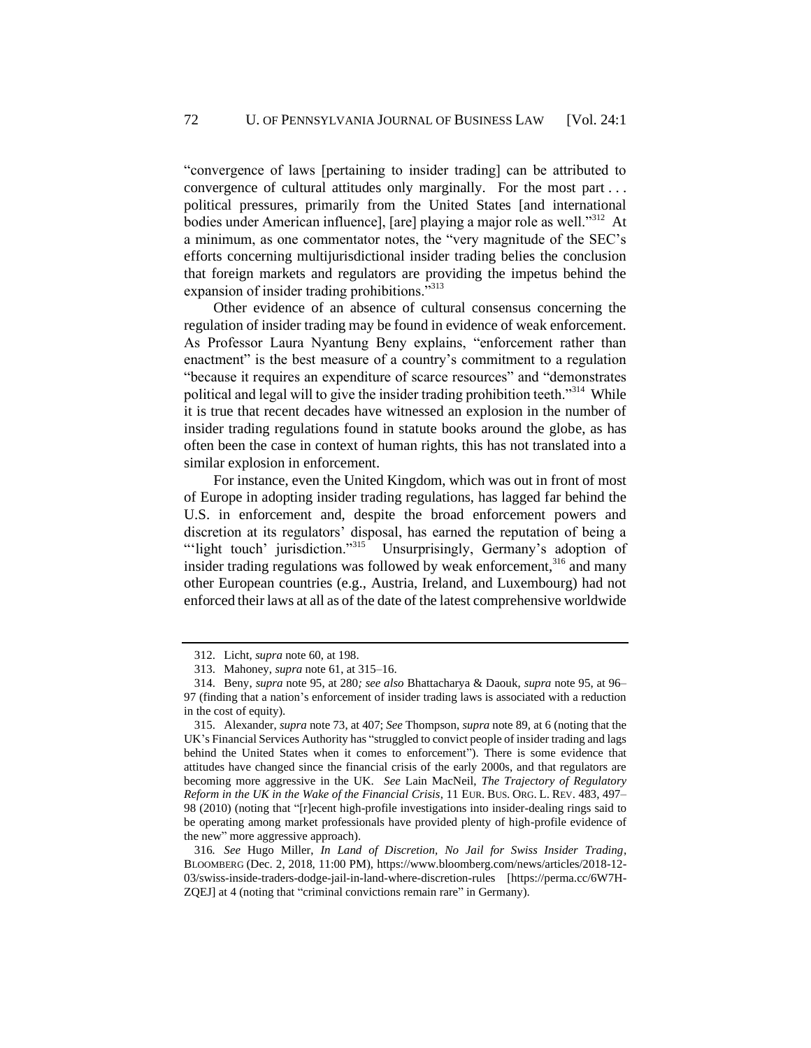"convergence of laws [pertaining to insider trading] can be attributed to convergence of cultural attitudes only marginally. For the most part . . . political pressures, primarily from the United States [and international bodies under American influence], [are] playing a major role as well."[312] At a minimum, as one commentator notes, the "very magnitude of the SEC's efforts concerning multijurisdictional insider trading belies the conclusion that foreign markets and regulators are providing the impetus behind the expansion of insider trading prohibitions."[313]

Other evidence of an absence of cultural consensus concerning the regulation of insider trading may be found in evidence of weak enforcement. As Professor Laura Nyantung Beny explains, "enforcement rather than enactment" is the best measure of a country's commitment to a regulation "because it requires an expenditure of scarce resources" and "demonstrates political and legal will to give the insider trading prohibition teeth."[314] While it is true that recent decades have witnessed an explosion in the number of insider trading regulations found in statute books around the globe, as has often been the case in context of human rights, this has not translated into a similar explosion in enforcement.

For instance, even the United Kingdom, which was out in front of most of Europe in adopting insider trading regulations, has lagged far behind the U.S. in enforcement and, despite the broad enforcement powers and discretion at its regulators' disposal, has earned the reputation of being a "'light touch' jurisdiction."[315] Unsurprisingly, Germany's adoption of insider trading regulations was followed by weak enforcement,[316] and many other European countries (e.g., Austria, Ireland, and Luxembourg) had not enforced their laws at all as of the date of the latest comprehensive worldwide

---

312. Licht, *supra* note 60, at 198.

313. Mahoney, *supra* note 61, at 315–16.

314. Beny, *supra* note 95, at 280*; see also* Bhattacharya & Daouk, *supra* note 95, at 96–97 (finding that a nation's enforcement of insider trading laws is associated with a reduction in the cost of equity).

315. Alexander, *supra* note 73, at 407; *See* Thompson, *supra* note 89, at 6 (noting that the UK's Financial Services Authority has "struggled to convict people of insider trading and lags behind the United States when it comes to enforcement"). There is some evidence that attitudes have changed since the financial crisis of the early 2000s, and that regulators are becoming more aggressive in the UK. *See* Lain MacNeil, *The Trajectory of Regulatory Reform in the UK in the Wake of the Financial Crisis*, 11 EUR. BUS. ORG. L. REV. 483, 497–98 (2010) (noting that "[r]ecent high-profile investigations into insider-dealing rings said to be operating among market professionals have provided plenty of high-profile evidence of the new" more aggressive approach).

316. *See* Hugo Miller, *In Land of Discretion, No Jail for Swiss Insider Trading*, BLOOMBERG (Dec. 2, 2018, 11:00 PM), https://www.bloomberg.com/news/articles/2018-12-03/swiss-inside-traders-dodge-jail-in-land-where-discretion-rules [https://perma.cc/6W7H-ZQEJ] at 4 (noting that "criminal convictions remain rare" in Germany).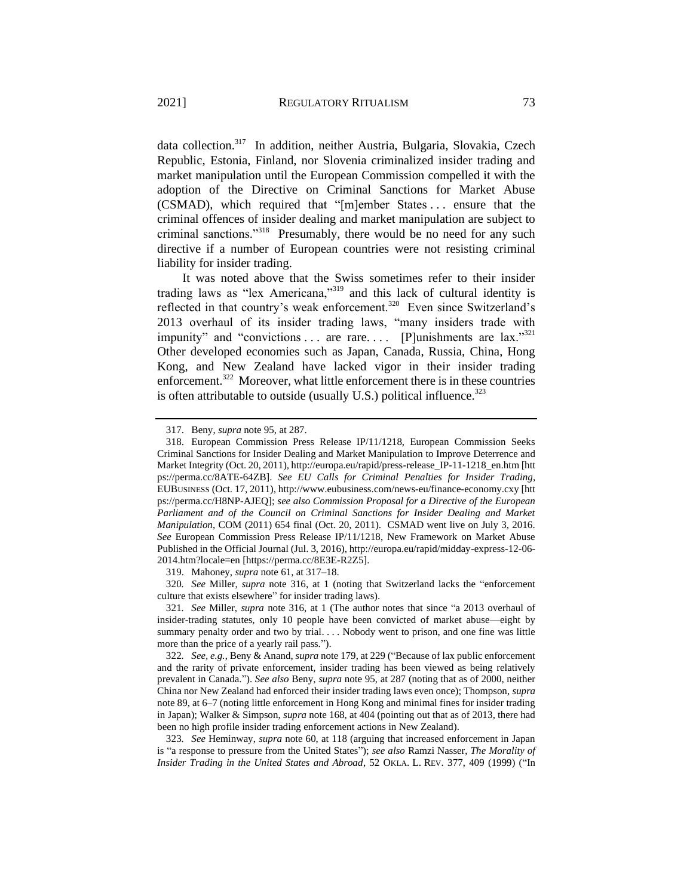data collection.[317] In addition, neither Austria, Bulgaria, Slovakia, Czech Republic, Estonia, Finland, nor Slovenia criminalized insider trading and market manipulation until the European Commission compelled it with the adoption of the Directive on Criminal Sanctions for Market Abuse (CSMAD), which required that "[m]ember States . . . ensure that the criminal offences of insider dealing and market manipulation are subject to criminal sanctions."[318] Presumably, there would be no need for any such directive if a number of European countries were not resisting criminal liability for insider trading.

It was noted above that the Swiss sometimes refer to their insider trading laws as "lex Americana,"[319] and this lack of cultural identity is reflected in that country's weak enforcement.[320] Even since Switzerland's 2013 overhaul of its insider trading laws, "many insiders trade with impunity" and "convictions . . . are rare. . . . [P]unishments are lax."[321] Other developed economies such as Japan, Canada, Russia, China, Hong Kong, and New Zealand have lacked vigor in their insider trading enforcement.[322] Moreover, what little enforcement there is in these countries is often attributable to outside (usually U.S.) political influence.[323]

---

317. Beny, *supra* note 95, at 287.

318. European Commission Press Release IP/11/1218, European Commission Seeks Criminal Sanctions for Insider Dealing and Market Manipulation to Improve Deterrence and Market Integrity (Oct. 20, 2011), http://europa.eu/rapid/press-release_IP-11-1218_en.htm [https://perma.cc/8ATE-64ZB]. *See EU Calls for Criminal Penalties for Insider Trading*, EUBUSINESS (Oct. 17, 2011), http://www.eubusiness.com/news-eu/finance-economy.cxy [https://perma.cc/H8NP-AJEQ]; *see also Commission Proposal for a Directive of the European Parliament and of the Council on Criminal Sanctions for Insider Dealing and Market Manipulation*, COM (2011) 654 final (Oct. 20, 2011). CSMAD went live on July 3, 2016. *See* European Commission Press Release IP/11/1218, New Framework on Market Abuse Published in the Official Journal (Jul. 3, 2016), http://europa.eu/rapid/midday-express-12-06-2014.htm?locale=en [https://perma.cc/8E3E-R2Z5].

319. Mahoney, *supra* note 61, at 317–18.

320. *See* Miller, *supra* note 316, at 1 (noting that Switzerland lacks the "enforcement culture that exists elsewhere" for insider trading laws).

321. *See* Miller, *supra* note 316, at 1 (The author notes that since "a 2013 overhaul of insider-trading statutes, only 10 people have been convicted of market abuse—eight by summary penalty order and two by trial. . . . Nobody went to prison, and one fine was little more than the price of a yearly rail pass.").

322. *See, e.g.*, Beny & Anand, *supra* note 179, at 229 ("Because of lax public enforcement and the rarity of private enforcement, insider trading has been viewed as being relatively prevalent in Canada."). *See also* Beny, *supra* note 95, at 287 (noting that as of 2000, neither China nor New Zealand had enforced their insider trading laws even once); Thompson, *supra* note 89, at 6–7 (noting little enforcement in Hong Kong and minimal fines for insider trading in Japan); Walker & Simpson, *supra* note 168, at 404 (pointing out that as of 2013, there had been no high profile insider trading enforcement actions in New Zealand).

323. *See* Heminway, *supra* note 60, at 118 (arguing that increased enforcement in Japan is "a response to pressure from the United States"); *see also* Ramzi Nasser, *The Morality of Insider Trading in the United States and Abroad*, 52 OKLA. L. REV. 377, 409 (1999) ("In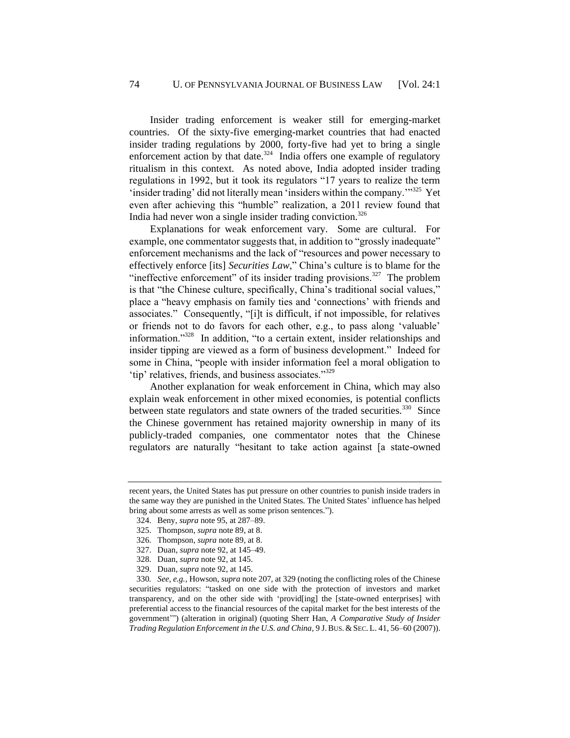Insider trading enforcement is weaker still for emerging-market countries. Of the sixty-five emerging-market countries that had enacted insider trading regulations by 2000, forty-five had yet to bring a single enforcement action by that date.[324] India offers one example of regulatory ritualism in this context. As noted above, India adopted insider trading regulations in 1992, but it took its regulators "17 years to realize the term 'insider trading' did not literally mean 'insiders within the company.'"[325] Yet even after achieving this "humble" realization, a 2011 review found that India had never won a single insider trading conviction.[326]

Explanations for weak enforcement vary. Some are cultural. For example, one commentator suggests that, in addition to "grossly inadequate" enforcement mechanisms and the lack of "resources and power necessary to effectively enforce [its] *Securities Law*," China's culture is to blame for the "ineffective enforcement" of its insider trading provisions.[327] The problem is that "the Chinese culture, specifically, China's traditional social values," place a "heavy emphasis on family ties and 'connections' with friends and associates." Consequently, "[i]t is difficult, if not impossible, for relatives or friends not to do favors for each other, e.g., to pass along 'valuable' information."[328] In addition, "to a certain extent, insider relationships and insider tipping are viewed as a form of business development." Indeed for some in China, "people with insider information feel a moral obligation to 'tip' relatives, friends, and business associates."[329]

Another explanation for weak enforcement in China, which may also explain weak enforcement in other mixed economies, is potential conflicts between state regulators and state owners of the traded securities.[330] Since the Chinese government has retained majority ownership in many of its publicly-traded companies, one commentator notes that the Chinese regulators are naturally "hesitant to take action against [a state-owned

---

recent years, the United States has put pressure on other countries to punish inside traders in the same way they are punished in the United States. The United States' influence has helped bring about some arrests as well as some prison sentences.").

324. Beny, *supra* note 95, at 287–89.

325. Thompson, *supra* note 89, at 8.

326. Thompson, *supra* note 89, at 8.

327. Duan, *supra* note 92, at 145–49.

328. Duan, *supra* note 92, at 145.

329. Duan, *supra* note 92, at 145.

330. *See, e.g.*, Howson, *supra* note 207, at 329 (noting the conflicting roles of the Chinese securities regulators: "tasked on one side with the protection of investors and market transparency, and on the other side with 'provid[ing] the [state-owned enterprises] with preferential access to the financial resources of the capital market for the best interests of the government'") (alteration in original) (quoting Sherr Han, *A Comparative Study of Insider Trading Regulation Enforcement in the U.S. and China*, 9 J. BUS. & SEC. L. 41, 56–60 (2007)).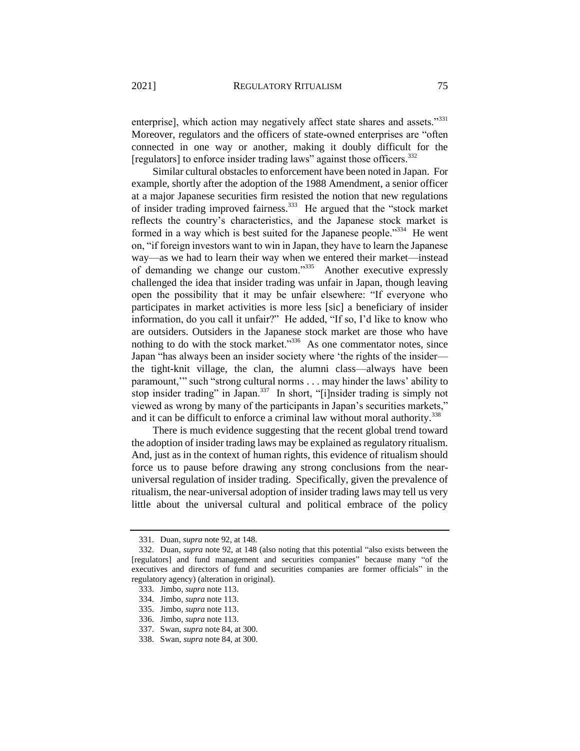enterprise], which action may negatively affect state shares and assets."[331] Moreover, regulators and the officers of state-owned enterprises are "often connected in one way or another, making it doubly difficult for the [regulators] to enforce insider trading laws" against those officers.[332]

Similar cultural obstacles to enforcement have been noted in Japan. For example, shortly after the adoption of the 1988 Amendment, a senior officer at a major Japanese securities firm resisted the notion that new regulations of insider trading improved fairness.[333] He argued that the "stock market reflects the country's characteristics, and the Japanese stock market is formed in a way which is best suited for the Japanese people."[334] He went on, "if foreign investors want to win in Japan, they have to learn the Japanese way—as we had to learn their way when we entered their market—instead of demanding we change our custom."[335] Another executive expressly challenged the idea that insider trading was unfair in Japan, though leaving open the possibility that it may be unfair elsewhere: "If everyone who participates in market activities is more less [sic] a beneficiary of insider information, do you call it unfair?" He added, "If so, I'd like to know who are outsiders. Outsiders in the Japanese stock market are those who have nothing to do with the stock market."[336] As one commentator notes, since Japan "has always been an insider society where 'the rights of the insider—the tight-knit village, the clan, the alumni class—always have been paramount,'" such "strong cultural norms . . . may hinder the laws' ability to stop insider trading" in Japan.[337] In short, "[i]nsider trading is simply not viewed as wrong by many of the participants in Japan's securities markets," and it can be difficult to enforce a criminal law without moral authority.[338]

There is much evidence suggesting that the recent global trend toward the adoption of insider trading laws may be explained as regulatory ritualism. And, just as in the context of human rights, this evidence of ritualism should force us to pause before drawing any strong conclusions from the near-universal regulation of insider trading. Specifically, given the prevalence of ritualism, the near-universal adoption of insider trading laws may tell us very little about the universal cultural and political embrace of the policy

---

331. Duan, *supra* note 92, at 148.

332. Duan, *supra* note 92, at 148 (also noting that this potential "also exists between the [regulators] and fund management and securities companies" because many "of the executives and directors of fund and securities companies are former officials" in the regulatory agency) (alteration in original).

333. Jimbo, *supra* note 113.

334. Jimbo, *supra* note 113.

335. Jimbo, *supra* note 113.

336. Jimbo, *supra* note 113.

337. Swan, *supra* note 84, at 300.

338. Swan, *supra* note 84, at 300.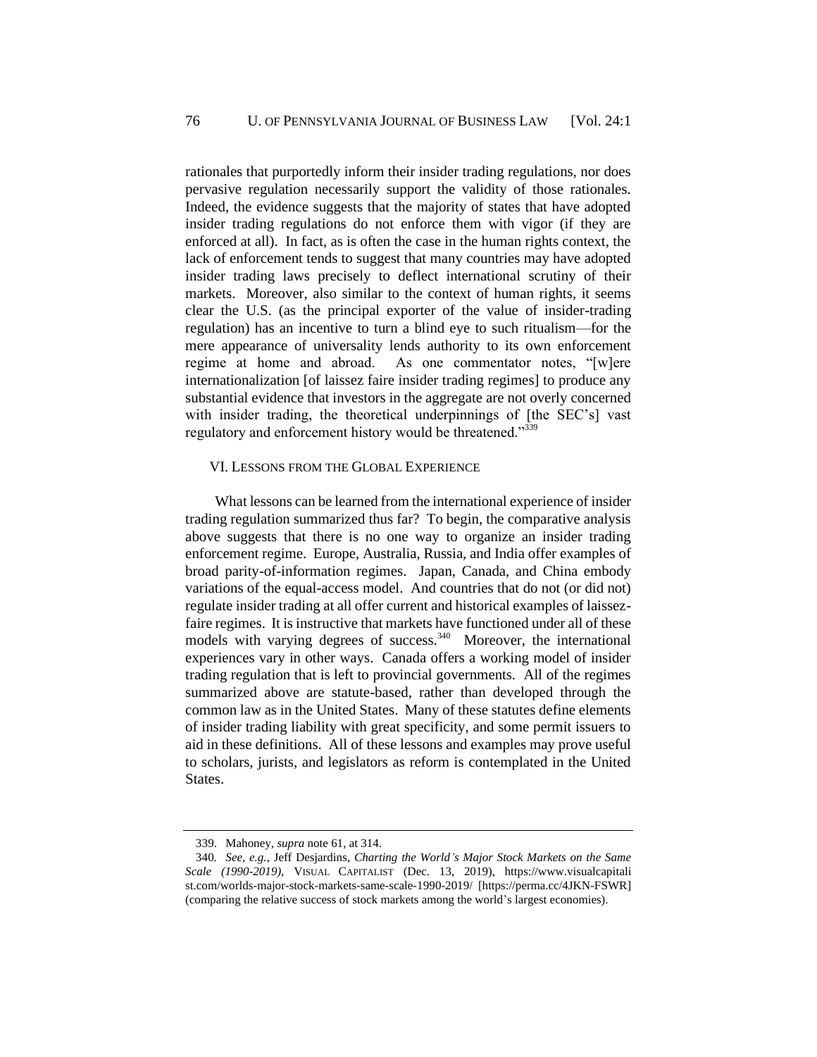rationales that purportedly inform their insider trading regulations, nor does pervasive regulation necessarily support the validity of those rationales. Indeed, the evidence suggests that the majority of states that have adopted insider trading regulations do not enforce them with vigor (if they are enforced at all). In fact, as is often the case in the human rights context, the lack of enforcement tends to suggest that many countries may have adopted insider trading laws precisely to deflect international scrutiny of their markets. Moreover, also similar to the context of human rights, it seems clear the U.S. (as the principal exporter of the value of insider-trading regulation) has an incentive to turn a blind eye to such ritualism—for the mere appearance of universality lends authority to its own enforcement regime at home and abroad. As one commentator notes, "[w]ere internationalization [of laissez faire insider trading regimes] to produce any substantial evidence that investors in the aggregate are not overly concerned with insider trading, the theoretical underpinnings of [the SEC's] vast regulatory and enforcement history would be threatened."[339]

## VI. LESSONS FROM THE GLOBAL EXPERIENCE

What lessons can be learned from the international experience of insider trading regulation summarized thus far? To begin, the comparative analysis above suggests that there is no one way to organize an insider trading enforcement regime. Europe, Australia, Russia, and India offer examples of broad parity-of-information regimes. Japan, Canada, and China embody variations of the equal-access model. And countries that do not (or did not) regulate insider trading at all offer current and historical examples of laissez-faire regimes. It is instructive that markets have functioned under all of these models with varying degrees of success.[340] Moreover, the international experiences vary in other ways. Canada offers a working model of insider trading regulation that is left to provincial governments. All of the regimes summarized above are statute-based, rather than developed through the common law as in the United States. Many of these statutes define elements of insider trading liability with great specificity, and some permit issuers to aid in these definitions. All of these lessons and examples may prove useful to scholars, jurists, and legislators as reform is contemplated in the United States.

---

339. Mahoney, *supra* note 61, at 314.

340. *See, e.g.*, Jeff Desjardins, *Charting the World's Major Stock Markets on the Same Scale (1990-2019)*, VISUAL CAPITALIST (Dec. 13, 2019), https://www.visualcapitalist.com/worlds-major-stock-markets-same-scale-1990-2019/ [https://perma.cc/4JKN-FSWR] (comparing the relative success of stock markets among the world's largest economies).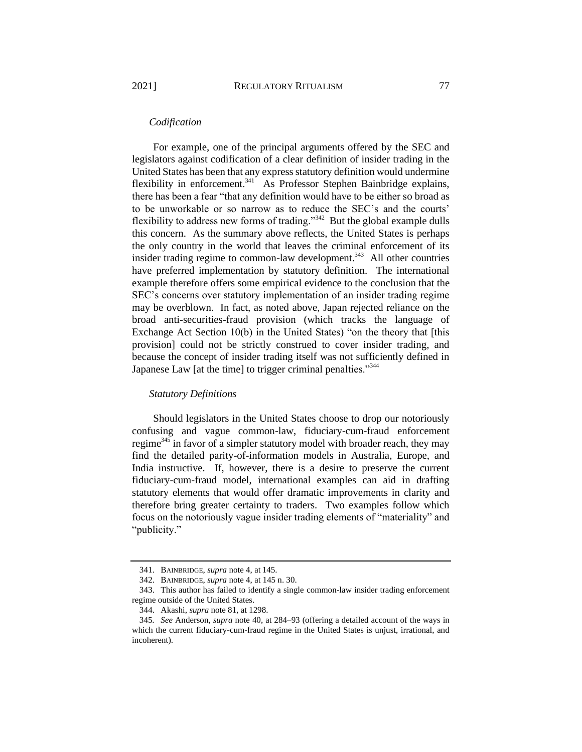*Codification*

For example, one of the principal arguments offered by the SEC and legislators against codification of a clear definition of insider trading in the United States has been that any express statutory definition would undermine flexibility in enforcement.[341] As Professor Stephen Bainbridge explains, there has been a fear "that any definition would have to be either so broad as to be unworkable or so narrow as to reduce the SEC's and the courts' flexibility to address new forms of trading."[342] But the global example dulls this concern. As the summary above reflects, the United States is perhaps the only country in the world that leaves the criminal enforcement of its insider trading regime to common-law development.[343] All other countries have preferred implementation by statutory definition. The international example therefore offers some empirical evidence to the conclusion that the SEC's concerns over statutory implementation of an insider trading regime may be overblown. In fact, as noted above, Japan rejected reliance on the broad anti-securities-fraud provision (which tracks the language of Exchange Act Section 10(b) in the United States) "on the theory that [this provision] could not be strictly construed to cover insider trading, and because the concept of insider trading itself was not sufficiently defined in Japanese Law [at the time] to trigger criminal penalties."[344]

*Statutory Definitions*

Should legislators in the United States choose to drop our notoriously confusing and vague common-law, fiduciary-cum-fraud enforcement regime[345] in favor of a simpler statutory model with broader reach, they may find the detailed parity-of-information models in Australia, Europe, and India instructive. If, however, there is a desire to preserve the current fiduciary-cum-fraud model, international examples can aid in drafting statutory elements that would offer dramatic improvements in clarity and therefore bring greater certainty to traders. Two examples follow which focus on the notoriously vague insider trading elements of "materiality" and "publicity."

---

341. BAINBRIDGE, *supra* note 4, at 145.

342. BAINBRIDGE, *supra* note 4, at 145 n. 30.

343. This author has failed to identify a single common-law insider trading enforcement regime outside of the United States.

344. Akashi, *supra* note 81, at 1298.

345. *See* Anderson, *supra* note 40, at 284–93 (offering a detailed account of the ways in which the current fiduciary-cum-fraud regime in the United States is unjust, irrational, and incoherent).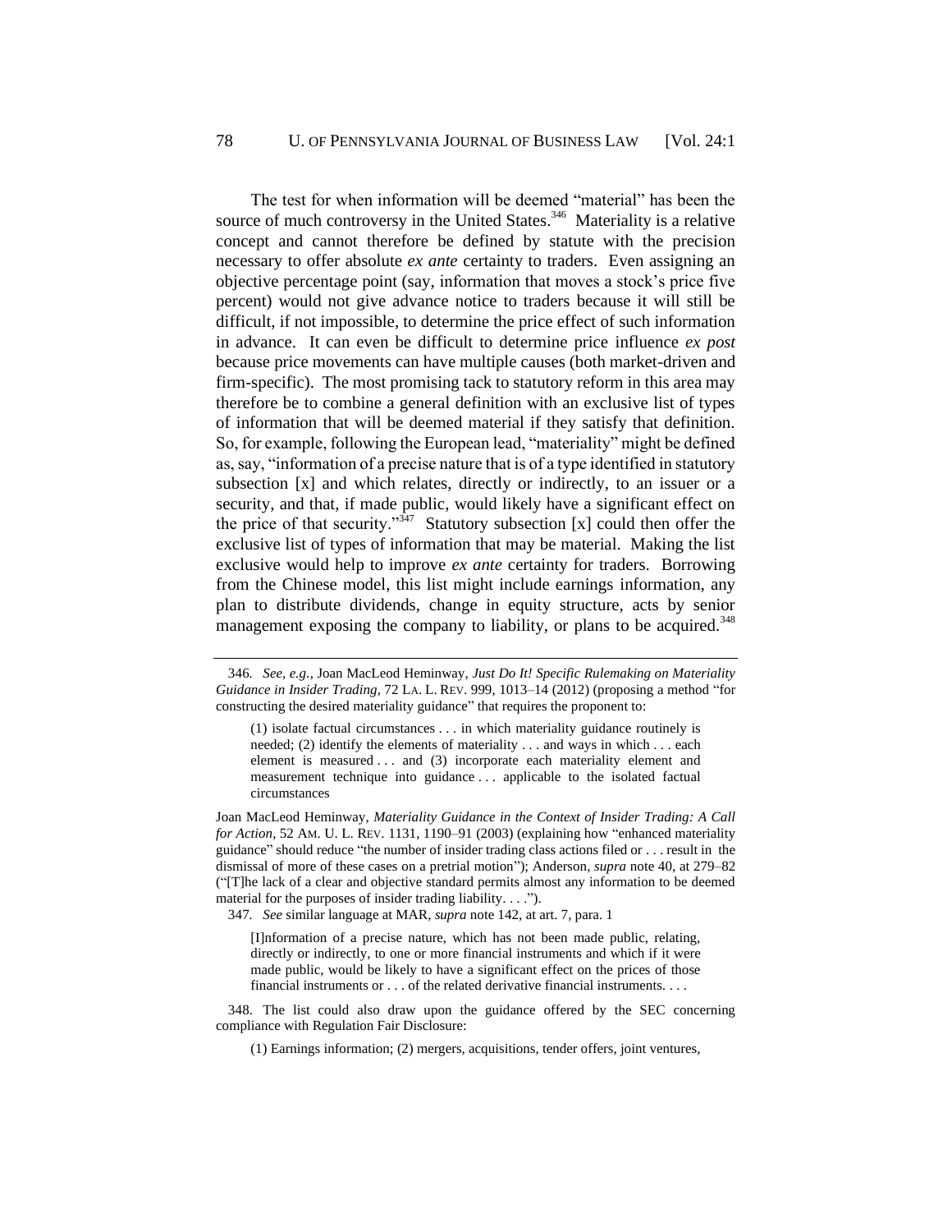The test for when information will be deemed "material" has been the source of much controversy in the United States.[346] Materiality is a relative concept and cannot therefore be defined by statute with the precision necessary to offer absolute *ex ante* certainty to traders. Even assigning an objective percentage point (say, information that moves a stock's price five percent) would not give advance notice to traders because it will still be difficult, if not impossible, to determine the price effect of such information in advance. It can even be difficult to determine price influence *ex post* because price movements can have multiple causes (both market-driven and firm-specific). The most promising tack to statutory reform in this area may therefore be to combine a general definition with an exclusive list of types of information that will be deemed material if they satisfy that definition. So, for example, following the European lead, "materiality" might be defined as, say, "information of a precise nature that is of a type identified in statutory subsection [x] and which relates, directly or indirectly, to an issuer or a security, and that, if made public, would likely have a significant effect on the price of that security."[347] Statutory subsection [x] could then offer the exclusive list of types of information that may be material. Making the list exclusive would help to improve *ex ante* certainty for traders. Borrowing from the Chinese model, this list might include earnings information, any plan to distribute dividends, change in equity structure, acts by senior management exposing the company to liability, or plans to be acquired.[348]

---

346. *See, e.g.*, Joan MacLeod Heminway, *Just Do It! Specific Rulemaking on Materiality Guidance in Insider Trading*, 72 LA. L. REV. 999, 1013–14 (2012) (proposing a method "for constructing the desired materiality guidance" that requires the proponent to:

> (1) isolate factual circumstances . . . in which materiality guidance routinely is needed; (2) identify the elements of materiality . . . and ways in which . . . each element is measured . . . and (3) incorporate each materiality element and measurement technique into guidance . . . applicable to the isolated factual circumstances

Joan MacLeod Heminway, *Materiality Guidance in the Context of Insider Trading: A Call for Action*, 52 AM. U. L. REV. 1131, 1190–91 (2003) (explaining how "enhanced materiality guidance" should reduce "the number of insider trading class actions filed or . . . result in the dismissal of more of these cases on a pretrial motion"); Anderson, *supra* note 40, at 279–82 ("[T]he lack of a clear and objective standard permits almost any information to be deemed material for the purposes of insider trading liability. . . .").

347. *See* similar language at MAR, *supra* note 142, at art. 7, para. 1

> [I]nformation of a precise nature, which has not been made public, relating, directly or indirectly, to one or more financial instruments and which if it were made public, would be likely to have a significant effect on the prices of those financial instruments or . . . of the related derivative financial instruments. . . .

348. The list could also draw upon the guidance offered by the SEC concerning compliance with Regulation Fair Disclosure:

> (1) Earnings information; (2) mergers, acquisitions, tender offers, joint ventures,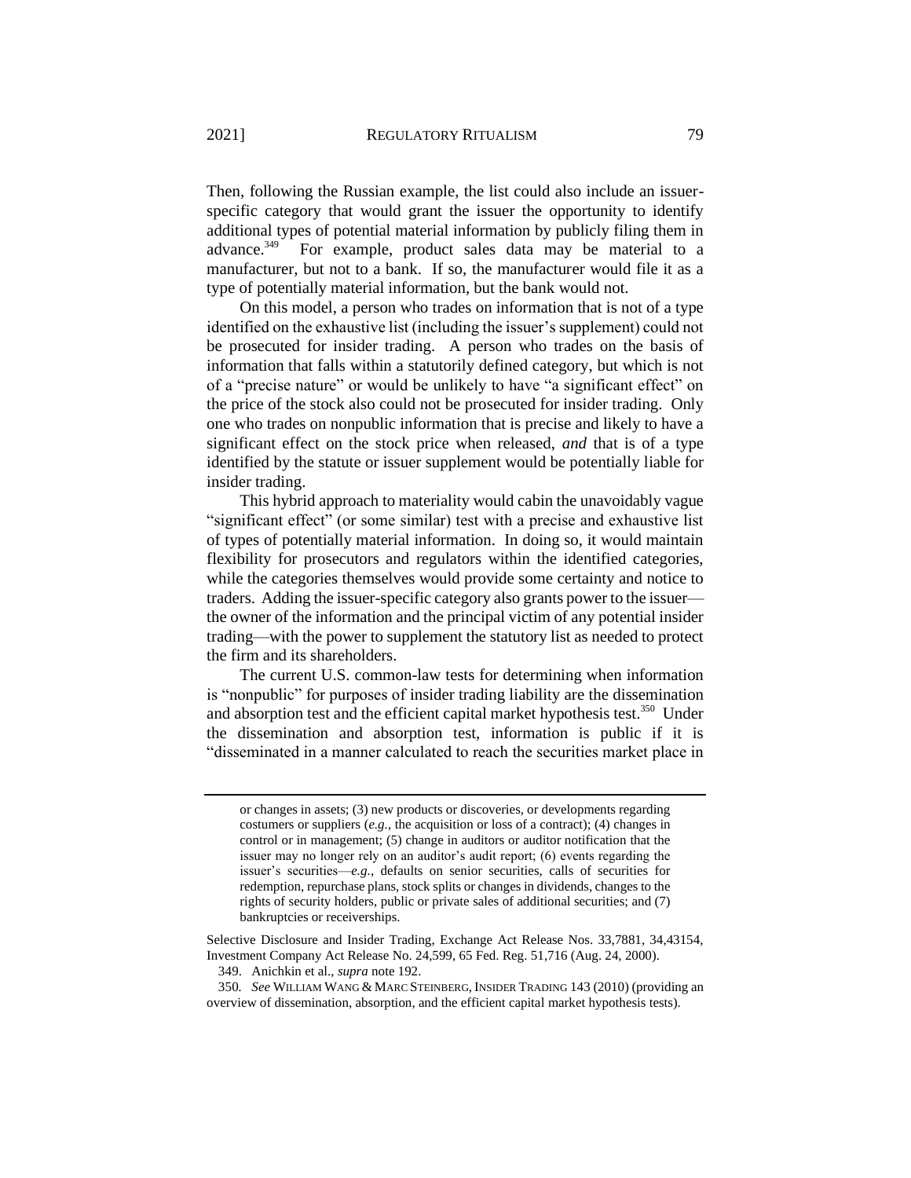Then, following the Russian example, the list could also include an issuer-specific category that would grant the issuer the opportunity to identify additional types of potential material information by publicly filing them in advance.[349] For example, product sales data may be material to a manufacturer, but not to a bank. If so, the manufacturer would file it as a type of potentially material information, but the bank would not.

On this model, a person who trades on information that is not of a type identified on the exhaustive list (including the issuer's supplement) could not be prosecuted for insider trading. A person who trades on the basis of information that falls within a statutorily defined category, but which is not of a "precise nature" or would be unlikely to have "a significant effect" on the price of the stock also could not be prosecuted for insider trading. Only one who trades on nonpublic information that is precise and likely to have a significant effect on the stock price when released, *and* that is of a type identified by the statute or issuer supplement would be potentially liable for insider trading.

This hybrid approach to materiality would cabin the unavoidably vague "significant effect" (or some similar) test with a precise and exhaustive list of types of potentially material information. In doing so, it would maintain flexibility for prosecutors and regulators within the identified categories, while the categories themselves would provide some certainty and notice to traders. Adding the issuer-specific category also grants power to the issuer—the owner of the information and the principal victim of any potential insider trading—with the power to supplement the statutory list as needed to protect the firm and its shareholders.

The current U.S. common-law tests for determining when information is "nonpublic" for purposes of insider trading liability are the dissemination and absorption test and the efficient capital market hypothesis test.[350] Under the dissemination and absorption test, information is public if it is "disseminated in a manner calculated to reach the securities market place in

---

> or changes in assets; (3) new products or discoveries, or developments regarding costumers or suppliers (*e.g.*, the acquisition or loss of a contract); (4) changes in control or in management; (5) change in auditors or auditor notification that the issuer may no longer rely on an auditor's audit report; (6) events regarding the issuer's securities—*e.g.*, defaults on senior securities, calls of securities for redemption, repurchase plans, stock splits or changes in dividends, changes to the rights of security holders, public or private sales of additional securities; and (7) bankruptcies or receiverships.

Selective Disclosure and Insider Trading, Exchange Act Release Nos. 33,7881, 34,43154, Investment Company Act Release No. 24,599, 65 Fed. Reg. 51,716 (Aug. 24, 2000).

349. Anichkin et al., *supra* note 192.

350. *See* WILLIAM WANG & MARC STEINBERG, INSIDER TRADING 143 (2010) (providing an overview of dissemination, absorption, and the efficient capital market hypothesis tests).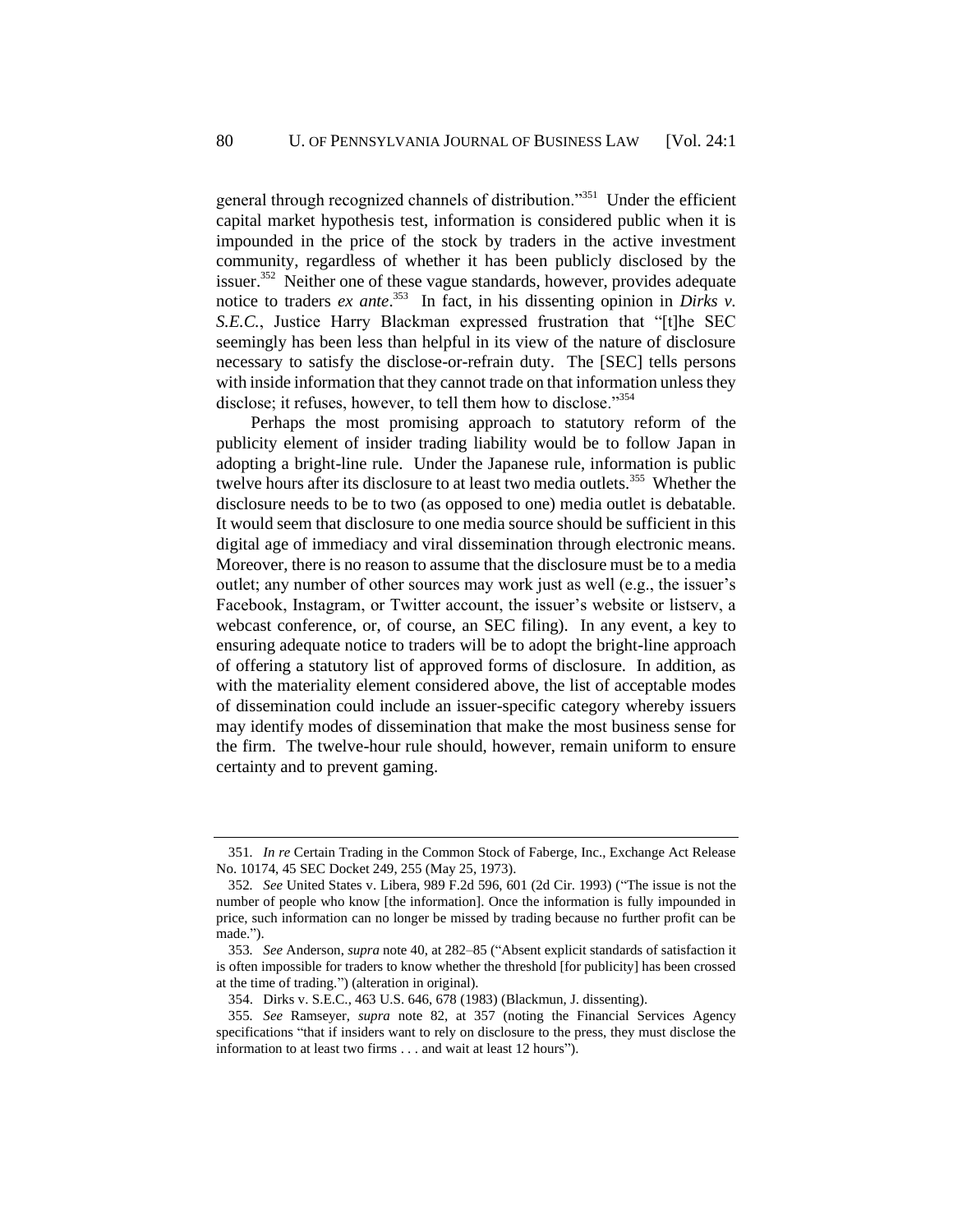general through recognized channels of distribution."[351] Under the efficient capital market hypothesis test, information is considered public when it is impounded in the price of the stock by traders in the active investment community, regardless of whether it has been publicly disclosed by the issuer.[352] Neither one of these vague standards, however, provides adequate notice to traders *ex ante*.[353] In fact, in his dissenting opinion in *Dirks v. S.E.C.*, Justice Harry Blackman expressed frustration that "[t]he SEC seemingly has been less than helpful in its view of the nature of disclosure necessary to satisfy the disclose-or-refrain duty. The [SEC] tells persons with inside information that they cannot trade on that information unless they disclose; it refuses, however, to tell them how to disclose."[354]

Perhaps the most promising approach to statutory reform of the publicity element of insider trading liability would be to follow Japan in adopting a bright-line rule. Under the Japanese rule, information is public twelve hours after its disclosure to at least two media outlets.[355] Whether the disclosure needs to be to two (as opposed to one) media outlet is debatable. It would seem that disclosure to one media source should be sufficient in this digital age of immediacy and viral dissemination through electronic means. Moreover, there is no reason to assume that the disclosure must be to a media outlet; any number of other sources may work just as well (e.g., the issuer's Facebook, Instagram, or Twitter account, the issuer's website or listserv, a webcast conference, or, of course, an SEC filing). In any event, a key to ensuring adequate notice to traders will be to adopt the bright-line approach of offering a statutory list of approved forms of disclosure. In addition, as with the materiality element considered above, the list of acceptable modes of dissemination could include an issuer-specific category whereby issuers may identify modes of dissemination that make the most business sense for the firm. The twelve-hour rule should, however, remain uniform to ensure certainty and to prevent gaming.

---

351. *In re* Certain Trading in the Common Stock of Faberge, Inc., Exchange Act Release No. 10174, 45 SEC Docket 249, 255 (May 25, 1973).

352. *See* United States v. Libera, 989 F.2d 596, 601 (2d Cir. 1993) ("The issue is not the number of people who know [the information]. Once the information is fully impounded in price, such information can no longer be missed by trading because no further profit can be made.").

353. *See* Anderson, *supra* note 40, at 282–85 ("Absent explicit standards of satisfaction it is often impossible for traders to know whether the threshold [for publicity] has been crossed at the time of trading.") (alteration in original).

354. Dirks v. S.E.C., 463 U.S. 646, 678 (1983) (Blackmun, J. dissenting).

355. *See* Ramseyer, *supra* note 82, at 357 (noting the Financial Services Agency specifications "that if insiders want to rely on disclosure to the press, they must disclose the information to at least two firms . . . and wait at least 12 hours").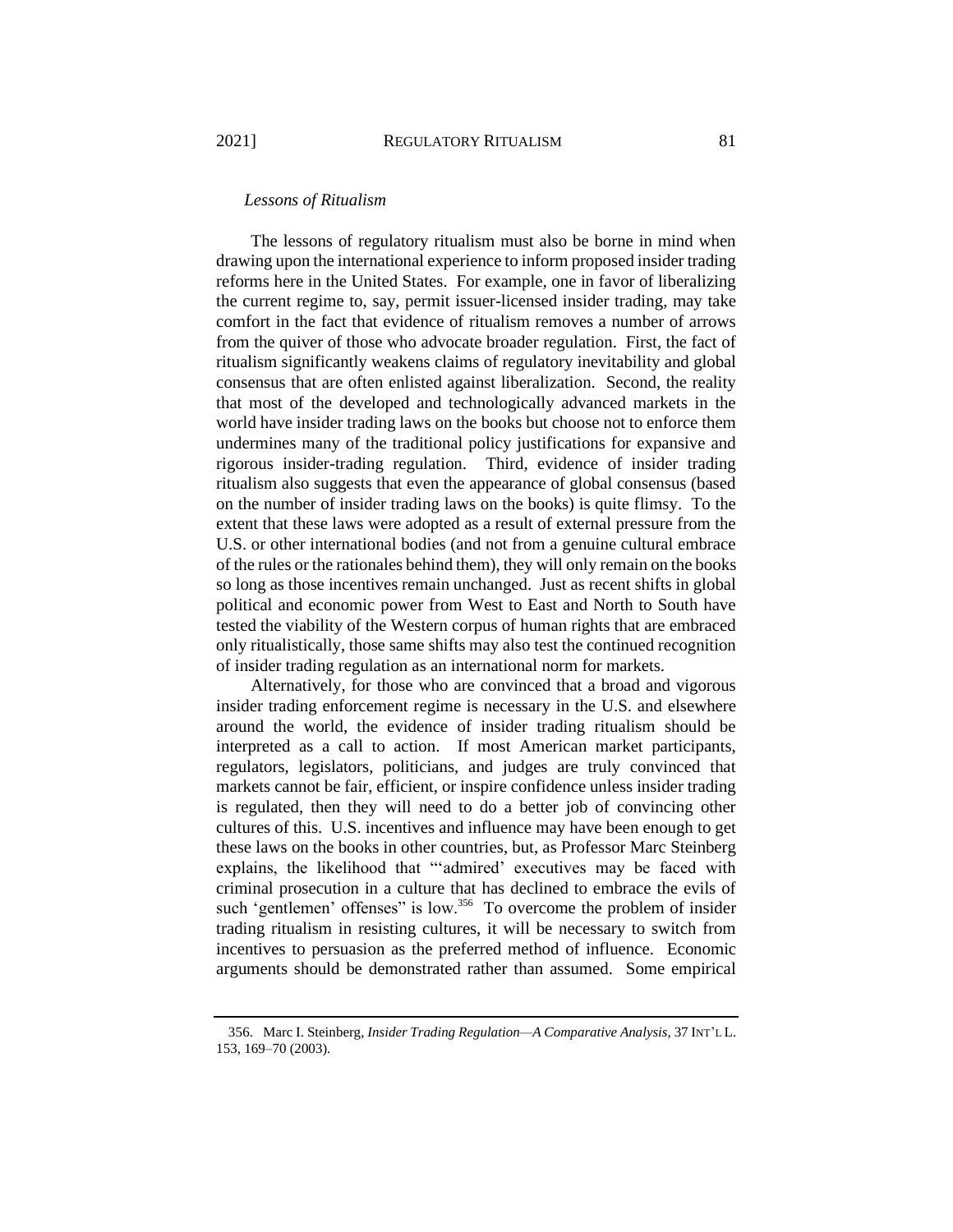*Lessons of Ritualism*

The lessons of regulatory ritualism must also be borne in mind when drawing upon the international experience to inform proposed insider trading reforms here in the United States. For example, one in favor of liberalizing the current regime to, say, permit issuer-licensed insider trading, may take comfort in the fact that evidence of ritualism removes a number of arrows from the quiver of those who advocate broader regulation. First, the fact of ritualism significantly weakens claims of regulatory inevitability and global consensus that are often enlisted against liberalization. Second, the reality that most of the developed and technologically advanced markets in the world have insider trading laws on the books but choose not to enforce them undermines many of the traditional policy justifications for expansive and rigorous insider-trading regulation. Third, evidence of insider trading ritualism also suggests that even the appearance of global consensus (based on the number of insider trading laws on the books) is quite flimsy. To the extent that these laws were adopted as a result of external pressure from the U.S. or other international bodies (and not from a genuine cultural embrace of the rules or the rationales behind them), they will only remain on the books so long as those incentives remain unchanged. Just as recent shifts in global political and economic power from West to East and North to South have tested the viability of the Western corpus of human rights that are embraced only ritualistically, those same shifts may also test the continued recognition of insider trading regulation as an international norm for markets.

Alternatively, for those who are convinced that a broad and vigorous insider trading enforcement regime is necessary in the U.S. and elsewhere around the world, the evidence of insider trading ritualism should be interpreted as a call to action. If most American market participants, regulators, legislators, politicians, and judges are truly convinced that markets cannot be fair, efficient, or inspire confidence unless insider trading is regulated, then they will need to do a better job of convincing other cultures of this. U.S. incentives and influence may have been enough to get these laws on the books in other countries, but, as Professor Marc Steinberg explains, the likelihood that "'admired' executives may be faced with criminal prosecution in a culture that has declined to embrace the evils of such 'gentlemen' offenses" is low.[356] To overcome the problem of insider trading ritualism in resisting cultures, it will be necessary to switch from incentives to persuasion as the preferred method of influence. Economic arguments should be demonstrated rather than assumed. Some empirical

---

356. Marc I. Steinberg, *Insider Trading Regulation—A Comparative Analysis*, 37 INT'L L. 153, 169–70 (2003).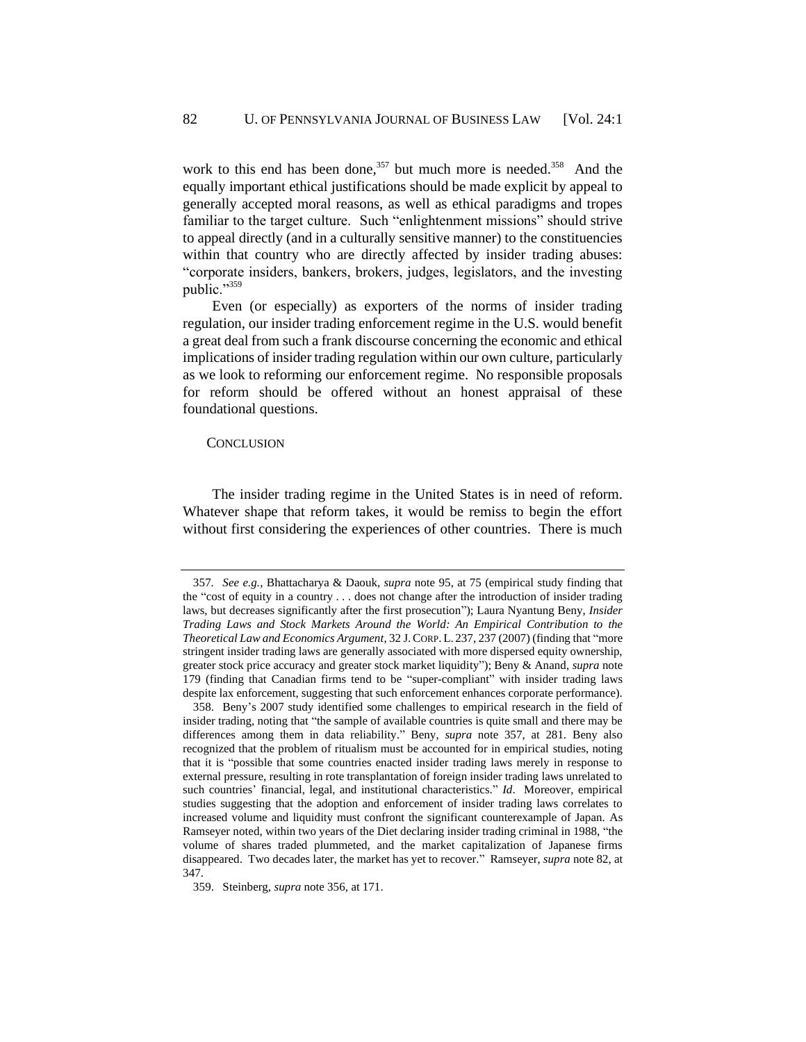work to this end has been done,[357] but much more is needed.[358] And the equally important ethical justifications should be made explicit by appeal to generally accepted moral reasons, as well as ethical paradigms and tropes familiar to the target culture. Such "enlightenment missions" should strive to appeal directly (and in a culturally sensitive manner) to the constituencies within that country who are directly affected by insider trading abuses: "corporate insiders, bankers, brokers, judges, legislators, and the investing public."[359]

Even (or especially) as exporters of the norms of insider trading regulation, our insider trading enforcement regime in the U.S. would benefit a great deal from such a frank discourse concerning the economic and ethical implications of insider trading regulation within our own culture, particularly as we look to reforming our enforcement regime. No responsible proposals for reform should be offered without an honest appraisal of these foundational questions.

## CONCLUSION

The insider trading regime in the United States is in need of reform. Whatever shape that reform takes, it would be remiss to begin the effort without first considering the experiences of other countries. There is much

---

357. *See e.g.*, Bhattacharya & Daouk, *supra* note 95, at 75 (empirical study finding that the "cost of equity in a country . . . does not change after the introduction of insider trading laws, but decreases significantly after the first prosecution"); Laura Nyantung Beny, *Insider Trading Laws and Stock Markets Around the World: An Empirical Contribution to the Theoretical Law and Economics Argument*, 32 J. CORP. L. 237, 237 (2007) (finding that "more stringent insider trading laws are generally associated with more dispersed equity ownership, greater stock price accuracy and greater stock market liquidity"); Beny & Anand, *supra* note 179 (finding that Canadian firms tend to be "super-compliant" with insider trading laws despite lax enforcement, suggesting that such enforcement enhances corporate performance).

358. Beny's 2007 study identified some challenges to empirical research in the field of insider trading, noting that "the sample of available countries is quite small and there may be differences among them in data reliability." Beny, *supra* note 357, at 281. Beny also recognized that the problem of ritualism must be accounted for in empirical studies, noting that it is "possible that some countries enacted insider trading laws merely in response to external pressure, resulting in rote transplantation of foreign insider trading laws unrelated to such countries' financial, legal, and institutional characteristics." *Id*. Moreover, empirical studies suggesting that the adoption and enforcement of insider trading laws correlates to increased volume and liquidity must confront the significant counterexample of Japan. As Ramseyer noted, within two years of the Diet declaring insider trading criminal in 1988, "the volume of shares traded plummeted, and the market capitalization of Japanese firms disappeared. Two decades later, the market has yet to recover." Ramseyer, *supra* note 82, at 347.

359. Steinberg, *supra* note 356, at 171.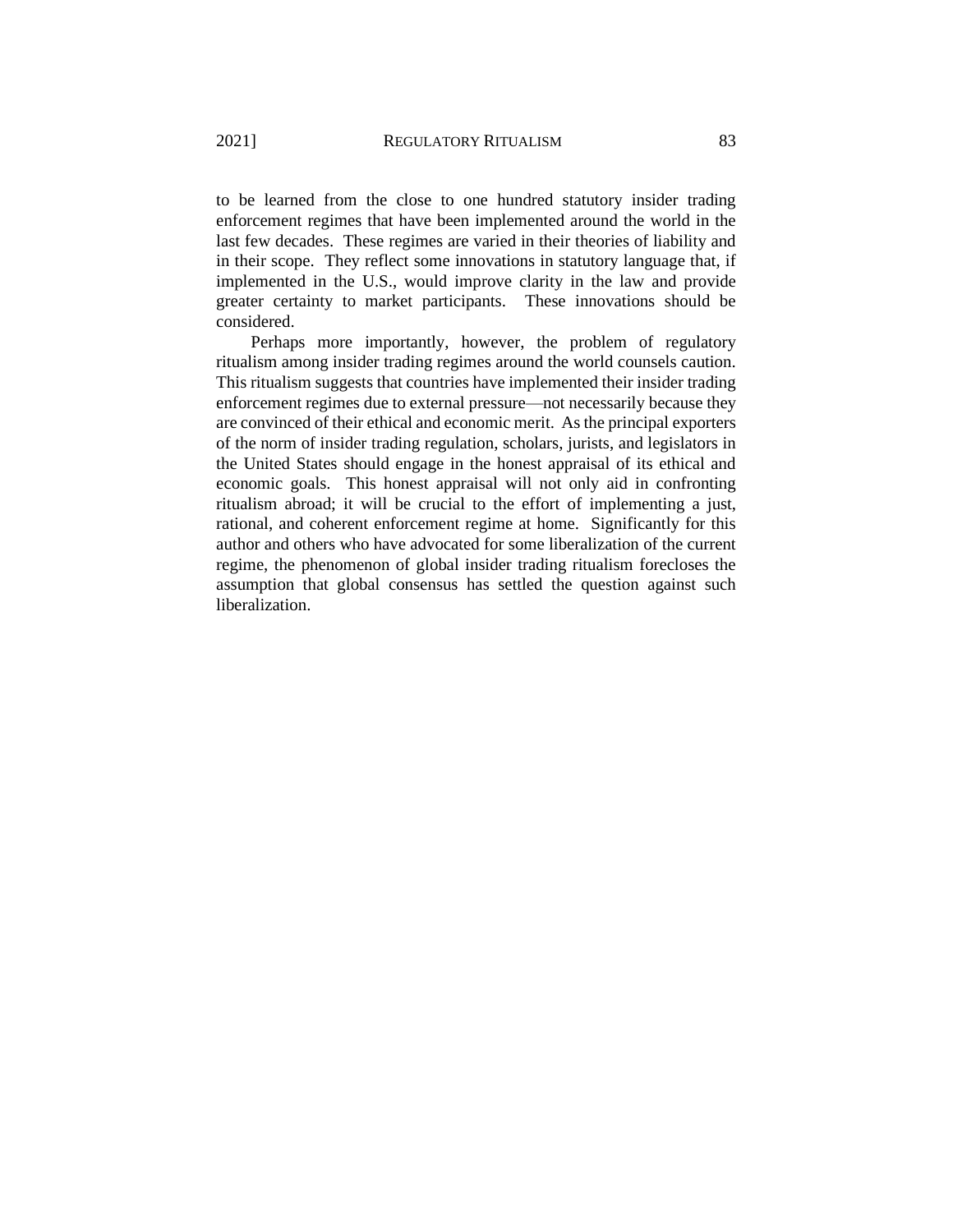to be learned from the close to one hundred statutory insider trading enforcement regimes that have been implemented around the world in the last few decades. These regimes are varied in their theories of liability and in their scope. They reflect some innovations in statutory language that, if implemented in the U.S., would improve clarity in the law and provide greater certainty to market participants. These innovations should be considered.

Perhaps more importantly, however, the problem of regulatory ritualism among insider trading regimes around the world counsels caution. This ritualism suggests that countries have implemented their insider trading enforcement regimes due to external pressure—not necessarily because they are convinced of their ethical and economic merit. As the principal exporters of the norm of insider trading regulation, scholars, jurists, and legislators in the United States should engage in the honest appraisal of its ethical and economic goals. This honest appraisal will not only aid in confronting ritualism abroad; it will be crucial to the effort of implementing a just, rational, and coherent enforcement regime at home. Significantly for this author and others who have advocated for some liberalization of the current regime, the phenomenon of global insider trading ritualism forecloses the assumption that global consensus has settled the question against such liberalization.